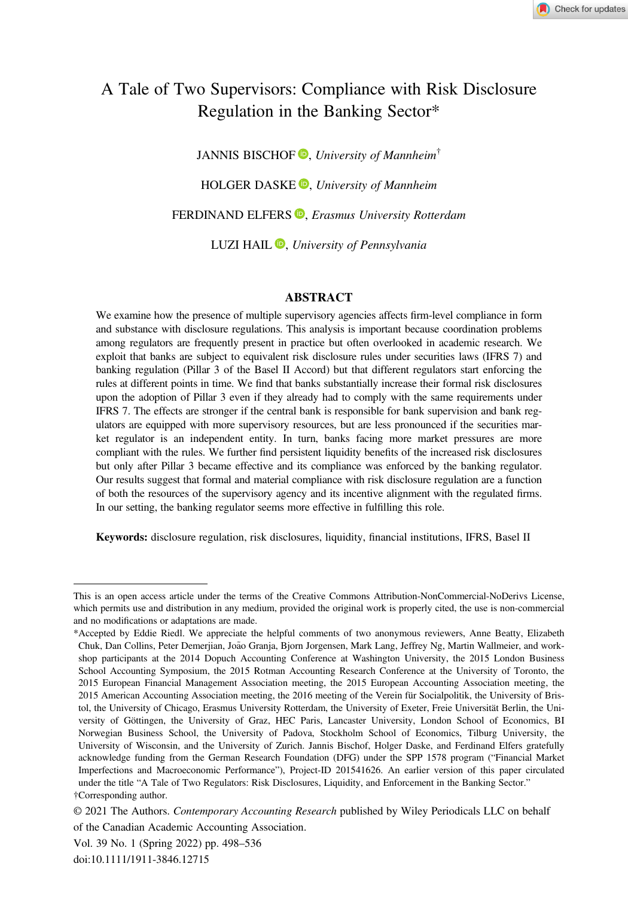# A Tale of Two Supervisors: Compliance with Risk Disclosure Regulation in the Banking Sector*

JANNIS BISCHOF, *University of Mannheim*†

HOLGER DASKE, *University of Mannheim*

FERDINAND ELFERS, *Erasmus University Rotterdam*

LUZI HAIL, *University of Pennsylvania*

## ABSTRACT

We examine how the presence of multiple supervisory agencies affects firm-level compliance in form and substance with disclosure regulations. This analysis is important because coordination problems among regulators are frequently present in practice but often overlooked in academic research. We exploit that banks are subject to equivalent risk disclosure rules under securities laws (IFRS 7) and banking regulation (Pillar 3 of the Basel II Accord) but that different regulators start enforcing the rules at different points in time. We find that banks substantially increase their formal risk disclosures upon the adoption of Pillar 3 even if they already had to comply with the same requirements under IFRS 7. The effects are stronger if the central bank is responsible for bank supervision and bank regulators are equipped with more supervisory resources, but are less pronounced if the securities market regulator is an independent entity. In turn, banks facing more market pressures are more compliant with the rules. We further find persistent liquidity benefits of the increased risk disclosures but only after Pillar 3 became effective and its compliance was enforced by the banking regulator. Our results suggest that formal and material compliance with risk disclosure regulation are a function of both the resources of the supervisory agency and its incentive alignment with the regulated firms. In our setting, the banking regulator seems more effective in fulfilling this role.

**Keywords:** disclosure regulation, risk disclosures, liquidity, financial institutions, IFRS, Basel II

---

This is an open access article under the terms of the Creative Commons Attribution-NonCommercial-NoDerivs License, which permits use and distribution in any medium, provided the original work is properly cited, the use is non-commercial and no modifications or adaptations are made.

*Accepted by Eddie Riedl. We appreciate the helpful comments of two anonymous reviewers, Anne Beatty, Elizabeth Chuk, Dan Collins, Peter Demerjian, João Granja, Bjorn Jorgensen, Mark Lang, Jeffrey Ng, Martin Wallmeier, and workshop participants at the 2014 Dopuch Accounting Conference at Washington University, the 2015 London Business School Accounting Symposium, the 2015 Rotman Accounting Research Conference at the University of Toronto, the 2015 European Financial Management Association meeting, the 2015 European Accounting Association meeting, the 2015 American Accounting Association meeting, the 2016 meeting of the Verein für Socialpolitik, the University of Bristol, the University of Chicago, Erasmus University Rotterdam, the University of Exeter, Freie Universität Berlin, the University of Göttingen, the University of Graz, HEC Paris, Lancaster University, London School of Economics, BI Norwegian Business School, the University of Padova, Stockholm School of Economics, Tilburg University, the University of Wisconsin, and the University of Zurich. Jannis Bischof, Holger Daske, and Ferdinand Elfers gratefully acknowledge funding from the German Research Foundation (DFG) under the SPP 1578 program ("Financial Market Imperfections and Macroeconomic Performance"), Project-ID 201541626. An earlier version of this paper circulated under the title "A Tale of Two Regulators: Risk Disclosures, Liquidity, and Enforcement in the Banking Sector."

†Corresponding author.

© 2021 The Authors. *Contemporary Accounting Research* published by Wiley Periodicals LLC on behalf of the Canadian Academic Accounting Association.

doi:10.1111/1911-3846.12715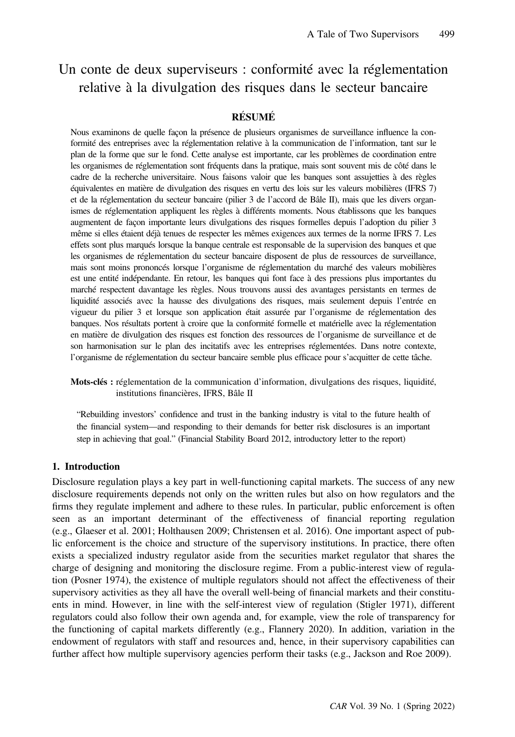# Un conte de deux superviseurs : conformité avec la réglementation relative à la divulgation des risques dans le secteur bancaire

## RÉSUMÉ

Nous examinons de quelle façon la présence de plusieurs organismes de surveillance influence la conformité des entreprises avec la réglementation relative à la communication de l'information, tant sur le plan de la forme que sur le fond. Cette analyse est importante, car les problèmes de coordination entre les organismes de réglementation sont fréquents dans la pratique, mais sont souvent mis de côté dans le cadre de la recherche universitaire. Nous faisons valoir que les banques sont assujetties à des règles équivalentes en matière de divulgation des risques en vertu des lois sur les valeurs mobilières (IFRS 7) et de la réglementation du secteur bancaire (pilier 3 de l'accord de Bâle II), mais que les divers organismes de réglementation appliquent les règles à différents moments. Nous établissons que les banques augmentent de façon importante leurs divulgations des risques formelles depuis l'adoption du pilier 3 même si elles étaient déjà tenues de respecter les mêmes exigences aux termes de la norme IFRS 7. Les effets sont plus marqués lorsque la banque centrale est responsable de la supervision des banques et que les organismes de réglementation du secteur bancaire disposent de plus de ressources de surveillance, mais sont moins prononcés lorsque l'organisme de réglementation du marché des valeurs mobilières est une entité indépendante. En retour, les banques qui font face à des pressions plus importantes du marché respectent davantage les règles. Nous trouvons aussi des avantages persistants en termes de liquidité associés avec la hausse des divulgations des risques, mais seulement depuis l'entrée en vigueur du pilier 3 et lorsque son application était assurée par l'organisme de réglementation des banques. Nos résultats portent à croire que la conformité formelle et matérielle avec la réglementation en matière de divulgation des risques est fonction des ressources de l'organisme de surveillance et de son harmonisation sur le plan des incitatifs avec les entreprises réglementées. Dans notre contexte, l'organisme de réglementation du secteur bancaire semble plus efficace pour s'acquitter de cette tâche.

**Mots-clés :** réglementation de la communication d'information, divulgations des risques, liquidité, institutions financières, IFRS, Bâle II

> "Rebuilding investors' confidence and trust in the banking industry is vital to the future health of the financial system—and responding to their demands for better risk disclosures is an important step in achieving that goal." (Financial Stability Board 2012, introductory letter to the report)

## 1. Introduction

Disclosure regulation plays a key part in well-functioning capital markets. The success of any new disclosure requirements depends not only on the written rules but also on how regulators and the firms they regulate implement and adhere to these rules. In particular, public enforcement is often seen as an important determinant of the effectiveness of financial reporting regulation (e.g., Glaeser et al. 2001; Holthausen 2009; Christensen et al. 2016). One important aspect of public enforcement is the choice and structure of the supervisory institutions. In practice, there often exists a specialized industry regulator aside from the securities market regulator that shares the charge of designing and monitoring the disclosure regime. From a public-interest view of regulation (Posner 1974), the existence of multiple regulators should not affect the effectiveness of their supervisory activities as they all have the overall well-being of financial markets and their constituents in mind. However, in line with the self-interest view of regulation (Stigler 1971), different regulators could also follow their own agenda and, for example, view the role of transparency for the functioning of capital markets differently (e.g., Flannery 2020). In addition, variation in the endowment of regulators with staff and resources and, hence, in their supervisory capabilities can further affect how multiple supervisory agencies perform their tasks (e.g., Jackson and Roe 2009).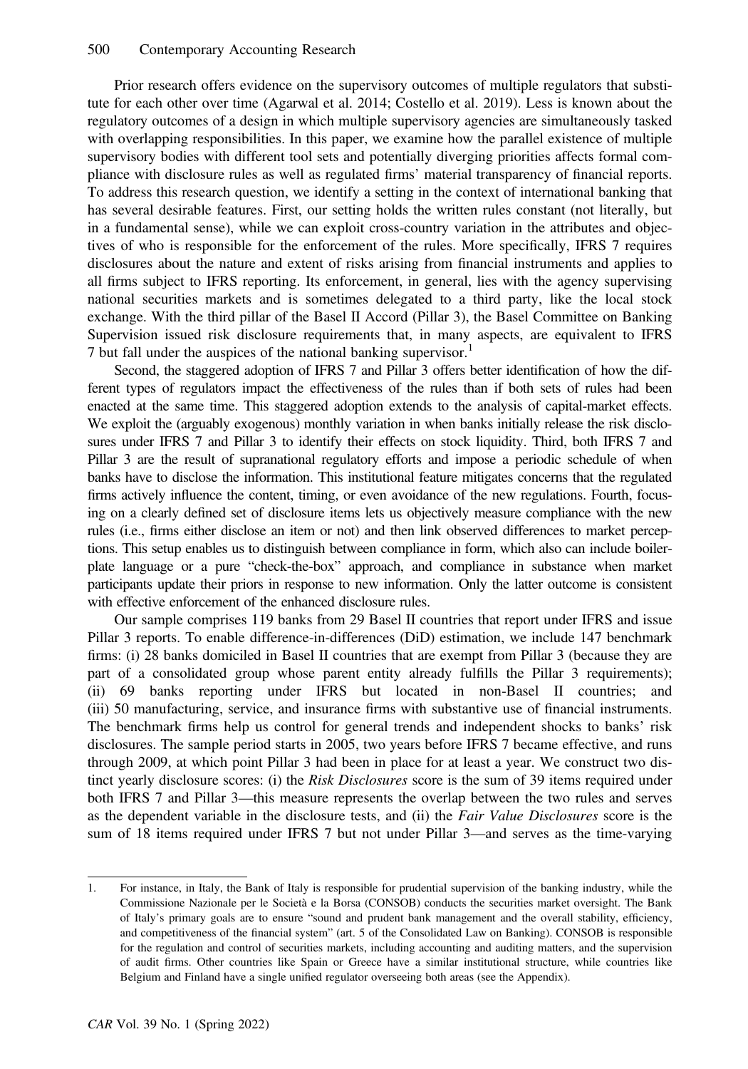Prior research offers evidence on the supervisory outcomes of multiple regulators that substitute for each other over time (Agarwal et al. 2014; Costello et al. 2019). Less is known about the regulatory outcomes of a design in which multiple supervisory agencies are simultaneously tasked with overlapping responsibilities. In this paper, we examine how the parallel existence of multiple supervisory bodies with different tool sets and potentially diverging priorities affects formal compliance with disclosure rules as well as regulated firms' material transparency of financial reports. To address this research question, we identify a setting in the context of international banking that has several desirable features. First, our setting holds the written rules constant (not literally, but in a fundamental sense), while we can exploit cross-country variation in the attributes and objectives of who is responsible for the enforcement of the rules. More specifically, IFRS 7 requires disclosures about the nature and extent of risks arising from financial instruments and applies to all firms subject to IFRS reporting. Its enforcement, in general, lies with the agency supervising national securities markets and is sometimes delegated to a third party, like the local stock exchange. With the third pillar of the Basel II Accord (Pillar 3), the Basel Committee on Banking Supervision issued risk disclosure requirements that, in many aspects, are equivalent to IFRS 7 but fall under the auspices of the national banking supervisor.[1]

Second, the staggered adoption of IFRS 7 and Pillar 3 offers better identification of how the different types of regulators impact the effectiveness of the rules than if both sets of rules had been enacted at the same time. This staggered adoption extends to the analysis of capital-market effects. We exploit the (arguably exogenous) monthly variation in when banks initially release the risk disclosures under IFRS 7 and Pillar 3 to identify their effects on stock liquidity. Third, both IFRS 7 and Pillar 3 are the result of supranational regulatory efforts and impose a periodic schedule of when banks have to disclose the information. This institutional feature mitigates concerns that the regulated firms actively influence the content, timing, or even avoidance of the new regulations. Fourth, focusing on a clearly defined set of disclosure items lets us objectively measure compliance with the new rules (i.e., firms either disclose an item or not) and then link observed differences to market perceptions. This setup enables us to distinguish between compliance in form, which also can include boilerplate language or a pure "check-the-box" approach, and compliance in substance when market participants update their priors in response to new information. Only the latter outcome is consistent with effective enforcement of the enhanced disclosure rules.

Our sample comprises 119 banks from 29 Basel II countries that report under IFRS and issue Pillar 3 reports. To enable difference-in-differences (DiD) estimation, we include 147 benchmark firms: (i) 28 banks domiciled in Basel II countries that are exempt from Pillar 3 (because they are part of a consolidated group whose parent entity already fulfills the Pillar 3 requirements); (ii) 69 banks reporting under IFRS but located in non-Basel II countries; and (iii) 50 manufacturing, service, and insurance firms with substantive use of financial instruments. The benchmark firms help us control for general trends and independent shocks to banks' risk disclosures. The sample period starts in 2005, two years before IFRS 7 became effective, and runs through 2009, at which point Pillar 3 had been in place for at least a year. We construct two distinct yearly disclosure scores: (i) the *Risk Disclosures* score is the sum of 39 items required under both IFRS 7 and Pillar 3—this measure represents the overlap between the two rules and serves as the dependent variable in the disclosure tests, and (ii) the *Fair Value Disclosures* score is the sum of 18 items required under IFRS 7 but not under Pillar 3—and serves as the time-varying

---

1. For instance, in Italy, the Bank of Italy is responsible for prudential supervision of the banking industry, while the Commissione Nazionale per le Società e la Borsa (CONSOB) conducts the securities market oversight. The Bank of Italy's primary goals are to ensure "sound and prudent bank management and the overall stability, efficiency, and competitiveness of the financial system" (art. 5 of the Consolidated Law on Banking). CONSOB is responsible for the regulation and control of securities markets, including accounting and auditing matters, and the supervision of audit firms. Other countries like Spain or Greece have a similar institutional structure, while countries like Belgium and Finland have a single unified regulator overseeing both areas (see the Appendix).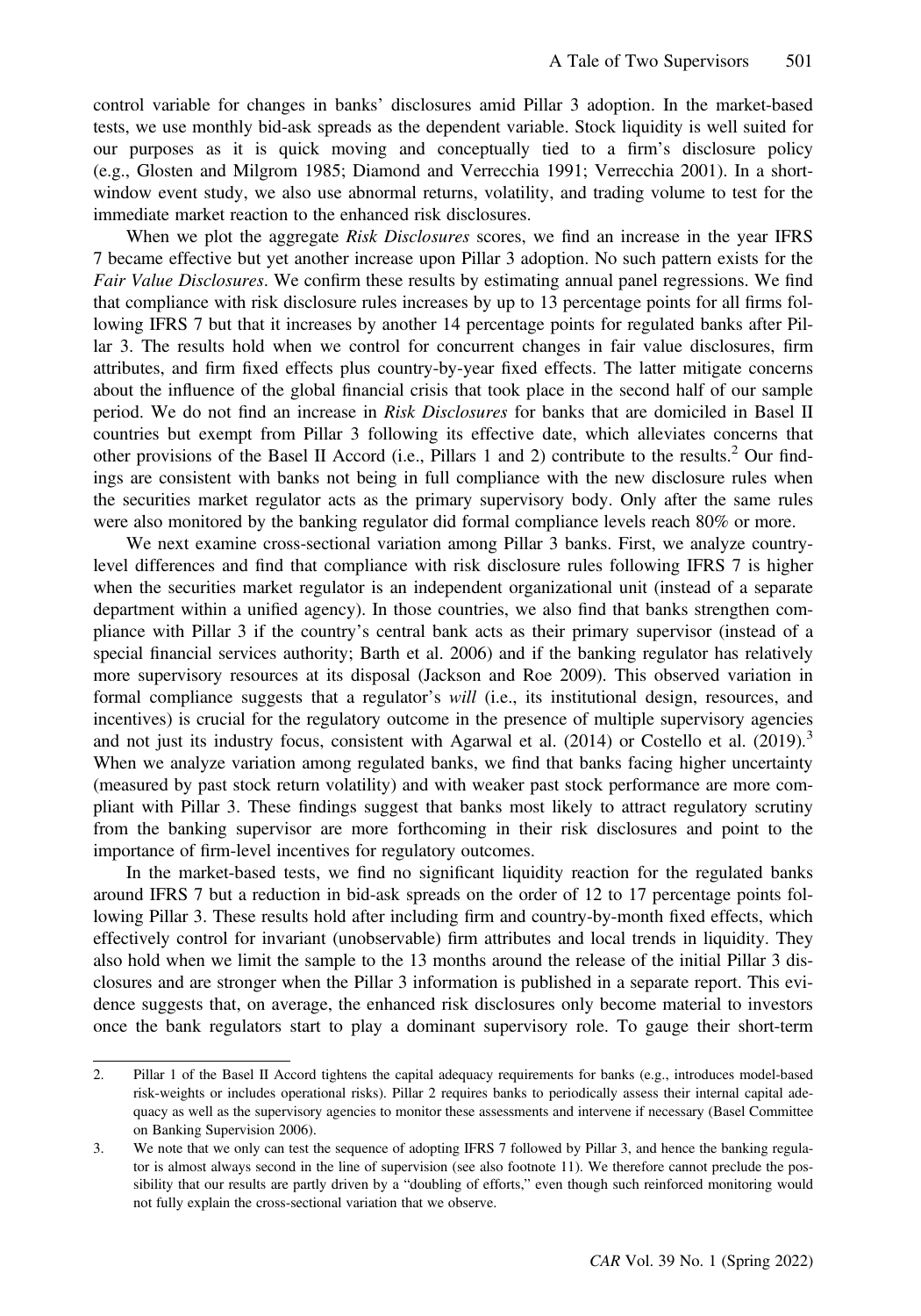control variable for changes in banks' disclosures amid Pillar 3 adoption. In the market-based tests, we use monthly bid-ask spreads as the dependent variable. Stock liquidity is well suited for our purposes as it is quick moving and conceptually tied to a firm's disclosure policy (e.g., Glosten and Milgrom 1985; Diamond and Verrecchia 1991; Verrecchia 2001). In a short-window event study, we also use abnormal returns, volatility, and trading volume to test for the immediate market reaction to the enhanced risk disclosures.

When we plot the aggregate *Risk Disclosures* scores, we find an increase in the year IFRS 7 became effective but yet another increase upon Pillar 3 adoption. No such pattern exists for the *Fair Value Disclosures*. We confirm these results by estimating annual panel regressions. We find that compliance with risk disclosure rules increases by up to 13 percentage points for all firms following IFRS 7 but that it increases by another 14 percentage points for regulated banks after Pillar 3. The results hold when we control for concurrent changes in fair value disclosures, firm attributes, and firm fixed effects plus country-by-year fixed effects. The latter mitigate concerns about the influence of the global financial crisis that took place in the second half of our sample period. We do not find an increase in *Risk Disclosures* for banks that are domiciled in Basel II countries but exempt from Pillar 3 following its effective date, which alleviates concerns that other provisions of the Basel II Accord (i.e., Pillars 1 and 2) contribute to the results.[2] Our findings are consistent with banks not being in full compliance with the new disclosure rules when the securities market regulator acts as the primary supervisory body. Only after the same rules were also monitored by the banking regulator did formal compliance levels reach 80% or more.

We next examine cross-sectional variation among Pillar 3 banks. First, we analyze country-level differences and find that compliance with risk disclosure rules following IFRS 7 is higher when the securities market regulator is an independent organizational unit (instead of a separate department within a unified agency). In those countries, we also find that banks strengthen compliance with Pillar 3 if the country's central bank acts as their primary supervisor (instead of a special financial services authority; Barth et al. 2006) and if the banking regulator has relatively more supervisory resources at its disposal (Jackson and Roe 2009). This observed variation in formal compliance suggests that a regulator's *will* (i.e., its institutional design, resources, and incentives) is crucial for the regulatory outcome in the presence of multiple supervisory agencies and not just its industry focus, consistent with Agarwal et al. (2014) or Costello et al. (2019).[3] When we analyze variation among regulated banks, we find that banks facing higher uncertainty (measured by past stock return volatility) and with weaker past stock performance are more compliant with Pillar 3. These findings suggest that banks most likely to attract regulatory scrutiny from the banking supervisor are more forthcoming in their risk disclosures and point to the importance of firm-level incentives for regulatory outcomes.

In the market-based tests, we find no significant liquidity reaction for the regulated banks around IFRS 7 but a reduction in bid-ask spreads on the order of 12 to 17 percentage points following Pillar 3. These results hold after including firm and country-by-month fixed effects, which effectively control for invariant (unobservable) firm attributes and local trends in liquidity. They also hold when we limit the sample to the 13 months around the release of the initial Pillar 3 disclosures and are stronger when the Pillar 3 information is published in a separate report. This evidence suggests that, on average, the enhanced risk disclosures only become material to investors once the bank regulators start to play a dominant supervisory role. To gauge their short-term

2. Pillar 1 of the Basel II Accord tightens the capital adequacy requirements for banks (e.g., introduces model-based risk-weights or includes operational risks). Pillar 2 requires banks to periodically assess their internal capital adequacy as well as the supervisory agencies to monitor these assessments and intervene if necessary (Basel Committee on Banking Supervision 2006).

3. We note that we only can test the sequence of adopting IFRS 7 followed by Pillar 3, and hence the banking regulator is almost always second in the line of supervision (see also footnote 11). We therefore cannot preclude the possibility that our results are partly driven by a "doubling of efforts," even though such reinforced monitoring would not fully explain the cross-sectional variation that we observe.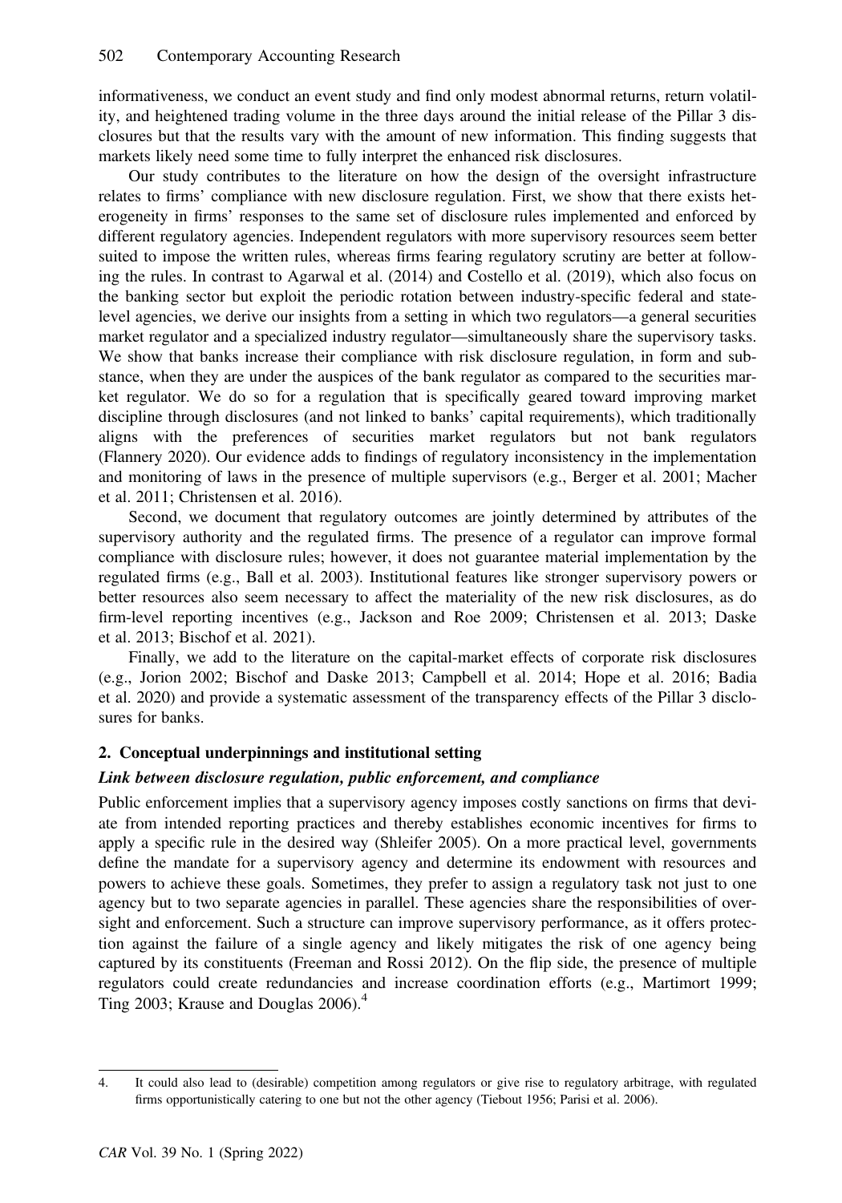informativeness, we conduct an event study and find only modest abnormal returns, return volatility, and heightened trading volume in the three days around the initial release of the Pillar 3 disclosures but that the results vary with the amount of new information. This finding suggests that markets likely need some time to fully interpret the enhanced risk disclosures.

Our study contributes to the literature on how the design of the oversight infrastructure relates to firms' compliance with new disclosure regulation. First, we show that there exists heterogeneity in firms' responses to the same set of disclosure rules implemented and enforced by different regulatory agencies. Independent regulators with more supervisory resources seem better suited to impose the written rules, whereas firms fearing regulatory scrutiny are better at following the rules. In contrast to Agarwal et al. (2014) and Costello et al. (2019), which also focus on the banking sector but exploit the periodic rotation between industry-specific federal and state-level agencies, we derive our insights from a setting in which two regulators—a general securities market regulator and a specialized industry regulator—simultaneously share the supervisory tasks. We show that banks increase their compliance with risk disclosure regulation, in form and substance, when they are under the auspices of the bank regulator as compared to the securities market regulator. We do so for a regulation that is specifically geared toward improving market discipline through disclosures (and not linked to banks' capital requirements), which traditionally aligns with the preferences of securities market regulators but not bank regulators (Flannery 2020). Our evidence adds to findings of regulatory inconsistency in the implementation and monitoring of laws in the presence of multiple supervisors (e.g., Berger et al. 2001; Macher et al. 2011; Christensen et al. 2016).

Second, we document that regulatory outcomes are jointly determined by attributes of the supervisory authority and the regulated firms. The presence of a regulator can improve formal compliance with disclosure rules; however, it does not guarantee material implementation by the regulated firms (e.g., Ball et al. 2003). Institutional features like stronger supervisory powers or better resources also seem necessary to affect the materiality of the new risk disclosures, as do firm-level reporting incentives (e.g., Jackson and Roe 2009; Christensen et al. 2013; Daske et al. 2013; Bischof et al. 2021).

Finally, we add to the literature on the capital-market effects of corporate risk disclosures (e.g., Jorion 2002; Bischof and Daske 2013; Campbell et al. 2014; Hope et al. 2016; Badia et al. 2020) and provide a systematic assessment of the transparency effects of the Pillar 3 disclosures for banks.

## 2. Conceptual underpinnings and institutional setting

### *Link between disclosure regulation, public enforcement, and compliance*

Public enforcement implies that a supervisory agency imposes costly sanctions on firms that deviate from intended reporting practices and thereby establishes economic incentives for firms to apply a specific rule in the desired way (Shleifer 2005). On a more practical level, governments define the mandate for a supervisory agency and determine its endowment with resources and powers to achieve these goals. Sometimes, they prefer to assign a regulatory task not just to one agency but to two separate agencies in parallel. These agencies share the responsibilities of oversight and enforcement. Such a structure can improve supervisory performance, as it offers protection against the failure of a single agency and likely mitigates the risk of one agency being captured by its constituents (Freeman and Rossi 2012). On the flip side, the presence of multiple regulators could create redundancies and increase coordination efforts (e.g., Martimort 1999; Ting 2003; Krause and Douglas 2006).[4]

---

4. It could also lead to (desirable) competition among regulators or give rise to regulatory arbitrage, with regulated firms opportunistically catering to one but not the other agency (Tiebout 1956; Parisi et al. 2006).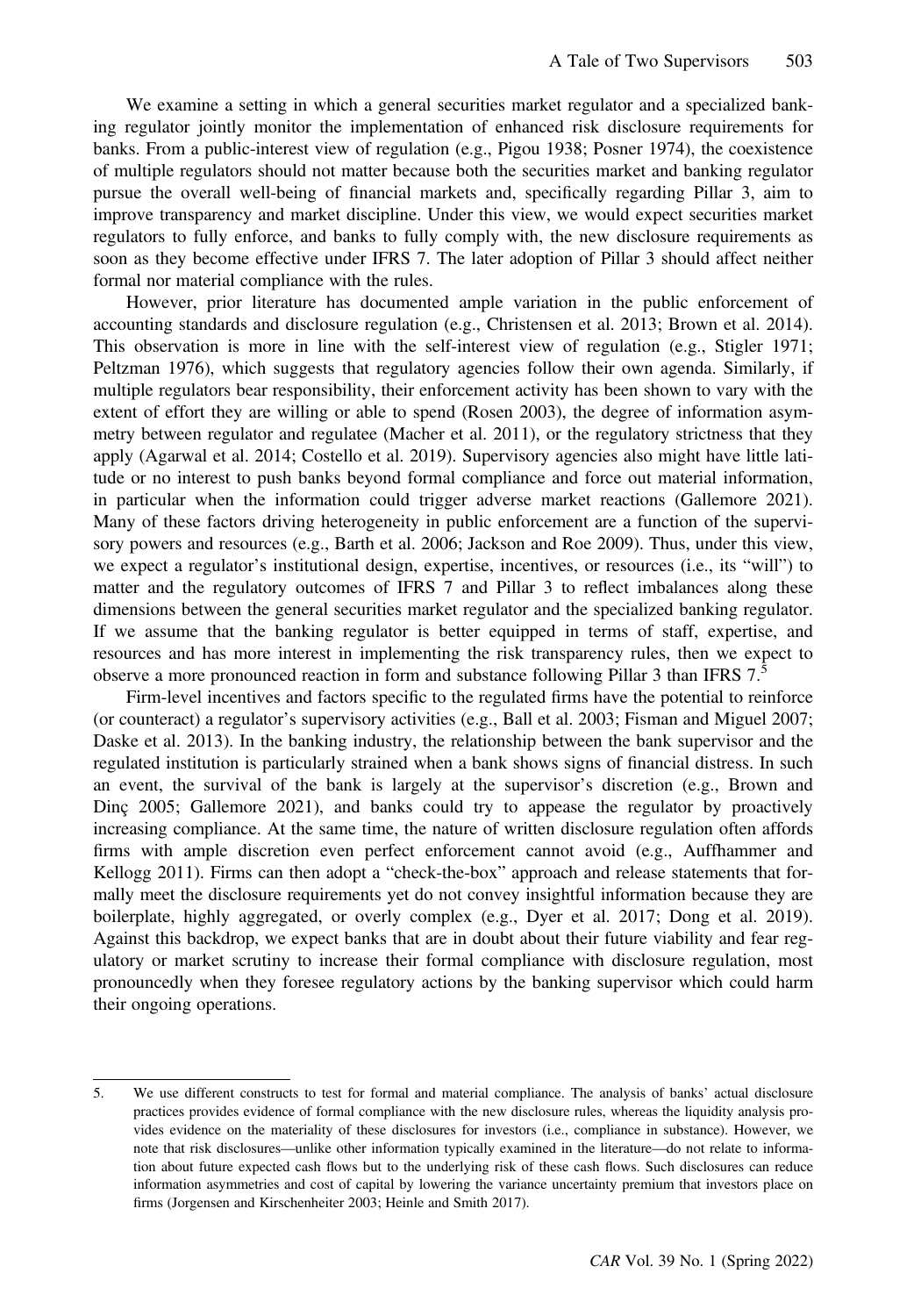We examine a setting in which a general securities market regulator and a specialized banking regulator jointly monitor the implementation of enhanced risk disclosure requirements for banks. From a public-interest view of regulation (e.g., Pigou 1938; Posner 1974), the coexistence of multiple regulators should not matter because both the securities market and banking regulator pursue the overall well-being of financial markets and, specifically regarding Pillar 3, aim to improve transparency and market discipline. Under this view, we would expect securities market regulators to fully enforce, and banks to fully comply with, the new disclosure requirements as soon as they become effective under IFRS 7. The later adoption of Pillar 3 should affect neither formal nor material compliance with the rules.

However, prior literature has documented ample variation in the public enforcement of accounting standards and disclosure regulation (e.g., Christensen et al. 2013; Brown et al. 2014). This observation is more in line with the self-interest view of regulation (e.g., Stigler 1971; Peltzman 1976), which suggests that regulatory agencies follow their own agenda. Similarly, if multiple regulators bear responsibility, their enforcement activity has been shown to vary with the extent of effort they are willing or able to spend (Rosen 2003), the degree of information asymmetry between regulator and regulatee (Macher et al. 2011), or the regulatory strictness that they apply (Agarwal et al. 2014; Costello et al. 2019). Supervisory agencies also might have little latitude or no interest to push banks beyond formal compliance and force out material information, in particular when the information could trigger adverse market reactions (Gallemore 2021). Many of these factors driving heterogeneity in public enforcement are a function of the supervisory powers and resources (e.g., Barth et al. 2006; Jackson and Roe 2009). Thus, under this view, we expect a regulator's institutional design, expertise, incentives, or resources (i.e., its "will") to matter and the regulatory outcomes of IFRS 7 and Pillar 3 to reflect imbalances along these dimensions between the general securities market regulator and the specialized banking regulator. If we assume that the banking regulator is better equipped in terms of staff, expertise, and resources and has more interest in implementing the risk transparency rules, then we expect to observe a more pronounced reaction in form and substance following Pillar 3 than IFRS 7.[5]

Firm-level incentives and factors specific to the regulated firms have the potential to reinforce (or counteract) a regulator's supervisory activities (e.g., Ball et al. 2003; Fisman and Miguel 2007; Daske et al. 2013). In the banking industry, the relationship between the bank supervisor and the regulated institution is particularly strained when a bank shows signs of financial distress. In such an event, the survival of the bank is largely at the supervisor's discretion (e.g., Brown and Dinç 2005; Gallemore 2021), and banks could try to appease the regulator by proactively increasing compliance. At the same time, the nature of written disclosure regulation often affords firms with ample discretion even perfect enforcement cannot avoid (e.g., Auffhammer and Kellogg 2011). Firms can then adopt a "check-the-box" approach and release statements that formally meet the disclosure requirements yet do not convey insightful information because they are boilerplate, highly aggregated, or overly complex (e.g., Dyer et al. 2017; Dong et al. 2019). Against this backdrop, we expect banks that are in doubt about their future viability and fear regulatory or market scrutiny to increase their formal compliance with disclosure regulation, most pronouncedly when they foresee regulatory actions by the banking supervisor which could harm their ongoing operations.

5. We use different constructs to test for formal and material compliance. The analysis of banks' actual disclosure practices provides evidence of formal compliance with the new disclosure rules, whereas the liquidity analysis provides evidence on the materiality of these disclosures for investors (i.e., compliance in substance). However, we note that risk disclosures—unlike other information typically examined in the literature—do not relate to information about future expected cash flows but to the underlying risk of these cash flows. Such disclosures can reduce information asymmetries and cost of capital by lowering the variance uncertainty premium that investors place on firms (Jorgensen and Kirschenheiter 2003; Heinle and Smith 2017).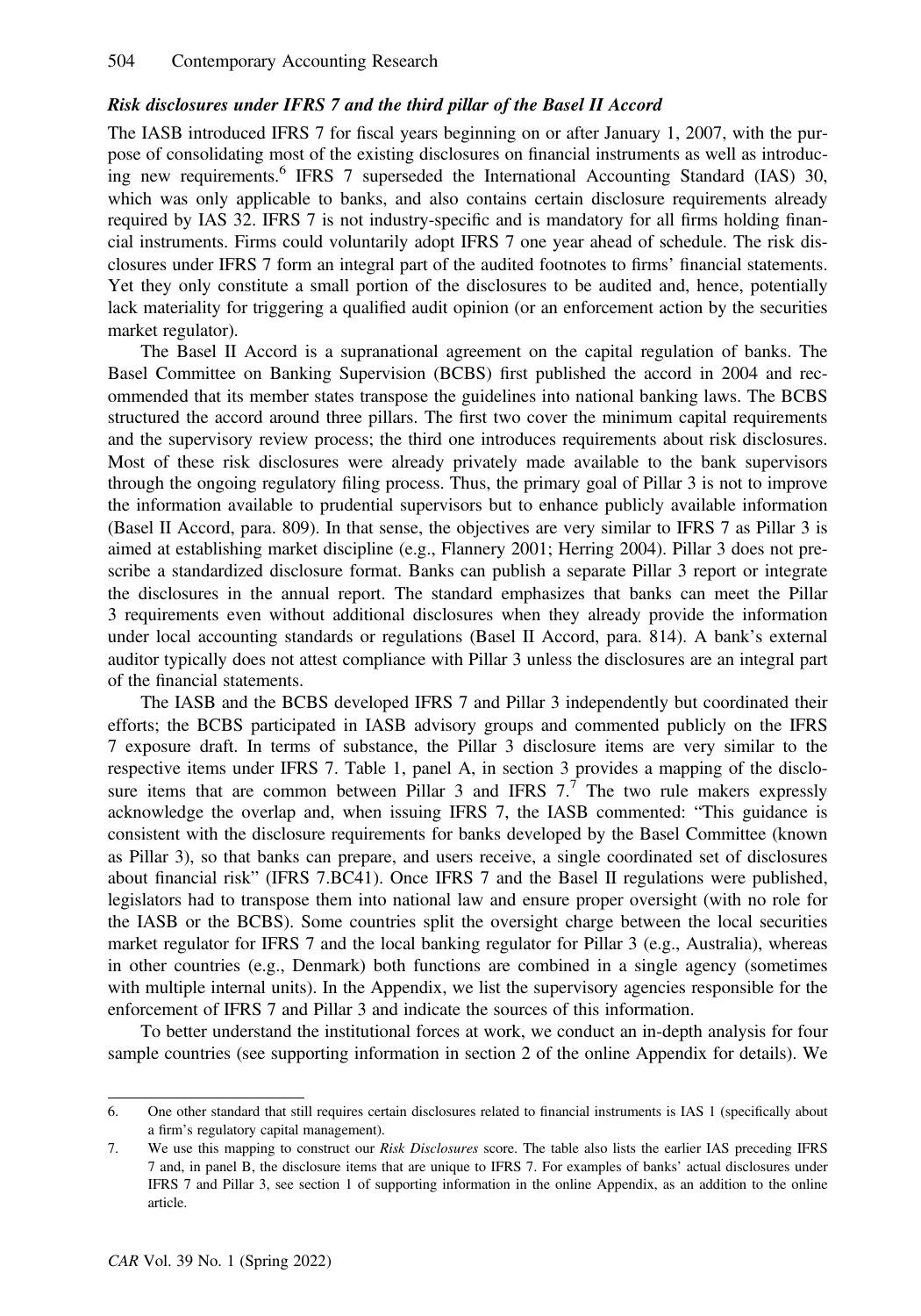### *Risk disclosures under IFRS 7 and the third pillar of the Basel II Accord*

The IASB introduced IFRS 7 for fiscal years beginning on or after January 1, 2007, with the purpose of consolidating most of the existing disclosures on financial instruments as well as introducing new requirements.[6] IFRS 7 superseded the International Accounting Standard (IAS) 30, which was only applicable to banks, and also contains certain disclosure requirements already required by IAS 32. IFRS 7 is not industry-specific and is mandatory for all firms holding financial instruments. Firms could voluntarily adopt IFRS 7 one year ahead of schedule. The risk disclosures under IFRS 7 form an integral part of the audited footnotes to firms' financial statements. Yet they only constitute a small portion of the disclosures to be audited and, hence, potentially lack materiality for triggering a qualified audit opinion (or an enforcement action by the securities market regulator).

The Basel II Accord is a supranational agreement on the capital regulation of banks. The Basel Committee on Banking Supervision (BCBS) first published the accord in 2004 and recommended that its member states transpose the guidelines into national banking laws. The BCBS structured the accord around three pillars. The first two cover the minimum capital requirements and the supervisory review process; the third one introduces requirements about risk disclosures. Most of these risk disclosures were already privately made available to the bank supervisors through the ongoing regulatory filing process. Thus, the primary goal of Pillar 3 is not to improve the information available to prudential supervisors but to enhance publicly available information (Basel II Accord, para. 809). In that sense, the objectives are very similar to IFRS 7 as Pillar 3 is aimed at establishing market discipline (e.g., Flannery 2001; Herring 2004). Pillar 3 does not prescribe a standardized disclosure format. Banks can publish a separate Pillar 3 report or integrate the disclosures in the annual report. The standard emphasizes that banks can meet the Pillar 3 requirements even without additional disclosures when they already provide the information under local accounting standards or regulations (Basel II Accord, para. 814). A bank's external auditor typically does not attest compliance with Pillar 3 unless the disclosures are an integral part of the financial statements.

The IASB and the BCBS developed IFRS 7 and Pillar 3 independently but coordinated their efforts; the BCBS participated in IASB advisory groups and commented publicly on the IFRS 7 exposure draft. In terms of substance, the Pillar 3 disclosure items are very similar to the respective items under IFRS 7. Table 1, panel A, in section 3 provides a mapping of the disclosure items that are common between Pillar 3 and IFRS 7.[7] The two rule makers expressly acknowledge the overlap and, when issuing IFRS 7, the IASB commented: "This guidance is consistent with the disclosure requirements for banks developed by the Basel Committee (known as Pillar 3), so that banks can prepare, and users receive, a single coordinated set of disclosures about financial risk" (IFRS 7.BC41). Once IFRS 7 and the Basel II regulations were published, legislators had to transpose them into national law and ensure proper oversight (with no role for the IASB or the BCBS). Some countries split the oversight charge between the local securities market regulator for IFRS 7 and the local banking regulator for Pillar 3 (e.g., Australia), whereas in other countries (e.g., Denmark) both functions are combined in a single agency (sometimes with multiple internal units). In the Appendix, we list the supervisory agencies responsible for the enforcement of IFRS 7 and Pillar 3 and indicate the sources of this information.

To better understand the institutional forces at work, we conduct an in-depth analysis for four sample countries (see supporting information in section 2 of the online Appendix for details). We

---

6. One other standard that still requires certain disclosures related to financial instruments is IAS 1 (specifically about a firm's regulatory capital management).

7. We use this mapping to construct our *Risk Disclosures* score. The table also lists the earlier IAS preceding IFRS 7 and, in panel B, the disclosure items that are unique to IFRS 7. For examples of banks' actual disclosures under IFRS 7 and Pillar 3, see section 1 of supporting information in the online Appendix, as an addition to the online article.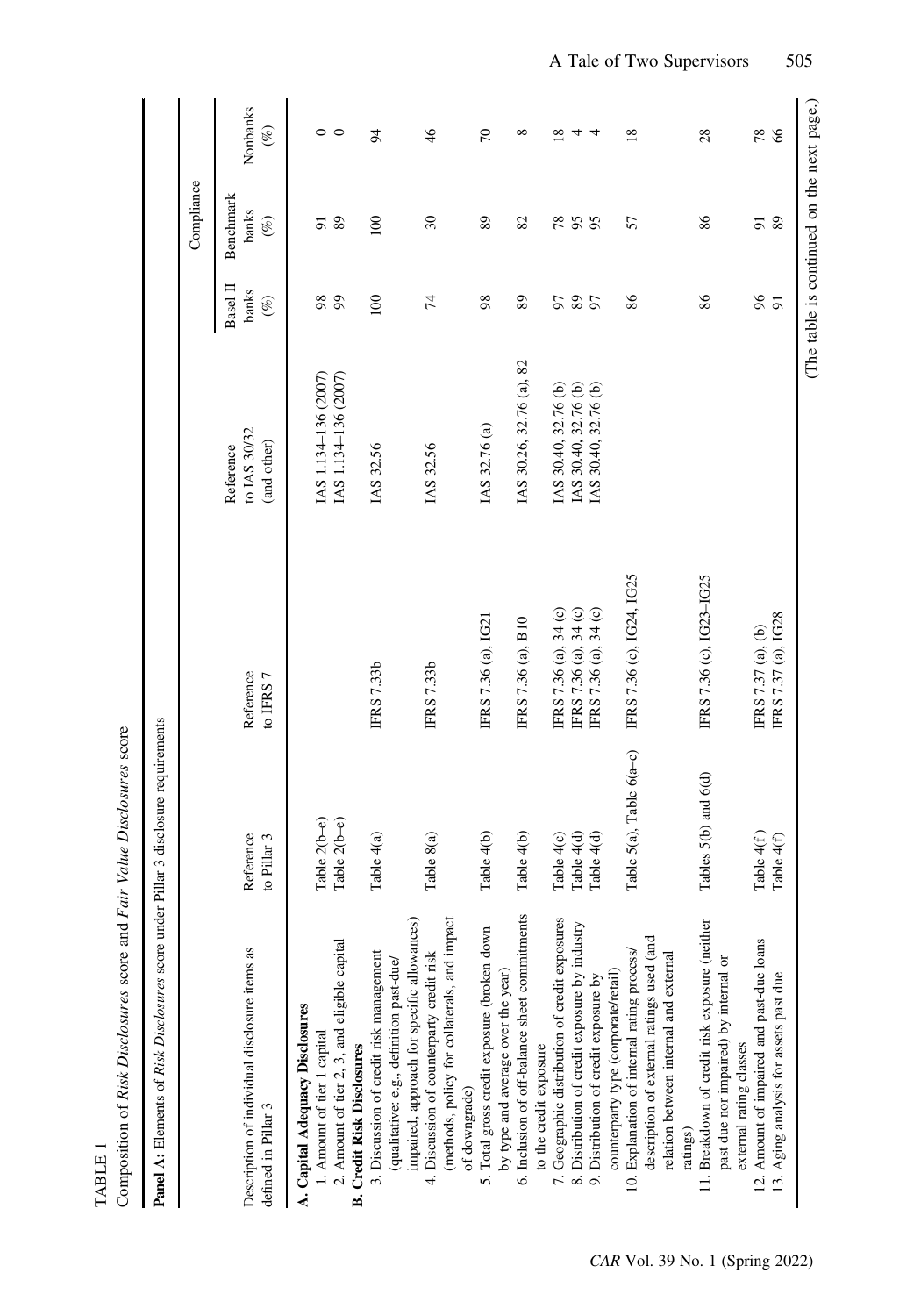TABLE 1

Composition of *Risk Disclosures* score and *Fair Value Disclosures* score

**Panel A:** Elements of *Risk Disclosures* score under Pillar 3 disclosure requirements

| Description of individual disclosure items as defined in Pillar 3 | Reference to Pillar 3 | Reference to IFRS 7 | Reference to IAS 30/32 (and other) | Compliance | | |
|---|---|---|---|---|---|---|
| | | | | Basel II banks (%) | Benchmark banks (%) | Nonbanks (%) |
| **A. Capital Adequacy Disclosures** | | | | | | |
| 1. Amount of tier 1 capital | Table 2(b–e) | | IAS 1.134–136 (2007) | 98 | 91 | 0 |
| 2. Amount of tier 2, 3, and eligible capital | Table 2(b–e) | | IAS 1.134–136 (2007) | 99 | 89 | 0 |
| **B. Credit Risk Disclosures** | | | | | | |
| 3. Discussion of credit risk management (qualitative: e.g., definition past-due/impaired, approach for specific allowances) | Table 4(a) | IFRS 7.33b | IAS 32.56 | 100 | 100 | 94 |
| 4. Discussion of counterparty credit risk (methods, policy for collaterals, and impact of downgrade) | Table 8(a) | IFRS 7.33b | IAS 32.56 | 74 | 30 | 46 |
| 5. Total gross credit exposure (broken down by type and average over the year) | Table 4(b) | IFRS 7.36 (a), IG21 | IAS 32.76 (a) | 98 | 89 | 70 |
| 6. Inclusion of off-balance sheet commitments to the credit exposure | Table 4(b) | IFRS 7.36 (a), B10 | IAS 30.26, 32.76 (a), 82 | 89 | 82 | 8 |
| 7. Geographic distribution of credit exposures | Table 4(c) | IFRS 7.36 (a), 34 (c) | IAS 30.40, 32.76 (b) | 97 | 78 | 18 |
| 8. Distribution of credit exposure by industry | Table 4(d) | IFRS 7.36 (a), 34 (c) | IAS 30.40, 32.76 (b) | 89 | 95 | 4 |
| 9. Distribution of credit exposure by counterparty type (corporate/retail) | Table 4(d) | IFRS 7.36 (a), 34 (c) | IAS 30.40, 32.76 (b) | 97 | 95 | 4 |
| 10. Explanation of internal rating process/description of external ratings used (and relation between internal and external ratings) | Table 5(a), Table 6(a–c) | IFRS 7.36 (c), IG24, IG25 | | 86 | 57 | 18 |
| 11. Breakdown of credit risk exposure (neither past due nor impaired) by internal or external rating classes | Tables 5(b) and 6(d) | IFRS 7.36 (c), IG23–IG25 | | 86 | 86 | 28 |
| 12. Amount of impaired and past-due loans | Table 4(f) | IFRS 7.37 (a), (b) | | 96 | 91 | 78 |
| 13. Aging analysis for assets past due | Table 4(f) | IFRS 7.37 (a), IG28 | | 91 | 89 | 66 |

(The table is continued on the next page.)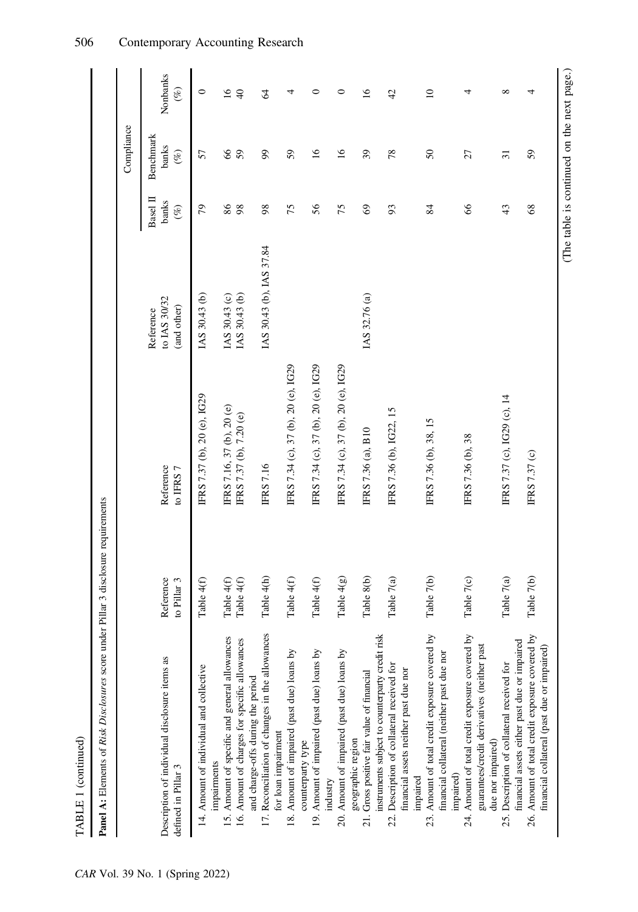TABLE 1 (continued)

**Panel A:** Elements of *Risk Disclosures* score under Pillar 3 disclosure requirements

| Description of individual disclosure items as defined in Pillar 3 | Reference to Pillar 3 | Reference to IFRS 7 | Reference to IAS 30/32 (and other) | Compliance | | |
|---|---|---|---|---|---|---|
| | | | | Basel II banks (%) | Benchmark banks (%) | Nonbanks (%) |
| 14. Amount of individual and collective impairments | Table 4(f) | IFRS 7.37 (b), 20 (e), IG29 | IAS 30.43 (b) | 79 | 57 | 0 |
| 15. Amount of specific and general allowances | Table 4(f) | IFRS 7.16, 37 (b), 20 (e) | IAS 30.43 (c) | 86 | 66 | 16 |
| 16. Amount of charges for specific allowances and charge-offs during the period | Table 4(f) | IFRS 7.37 (b), 7.20 (e) | IAS 30.43 (b) | 98 | 59 | 40 |
| 17. Reconciliation of changes in the allowances for loan impairment | Table 4(h) | IFRS 7.16 | IAS 30.43 (b), IAS 37.84 | 98 | 99 | 64 |
| 18. Amount of impaired (past due) loans by counterparty type | Table 4(f) | IFRS 7.34 (c), 37 (b), 20 (e), IG29 | | 75 | 59 | 4 |
| 19. Amount of impaired (past due) loans by industry | Table 4(f) | IFRS 7.34 (c), 37 (b), 20 (e), IG29 | | 56 | 16 | 0 |
| 20. Amount of impaired (past due) loans by geographic region | Table 4(g) | IFRS 7.34 (c), 37 (b), 20 (e), IG29 | | 75 | 16 | 0 |
| 21. Gross positive fair value of financial instruments subject to counterparty credit risk | Table 8(b) | IFRS 7.36 (a), B10 | IAS 32.76 (a) | 69 | 39 | 16 |
| 22. Description of collateral received for financial assets neither past due nor impaired | Table 7(a) | IFRS 7.36 (b), IG22, 15 | | 93 | 78 | 42 |
| 23. Amount of total credit exposure covered by financial collateral (neither past due nor impaired) | Table 7(b) | IFRS 7.36 (b), 38, 15 | | 84 | 50 | 10 |
| 24. Amount of total credit exposure covered by guarantees/credit derivatives (neither past due nor impaired) | Table 7(c) | IFRS 7.36 (b), 38 | | 66 | 27 | 4 |
| 25. Description of collateral received for financial assets either past due or impaired | Table 7(a) | IFRS 7.37 (c), IG29 (c), 14 | | 43 | 31 | 8 |
| 26. Amount of total credit exposure covered by financial collateral (past due or impaired) | Table 7(b) | IFRS 7.37 (c) | | 68 | 59 | 4 |

(The table is continued on the next page.)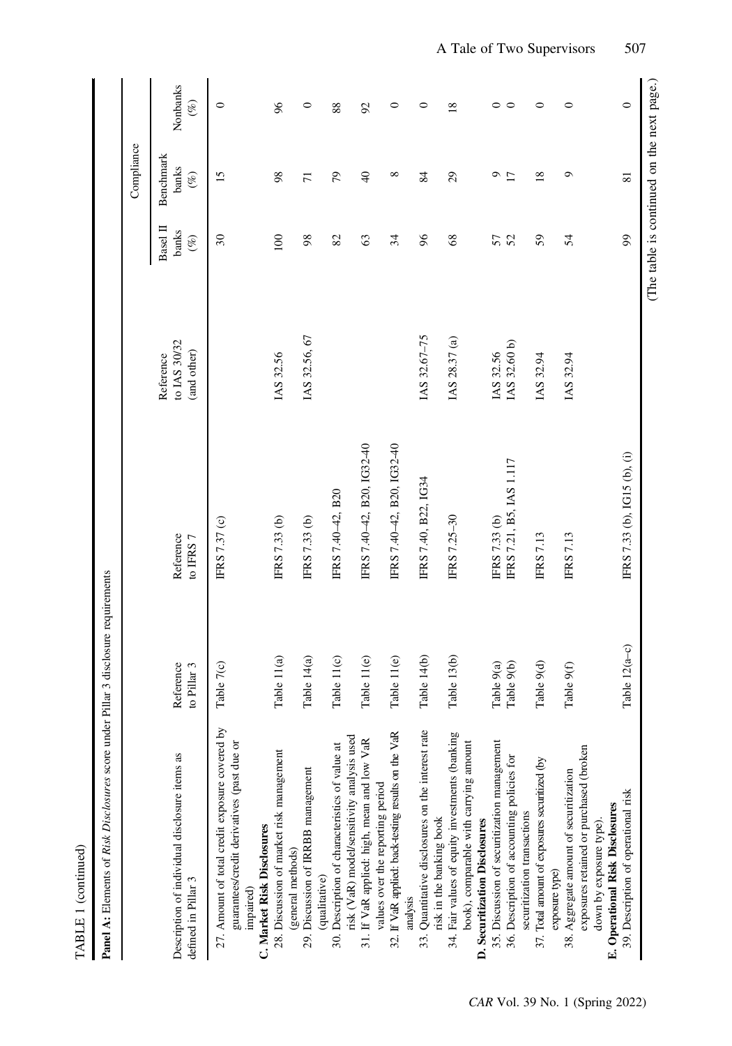TABLE 1 (continued)

**Panel A:** Elements of *Risk Disclosures* score under Pillar 3 disclosure requirements

| Description of individual disclosure items as defined in Pillar 3 | Reference to Pillar 3 | Reference to IFRS 7 | Reference to IAS 30/32 (and other) | Compliance | | |
|---|---|---|---|---|---|---|
| | | | | Basel II banks (%) | Benchmark banks (%) | Nonbanks (%) |
| 27. Amount of total credit exposure covered by guarantees/credit derivatives (past due or impaired) | Table 7(c) | IFRS 7.37 (c) | | 30 | 15 | 0 |
| **C. Market Risk Disclosures** | | | | | | |
| 28. Discussion of market risk management (general methods) | Table 11(a) | IFRS 7.33 (b) | IAS 32.56 | 100 | 98 | 96 |
| 29. Discussion of IRRBB management (qualitative) | Table 14(a) | IFRS 7.33 (b) | IAS 32.56, 67 | 98 | 71 | 0 |
| 30. Description of characteristics of value at risk (VaR) model/sensitivity analysis used | Table 11(c) | IFRS 7.40–42, B20 | | 82 | 79 | 88 |
| 31. If VaR applied: high, mean and low VaR values over the reporting period | Table 11(e) | IFRS 7.40–42, B20, IG32-40 | | 63 | 40 | 92 |
| 32. If VaR applied: back-testing results on the VaR analysis | Table 11(e) | IFRS 7.40–42, B20, IG32-40 | | 34 | 8 | 0 |
| 33. Quantitative disclosures on the interest rate risk in the banking book | Table 14(b) | IFRS 7.40, B22, IG34 | IAS 32.67–75 | 96 | 84 | 0 |
| 34. Fair values of equity investments (banking book), comparable with carrying amount | Table 13(b) | IFRS 7.25–30 | IAS 28.37 (a) | 68 | 29 | 18 |
| **D. Securitization Disclosures** | | | | | | |
| 35. Discussion of securitization management | Table 9(a) | IFRS 7.33 (b) | IAS 32.56 | 57 | 9 | 0 |
| 36. Description of accounting policies for securitization transactions | Table 9(b) | IFRS 7.21, B5, IAS 1.117 | IAS 32.60 b) | 52 | 17 | 0 |
| 37. Total amount of exposures securitized (by exposure type) | Table 9(d) | IFRS 7.13 | IAS 32.94 | 59 | 18 | 0 |
| 38. Aggregate amount of securitization exposures retained or purchased (broken down by exposure type). | Table 9(f) | IFRS 7.13 | IAS 32.94 | 54 | 9 | 0 |
| **E. Operational Risk Disclosures** | | | | | | |
| 39. Description of operational risk | Table 12(a–c) | IFRS 7.33 (b), IG15 (b), (i) | | 99 | 81 | 0 |

(The table is continued on the next page.)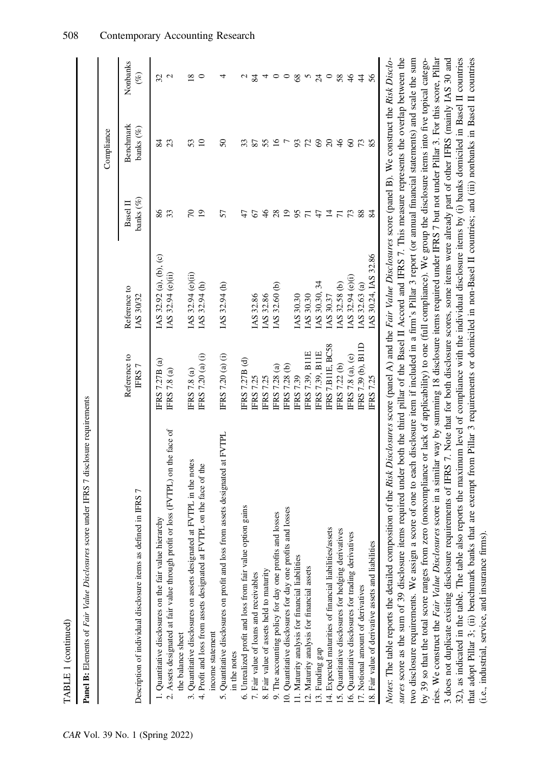TABLE 1 (continued)

**Panel B:** Elements of *Fair Value Disclosures* score under IFRS 7 disclosure requirements

| Description of individual disclosure items as defined in IFRS 7 | Reference to IFRS 7 | Reference to IAS 30/32 | Compliance | | |
|---|---|---|---|---|---|
| | | | Basel II banks (%) | Benchmark banks (%) | Nonbanks (%) |
| 1. Quantitative disclosures on the fair value hierarchy | IFRS 7.27B (a) | IAS 32.92 (a), (b), (c) | 86 | 84 | 32 |
| 2. Assets designated at fair value through profit or loss (FVTPL) on the face of the balance sheet | IFRS 7.8 (a) | IAS 32.94 (e)(ii) | 33 | 23 | 2 |
| 3. Quantitative disclosures on assets designated at FVTPL in the notes | IFRS 7.8 (a) | IAS 32.94 (e)(ii) | 70 | 53 | 18 |
| 4. Profit and loss from assets designated at FVTPL on the face of the income statement | IFRS 7.20 (a) (i) | IAS 32.94 (h) | 19 | 10 | 0 |
| 5. Quantitative disclosures on profit and loss from assets designated at FVTPL in the notes | IFRS 7.20 (a) (i) | IAS 32.94 (h) | 57 | 50 | 4 |
| 6. Unrealized profit and loss from fair value option gains | IFRS 7.27B (d) | | 47 | 33 | 2 |
| 7. Fair value of loans and receivables | IFRS 7.25 | IAS 32.86 | 67 | 87 | 84 |
| 8. Fair value of assets held to maturity | IFRS 7.25 | IAS 32.86 | 46 | 55 | 4 |
| 9. The accounting policy for day one profits and losses | IFRS 7.28 (a) | IAS 32.60 (b) | 28 | 16 | 0 |
| 10. Quantitative disclosures for day one profits and losses | IFRS 7.28 (b) | | 19 | 7 | 0 |
| 11. Maturity analysis for financial liabilities | IFRS 7.39 | IAS 30.30 | 95 | 93 | 68 |
| 12. Maturity analysis for financial assets | IFRS 7.39, B11E | IAS 30.30 | 71 | 72 | 5 |
| 13. Funding gap | IFRS 7.39, B11E | IAS 30.30, 34 | 47 | 69 | 24 |
| 14. Expected maturities of financial liabilities/assets | IFRS 7.B11E, BC58 | IAS 30.37 | 14 | 20 | 0 |
| 15. Quantitative disclosures for hedging derivatives | IFRS 7.22 (b) | IAS 32.58 (b) | 71 | 46 | 58 |
| 16. Quantitative disclosures for trading derivatives | IFRS 7.8 (a), (e) | IAS 32.94 (e)(i) | 73 | 60 | 46 |
| 17. Notional amount of derivatives | IFRS 7.39 (b), B11D | IAS 32.63 (a) | 88 | 73 | 44 |
| 18. Fair value of derivative assets and liabilities | IFRS 7.25 | IAS 30.24, IAS 32.86 | 84 | 85 | 56 |

*Notes*: The table reports the detailed composition of the *Risk Disclosures* score (panel A) and the *Fair Value Disclosures* score (panel B). We construct the *Risk Disclosures* score as the sum of 39 disclosure items required under both the third pillar of the Basel II Accord and IFRS 7. This measure represents the overlap between the two disclosure requirements. We assign a score of one to each disclosure item if included in a firm's Pillar 3 report (or annual financial statements) and scale the sum by 39 so that the total score ranges from zero (noncompliance or lack of applicability) to one (full compliance). We group the disclosure items into five topical categories. We construct the *Fair Value Disclosures* score in a similar way by summing 18 disclosure items required under IFRS 7 but not under Pillar 3. For this score, Pillar 3 does not duplicate existing disclosure requirements of IFRS 7. Note that for both disclosure scores, some items were already part of other IFRS (mainly IAS 30 and 32), as indicated in the table. The table also reports the maximum level of compliance with the individual disclosure items by (i) banks domiciled in Basel II countries that adopt Pillar 3; (ii) benchmark banks that are exempt from Pillar 3 requirements or domiciled in non-Basel II countries; and (iii) nonbanks in Basel II countries (i.e., industrial, service, and insurance firms).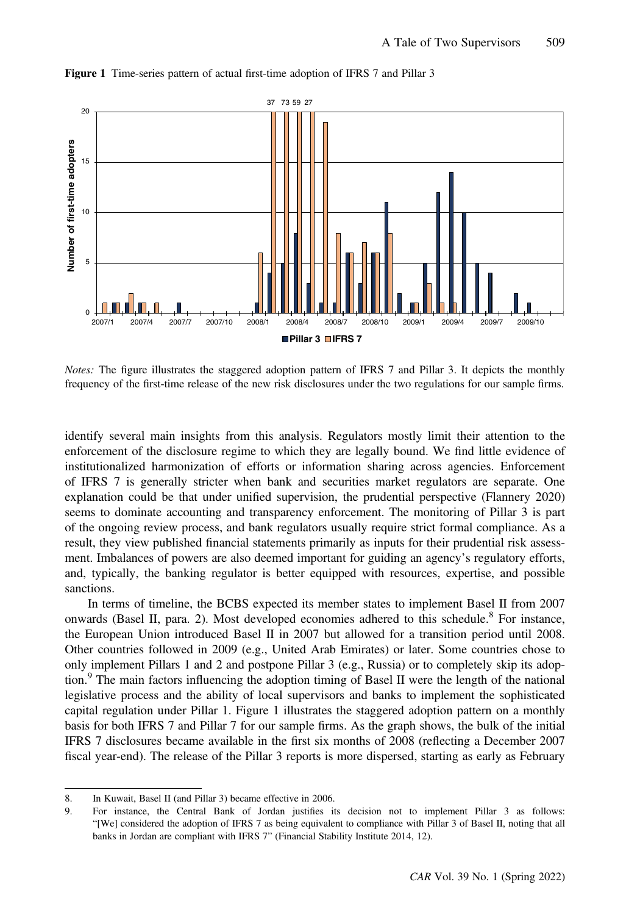**Figure 1** Time-series pattern of actual first-time adoption of IFRS 7 and Pillar 3

*Notes:* The figure illustrates the staggered adoption pattern of IFRS 7 and Pillar 3. It depicts the monthly frequency of the first-time release of the new risk disclosures under the two regulations for our sample firms.

identify several main insights from this analysis. Regulators mostly limit their attention to the enforcement of the disclosure regime to which they are legally bound. We find little evidence of institutionalized harmonization of efforts or information sharing across agencies. Enforcement of IFRS 7 is generally stricter when bank and securities market regulators are separate. One explanation could be that under unified supervision, the prudential perspective (Flannery 2020) seems to dominate accounting and transparency enforcement. The monitoring of Pillar 3 is part of the ongoing review process, and bank regulators usually require strict formal compliance. As a result, they view published financial statements primarily as inputs for their prudential risk assessment. Imbalances of powers are also deemed important for guiding an agency's regulatory efforts, and, typically, the banking regulator is better equipped with resources, expertise, and possible sanctions.

In terms of timeline, the BCBS expected its member states to implement Basel II from 2007 onwards (Basel II, para. 2). Most developed economies adhered to this schedule.[8] For instance, the European Union introduced Basel II in 2007 but allowed for a transition period until 2008. Other countries followed in 2009 (e.g., United Arab Emirates) or later. Some countries chose to only implement Pillars 1 and 2 and postpone Pillar 3 (e.g., Russia) or to completely skip its adoption.[9] The main factors influencing the adoption timing of Basel II were the length of the national legislative process and the ability of local supervisors and banks to implement the sophisticated capital regulation under Pillar 1. Figure 1 illustrates the staggered adoption pattern on a monthly basis for both IFRS 7 and Pillar 7 for our sample firms. As the graph shows, the bulk of the initial IFRS 7 disclosures became available in the first six months of 2008 (reflecting a December 2007 fiscal year-end). The release of the Pillar 3 reports is more dispersed, starting as early as February

8. In Kuwait, Basel II (and Pillar 3) became effective in 2006.

9. For instance, the Central Bank of Jordan justifies its decision not to implement Pillar 3 as follows: "[We] considered the adoption of IFRS 7 as being equivalent to compliance with Pillar 3 of Basel II, noting that all banks in Jordan are compliant with IFRS 7" (Financial Stability Institute 2014, 12).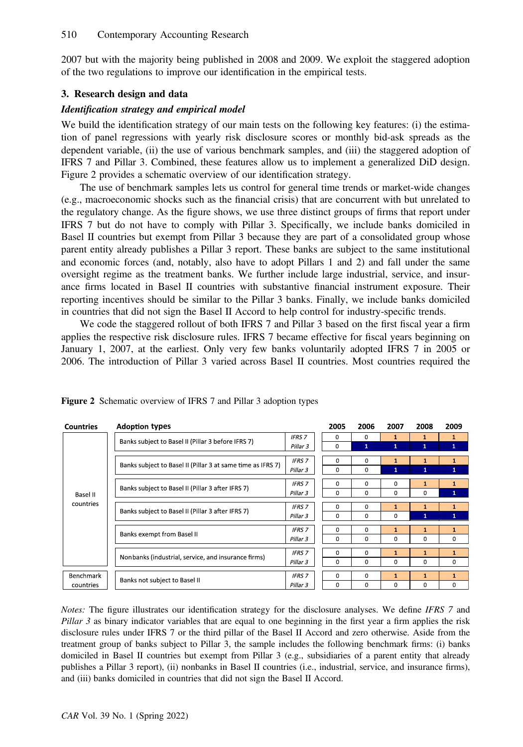2007 but with the majority being published in 2008 and 2009. We exploit the staggered adoption of the two regulations to improve our identification in the empirical tests.

## 3. Research design and data

### *Identification strategy and empirical model*

We build the identification strategy of our main tests on the following key features: (i) the estimation of panel regressions with yearly risk disclosure scores or monthly bid-ask spreads as the dependent variable, (ii) the use of various benchmark samples, and (iii) the staggered adoption of IFRS 7 and Pillar 3. Combined, these features allow us to implement a generalized DiD design. Figure 2 provides a schematic overview of our identification strategy.

The use of benchmark samples lets us control for general time trends or market-wide changes (e.g., macroeconomic shocks such as the financial crisis) that are concurrent with but unrelated to the regulatory change. As the figure shows, we use three distinct groups of firms that report under IFRS 7 but do not have to comply with Pillar 3. Specifically, we include banks domiciled in Basel II countries but exempt from Pillar 3 because they are part of a consolidated group whose parent entity already publishes a Pillar 3 report. These banks are subject to the same institutional and economic forces (and, notably, also have to adopt Pillars 1 and 2) and fall under the same oversight regime as the treatment banks. We further include large industrial, service, and insurance firms located in Basel II countries with substantive financial instrument exposure. Their reporting incentives should be similar to the Pillar 3 banks. Finally, we include banks domiciled in countries that did not sign the Basel II Accord to help control for industry-specific trends.

We code the staggered rollout of both IFRS 7 and Pillar 3 based on the first fiscal year a firm applies the respective risk disclosure rules. IFRS 7 became effective for fiscal years beginning on January 1, 2007, at the earliest. Only very few banks voluntarily adopted IFRS 7 in 2005 or 2006. The introduction of Pillar 3 varied across Basel II countries. Most countries required the

**Figure 2** Schematic overview of IFRS 7 and Pillar 3 adoption types

| Countries | Adoption types | | 2005 | 2006 | 2007 | 2008 | 2009 |
|---|---|---|---|---|---|---|---|
| Basel II countries | Banks subject to Basel II (Pillar 3 before IFRS 7) | *IFRS 7* | 0 | 0 | 1 | 1 | 1 |
| | | *Pillar 3* | 0 | 1 | 1 | 1 | 1 |
| | Banks subject to Basel II (Pillar 3 at same time as IFRS 7) | *IFRS 7* | 0 | 0 | 1 | 1 | 1 |
| | | *Pillar 3* | 0 | 0 | 1 | 1 | 1 |
| | Banks subject to Basel II (Pillar 3 after IFRS 7) | *IFRS 7* | 0 | 0 | 0 | 1 | 1 |
| | | *Pillar 3* | 0 | 0 | 0 | 0 | 1 |
| | Banks subject to Basel II (Pillar 3 after IFRS 7) | *IFRS 7* | 0 | 0 | 1 | 1 | 1 |
| | | *Pillar 3* | 0 | 0 | 0 | 1 | 1 |
| | Banks exempt from Basel II | *IFRS 7* | 0 | 0 | 1 | 1 | 1 |
| | | *Pillar 3* | 0 | 0 | 0 | 0 | 0 |
| | Nonbanks (industrial, service, and insurance firms) | *IFRS 7* | 0 | 0 | 1 | 1 | 1 |
| | | *Pillar 3* | 0 | 0 | 0 | 0 | 0 |
| Benchmark countries | Banks not subject to Basel II | *IFRS 7* | 0 | 0 | 1 | 1 | 1 |
| | | *Pillar 3* | 0 | 0 | 0 | 0 | 0 |

*Notes:* The figure illustrates our identification strategy for the disclosure analyses. We define *IFRS 7* and *Pillar 3* as binary indicator variables that are equal to one beginning in the first year a firm applies the risk disclosure rules under IFRS 7 or the third pillar of the Basel II Accord and zero otherwise. Aside from the treatment group of banks subject to Pillar 3, the sample includes the following benchmark firms: (i) banks domiciled in Basel II countries but exempt from Pillar 3 (e.g., subsidiaries of a parent entity that already publishes a Pillar 3 report), (ii) nonbanks in Basel II countries (i.e., industrial, service, and insurance firms), and (iii) banks domiciled in countries that did not sign the Basel II Accord.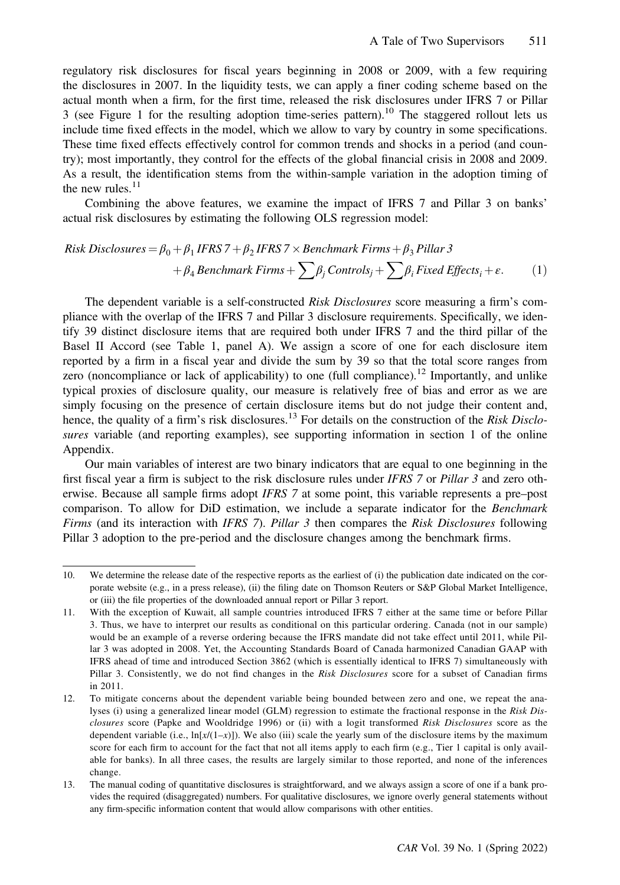regulatory risk disclosures for fiscal years beginning in 2008 or 2009, with a few requiring the disclosures in 2007. In the liquidity tests, we can apply a finer coding scheme based on the actual month when a firm, for the first time, released the risk disclosures under IFRS 7 or Pillar 3 (see Figure 1 for the resulting adoption time-series pattern).[10] The staggered rollout lets us include time fixed effects in the model, which we allow to vary by country in some specifications. These time fixed effects effectively control for common trends and shocks in a period (and country); most importantly, they control for the effects of the global financial crisis in 2008 and 2009. As a result, the identification stems from the within-sample variation in the adoption timing of the new rules.[11]

Combining the above features, we examine the impact of IFRS 7 and Pillar 3 on banks' actual risk disclosures by estimating the following OLS regression model:

$$\begin{aligned} \textit{Risk Disclosures} = \beta_0 + \beta_1\, \textit{IFRS 7} + \beta_2\, \textit{IFRS 7} \times \textit{Benchmark Firms} + \beta_3\, \textit{Pillar 3} \\ + \beta_4\, \textit{Benchmark Firms} + \sum \beta_j\, \textit{Controls}_j + \sum \beta_i\, \textit{Fixed Effects}_i + \varepsilon. \end{aligned} \tag{1}$$

The dependent variable is a self-constructed *Risk Disclosures* score measuring a firm's compliance with the overlap of the IFRS 7 and Pillar 3 disclosure requirements. Specifically, we identify 39 distinct disclosure items that are required both under IFRS 7 and the third pillar of the Basel II Accord (see Table 1, panel A). We assign a score of one for each disclosure item reported by a firm in a fiscal year and divide the sum by 39 so that the total score ranges from zero (noncompliance or lack of applicability) to one (full compliance).[12] Importantly, and unlike typical proxies of disclosure quality, our measure is relatively free of bias and error as we are simply focusing on the presence of certain disclosure items but do not judge their content and, hence, the quality of a firm's risk disclosures.[13] For details on the construction of the *Risk Disclosures* variable (and reporting examples), see supporting information in section 1 of the online Appendix.

Our main variables of interest are two binary indicators that are equal to one beginning in the first fiscal year a firm is subject to the risk disclosure rules under *IFRS 7* or *Pillar 3* and zero otherwise. Because all sample firms adopt *IFRS 7* at some point, this variable represents a pre–post comparison. To allow for DiD estimation, we include a separate indicator for the *Benchmark Firms* (and its interaction with *IFRS 7*). *Pillar 3* then compares the *Risk Disclosures* following Pillar 3 adoption to the pre-period and the disclosure changes among the benchmark firms.

---

10. We determine the release date of the respective reports as the earliest of (i) the publication date indicated on the corporate website (e.g., in a press release), (ii) the filing date on Thomson Reuters or S&P Global Market Intelligence, or (iii) the file properties of the downloaded annual report or Pillar 3 report.

11. With the exception of Kuwait, all sample countries introduced IFRS 7 either at the same time or before Pillar 3. Thus, we have to interpret our results as conditional on this particular ordering. Canada (not in our sample) would be an example of a reverse ordering because the IFRS mandate did not take effect until 2011, while Pillar 3 was adopted in 2008. Yet, the Accounting Standards Board of Canada harmonized Canadian GAAP with IFRS ahead of time and introduced Section 3862 (which is essentially identical to IFRS 7) simultaneously with Pillar 3. Consistently, we do not find changes in the *Risk Disclosures* score for a subset of Canadian firms in 2011.

12. To mitigate concerns about the dependent variable being bounded between zero and one, we repeat the analyses (i) using a generalized linear model (GLM) regression to estimate the fractional response in the *Risk Disclosures* score (Papke and Wooldridge 1996) or (ii) with a logit transformed *Risk Disclosures* score as the dependent variable (i.e., $\ln[x/(1-x)]$). We also (iii) scale the yearly sum of the disclosure items by the maximum score for each firm to account for the fact that not all items apply to each firm (e.g., Tier 1 capital is only available for banks). In all three cases, the results are largely similar to those reported, and none of the inferences change.

13. The manual coding of quantitative disclosures is straightforward, and we always assign a score of one if a bank provides the required (disaggregated) numbers. For qualitative disclosures, we ignore overly general statements without any firm-specific information content that would allow comparisons with other entities.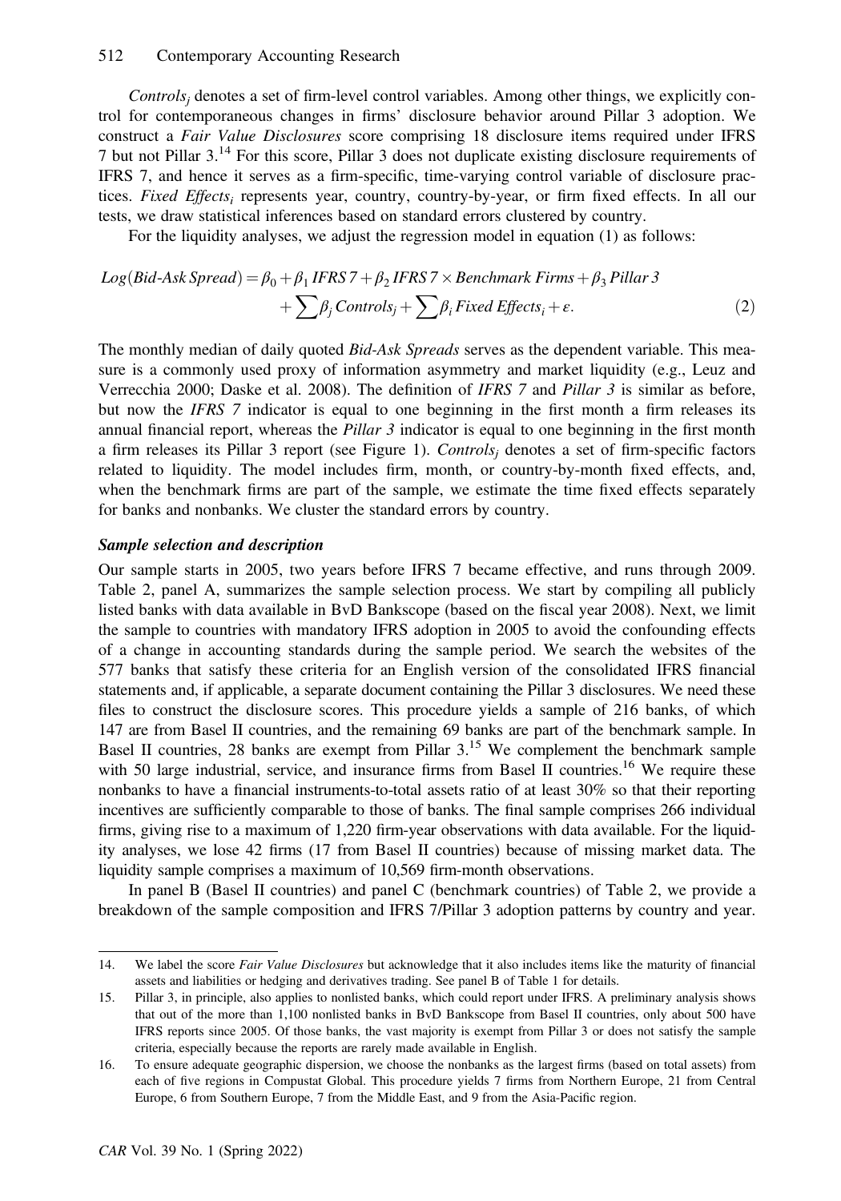$Controls_j$ denotes a set of firm-level control variables. Among other things, we explicitly control for contemporaneous changes in firms' disclosure behavior around Pillar 3 adoption. We construct a *Fair Value Disclosures* score comprising 18 disclosure items required under IFRS 7 but not Pillar 3.[14] For this score, Pillar 3 does not duplicate existing disclosure requirements of IFRS 7, and hence it serves as a firm-specific, time-varying control variable of disclosure practices. $Fixed\ Effects_i$ represents year, country, country-by-year, or firm fixed effects. In all our tests, we draw statistical inferences based on standard errors clustered by country.

For the liquidity analyses, we adjust the regression model in equation (1) as follows:

$$Log(Bid\text{-}Ask\ Spread) = \beta_0 + \beta_1\, IFRS\,7 + \beta_2\, IFRS\,7 \times Benchmark\ Firms + \beta_3\, Pillar\,3 + \sum \beta_j\, Controls_j + \sum \beta_i\, Fixed\ Effects_i + \varepsilon. \quad (2)$$

The monthly median of daily quoted *Bid-Ask Spreads* serves as the dependent variable. This measure is a commonly used proxy of information asymmetry and market liquidity (e.g., Leuz and Verrecchia 2000; Daske et al. 2008). The definition of *IFRS 7* and *Pillar 3* is similar as before, but now the *IFRS 7* indicator is equal to one beginning in the first month a firm releases its annual financial report, whereas the *Pillar 3* indicator is equal to one beginning in the first month a firm releases its Pillar 3 report (see Figure 1). $Controls_j$ denotes a set of firm-specific factors related to liquidity. The model includes firm, month, or country-by-month fixed effects, and, when the benchmark firms are part of the sample, we estimate the time fixed effects separately for banks and nonbanks. We cluster the standard errors by country.

### *Sample selection and description*

Our sample starts in 2005, two years before IFRS 7 became effective, and runs through 2009. Table 2, panel A, summarizes the sample selection process. We start by compiling all publicly listed banks with data available in BvD Bankscope (based on the fiscal year 2008). Next, we limit the sample to countries with mandatory IFRS adoption in 2005 to avoid the confounding effects of a change in accounting standards during the sample period. We search the websites of the 577 banks that satisfy these criteria for an English version of the consolidated IFRS financial statements and, if applicable, a separate document containing the Pillar 3 disclosures. We need these files to construct the disclosure scores. This procedure yields a sample of 216 banks, of which 147 are from Basel II countries, and the remaining 69 banks are part of the benchmark sample. In Basel II countries, 28 banks are exempt from Pillar 3.[15] We complement the benchmark sample with 50 large industrial, service, and insurance firms from Basel II countries.[16] We require these nonbanks to have a financial instruments-to-total assets ratio of at least 30% so that their reporting incentives are sufficiently comparable to those of banks. The final sample comprises 266 individual firms, giving rise to a maximum of 1,220 firm-year observations with data available. For the liquidity analyses, we lose 42 firms (17 from Basel II countries) because of missing market data. The liquidity sample comprises a maximum of 10,569 firm-month observations.

In panel B (Basel II countries) and panel C (benchmark countries) of Table 2, we provide a breakdown of the sample composition and IFRS 7/Pillar 3 adoption patterns by country and year.

---

14. We label the score *Fair Value Disclosures* but acknowledge that it also includes items like the maturity of financial assets and liabilities or hedging and derivatives trading. See panel B of Table 1 for details.

15. Pillar 3, in principle, also applies to nonlisted banks, which could report under IFRS. A preliminary analysis shows that out of the more than 1,100 nonlisted banks in BvD Bankscope from Basel II countries, only about 500 have IFRS reports since 2005. Of those banks, the vast majority is exempt from Pillar 3 or does not satisfy the sample criteria, especially because the reports are rarely made available in English.

16. To ensure adequate geographic dispersion, we choose the nonbanks as the largest firms (based on total assets) from each of five regions in Compustat Global. This procedure yields 7 firms from Northern Europe, 21 from Central Europe, 6 from Southern Europe, 7 from the Middle East, and 9 from the Asia-Pacific region.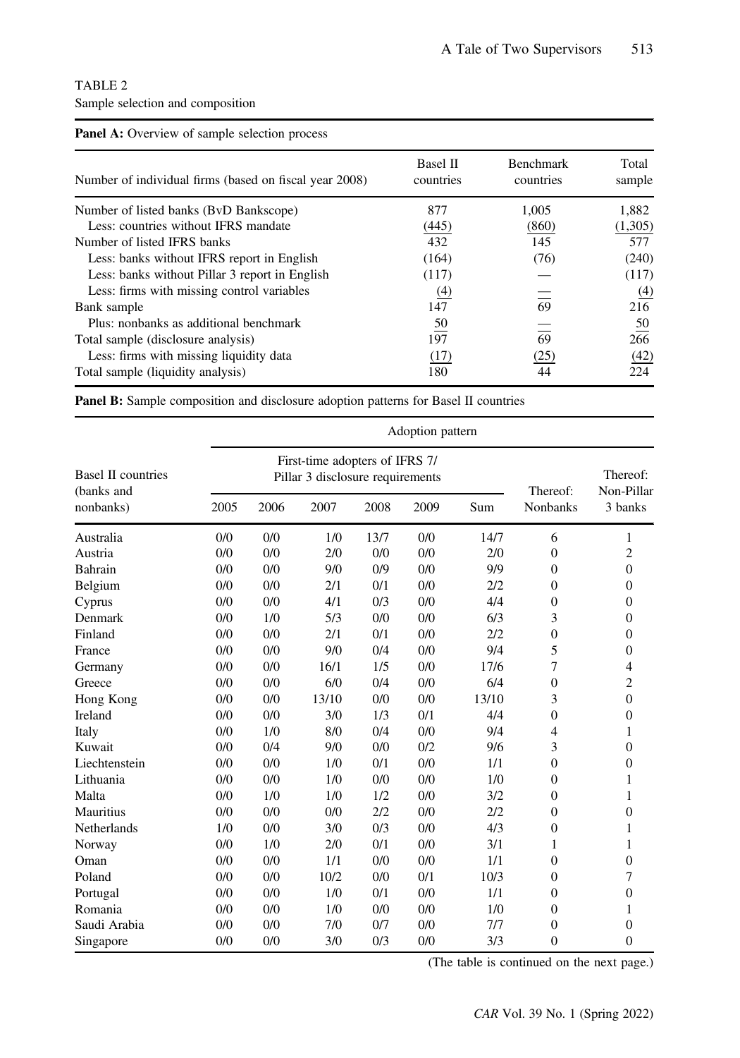TABLE 2

Sample selection and composition

**Panel A:** Overview of sample selection process

| Number of individual firms (based on fiscal year 2008) | Basel II countries | Benchmark countries | Total sample |
|---|---|---|---|
| Number of listed banks (BvD Bankscope) | 877 | 1,005 | 1,882 |
| Less: countries without IFRS mandate | (445) | (860) | (1,305) |
| Number of listed IFRS banks | 432 | 145 | 577 |
| Less: banks without IFRS report in English | (164) | (76) | (240) |
| Less: banks without Pillar 3 report in English | (117) | — | (117) |
| Less: firms with missing control variables | (4) | — | (4) |
| Bank sample | 147 | 69 | 216 |
| Plus: nonbanks as additional benchmark | 50 | — | 50 |
| Total sample (disclosure analysis) | 197 | 69 | 266 |
| Less: firms with missing liquidity data | (17) | (25) | (42) |
| Total sample (liquidity analysis) | 180 | 44 | 224 |

**Panel B:** Sample composition and disclosure adoption patterns for Basel II countries

| Basel II countries (banks and nonbanks) | Adoption pattern | | | | | | | |
|---|---|---|---|---|---|---|---|---|
| | First-time adopters of IFRS 7/ Pillar 3 disclosure requirements | | | | | | Thereof: Nonbanks | Thereof: Non-Pillar 3 banks |
| | 2005 | 2006 | 2007 | 2008 | 2009 | Sum | | |
| Australia | 0/0 | 0/0 | 1/0 | 13/7 | 0/0 | 14/7 | 6 | 1 |
| Austria | 0/0 | 0/0 | 2/0 | 0/0 | 0/0 | 2/0 | 0 | 2 |
| Bahrain | 0/0 | 0/0 | 9/0 | 0/9 | 0/0 | 9/9 | 0 | 0 |
| Belgium | 0/0 | 0/0 | 2/1 | 0/1 | 0/0 | 2/2 | 0 | 0 |
| Cyprus | 0/0 | 0/0 | 4/1 | 0/3 | 0/0 | 4/4 | 0 | 0 |
| Denmark | 0/0 | 1/0 | 5/3 | 0/0 | 0/0 | 6/3 | 3 | 0 |
| Finland | 0/0 | 0/0 | 2/1 | 0/1 | 0/0 | 2/2 | 0 | 0 |
| France | 0/0 | 0/0 | 9/0 | 0/4 | 0/0 | 9/4 | 5 | 0 |
| Germany | 0/0 | 0/0 | 16/1 | 1/5 | 0/0 | 17/6 | 7 | 4 |
| Greece | 0/0 | 0/0 | 6/0 | 0/4 | 0/0 | 6/4 | 0 | 2 |
| Hong Kong | 0/0 | 0/0 | 13/10 | 0/0 | 0/0 | 13/10 | 3 | 0 |
| Ireland | 0/0 | 0/0 | 3/0 | 1/3 | 0/1 | 4/4 | 0 | 0 |
| Italy | 0/0 | 1/0 | 8/0 | 0/4 | 0/0 | 9/4 | 4 | 1 |
| Kuwait | 0/0 | 0/4 | 9/0 | 0/0 | 0/2 | 9/6 | 3 | 0 |
| Liechtenstein | 0/0 | 0/0 | 1/0 | 0/1 | 0/0 | 1/1 | 0 | 0 |
| Lithuania | 0/0 | 0/0 | 1/0 | 0/0 | 0/0 | 1/0 | 0 | 1 |
| Malta | 0/0 | 1/0 | 1/0 | 1/2 | 0/0 | 3/2 | 0 | 1 |
| Mauritius | 0/0 | 0/0 | 0/0 | 2/2 | 0/0 | 2/2 | 0 | 0 |
| Netherlands | 1/0 | 0/0 | 3/0 | 0/3 | 0/0 | 4/3 | 0 | 1 |
| Norway | 0/0 | 1/0 | 2/0 | 0/1 | 0/0 | 3/1 | 1 | 1 |
| Oman | 0/0 | 0/0 | 1/1 | 0/0 | 0/0 | 1/1 | 0 | 0 |
| Poland | 0/0 | 0/0 | 10/2 | 0/0 | 0/1 | 10/3 | 0 | 7 |
| Portugal | 0/0 | 0/0 | 1/0 | 0/1 | 0/0 | 1/1 | 0 | 0 |
| Romania | 0/0 | 0/0 | 1/0 | 0/0 | 0/0 | 1/0 | 0 | 1 |
| Saudi Arabia | 0/0 | 0/0 | 7/0 | 0/7 | 0/0 | 7/7 | 0 | 0 |
| Singapore | 0/0 | 0/0 | 3/0 | 0/3 | 0/0 | 3/3 | 0 | 0 |

(The table is continued on the next page.)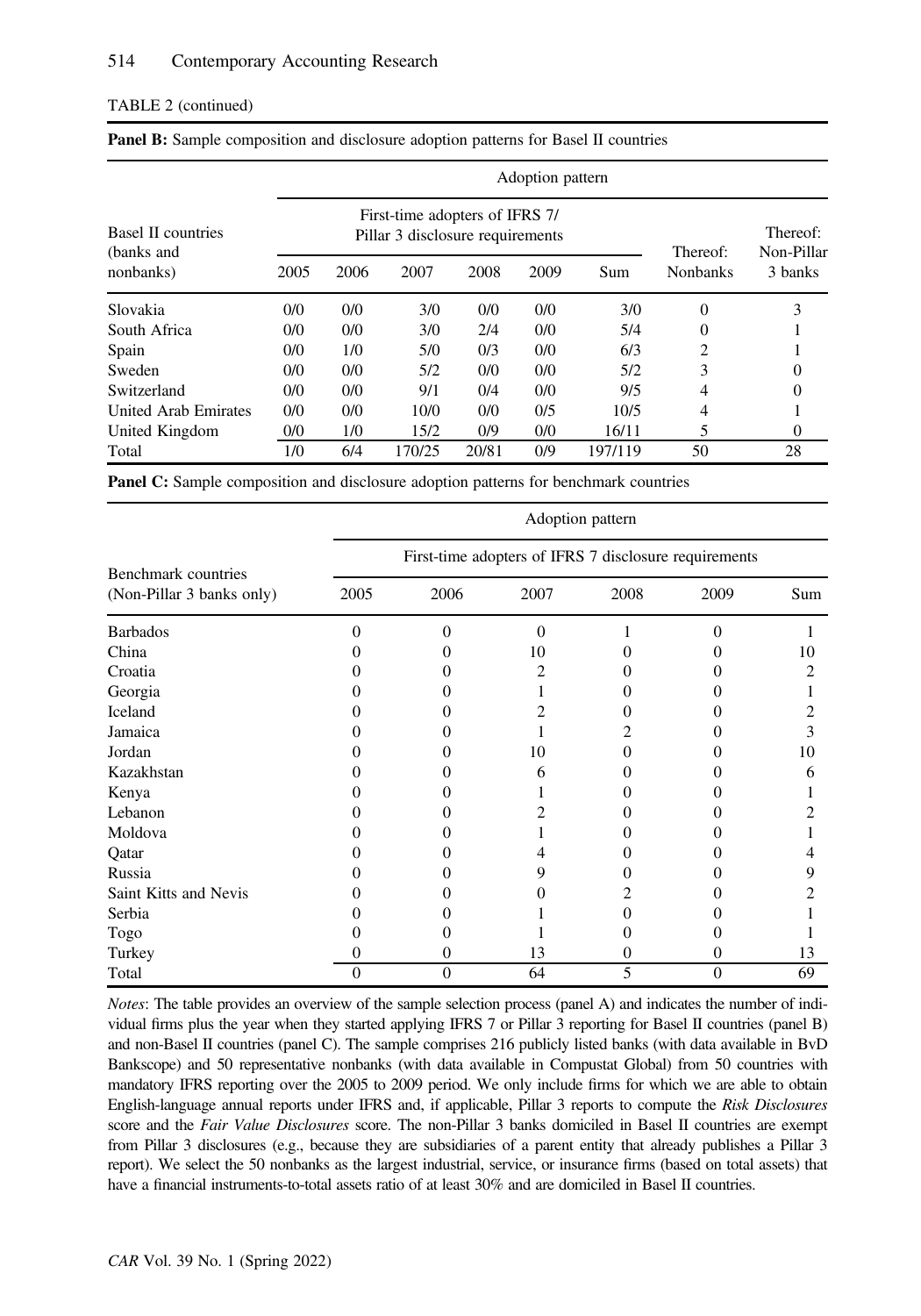TABLE 2 (continued)

**Panel B:** Sample composition and disclosure adoption patterns for Basel II countries

| Basel II countries (banks and nonbanks) | Adoption pattern | | | | | | | |
|---|---|---|---|---|---|---|---|---|
| | First-time adopters of IFRS 7/ Pillar 3 disclosure requirements | | | | | | Thereof: Nonbanks | Thereof: Non-Pillar 3 banks |
| | 2005 | 2006 | 2007 | 2008 | 2009 | Sum | | |
| Slovakia | 0/0 | 0/0 | 3/0 | 0/0 | 0/0 | 3/0 | 0 | 3 |
| South Africa | 0/0 | 0/0 | 3/0 | 2/4 | 0/0 | 5/4 | 0 | 1 |
| Spain | 0/0 | 1/0 | 5/0 | 0/3 | 0/0 | 6/3 | 2 | 1 |
| Sweden | 0/0 | 0/0 | 5/2 | 0/0 | 0/0 | 5/2 | 3 | 0 |
| Switzerland | 0/0 | 0/0 | 9/1 | 0/4 | 0/0 | 9/5 | 4 | 0 |
| United Arab Emirates | 0/0 | 0/0 | 10/0 | 0/0 | 0/5 | 10/5 | 4 | 1 |
| United Kingdom | 0/0 | 1/0 | 15/2 | 0/9 | 0/0 | 16/11 | 5 | 0 |
| Total | 1/0 | 6/4 | 170/25 | 20/81 | 0/9 | 197/119 | 50 | 28 |

**Panel C:** Sample composition and disclosure adoption patterns for benchmark countries

| Benchmark countries (Non-Pillar 3 banks only) | Adoption pattern | | | | | |
|---|---|---|---|---|---|---|
| | First-time adopters of IFRS 7 disclosure requirements | | | | | |
| | 2005 | 2006 | 2007 | 2008 | 2009 | Sum |
| Barbados | 0 | 0 | 0 | 1 | 0 | 1 |
| China | 0 | 0 | 10 | 0 | 0 | 10 |
| Croatia | 0 | 0 | 2 | 0 | 0 | 2 |
| Georgia | 0 | 0 | 1 | 0 | 0 | 1 |
| Iceland | 0 | 0 | 2 | 0 | 0 | 2 |
| Jamaica | 0 | 0 | 1 | 2 | 0 | 3 |
| Jordan | 0 | 0 | 10 | 0 | 0 | 10 |
| Kazakhstan | 0 | 0 | 6 | 0 | 0 | 6 |
| Kenya | 0 | 0 | 1 | 0 | 0 | 1 |
| Lebanon | 0 | 0 | 2 | 0 | 0 | 2 |
| Moldova | 0 | 0 | 1 | 0 | 0 | 1 |
| Qatar | 0 | 0 | 4 | 0 | 0 | 4 |
| Russia | 0 | 0 | 9 | 0 | 0 | 9 |
| Saint Kitts and Nevis | 0 | 0 | 0 | 2 | 0 | 2 |
| Serbia | 0 | 0 | 1 | 0 | 0 | 1 |
| Togo | 0 | 0 | 1 | 0 | 0 | 1 |
| Turkey | 0 | 0 | 13 | 0 | 0 | 13 |
| Total | 0 | 0 | 64 | 5 | 0 | 69 |

*Notes*: The table provides an overview of the sample selection process (panel A) and indicates the number of individual firms plus the year when they started applying IFRS 7 or Pillar 3 reporting for Basel II countries (panel B) and non-Basel II countries (panel C). The sample comprises 216 publicly listed banks (with data available in BvD Bankscope) and 50 representative nonbanks (with data available in Compustat Global) from 50 countries with mandatory IFRS reporting over the 2005 to 2009 period. We only include firms for which we are able to obtain English-language annual reports under IFRS and, if applicable, Pillar 3 reports to compute the *Risk Disclosures* score and the *Fair Value Disclosures* score. The non-Pillar 3 banks domiciled in Basel II countries are exempt from Pillar 3 disclosures (e.g., because they are subsidiaries of a parent entity that already publishes a Pillar 3 report). We select the 50 nonbanks as the largest industrial, service, or insurance firms (based on total assets) that have a financial instruments-to-total assets ratio of at least 30% and are domiciled in Basel II countries.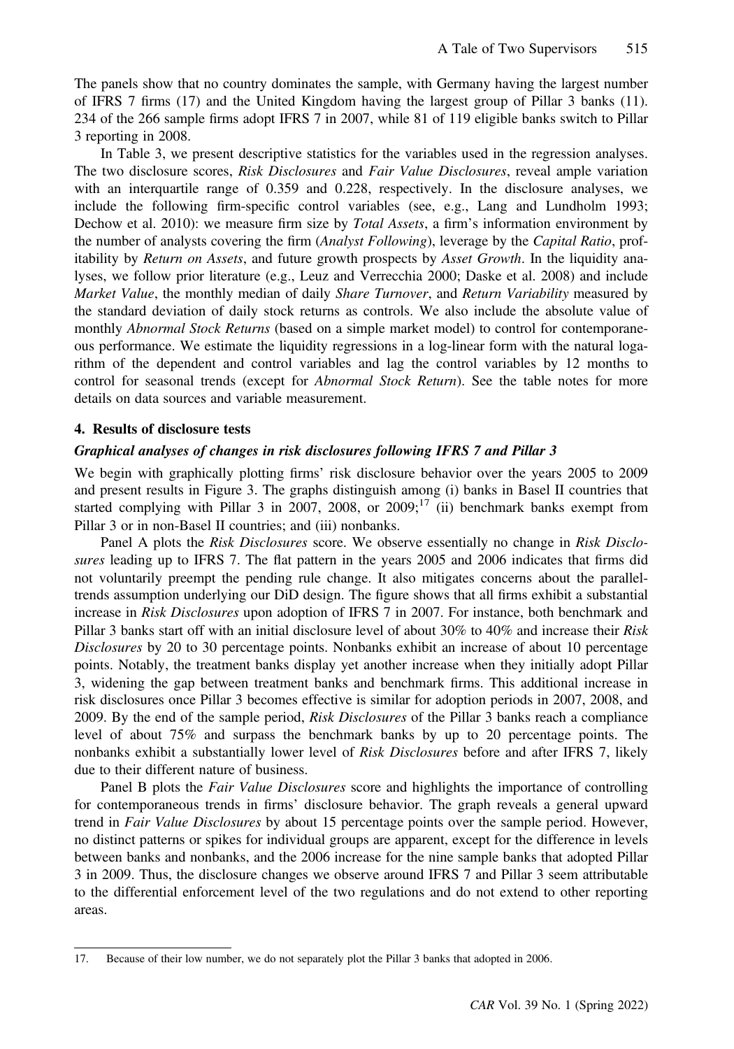The panels show that no country dominates the sample, with Germany having the largest number of IFRS 7 firms (17) and the United Kingdom having the largest group of Pillar 3 banks (11). 234 of the 266 sample firms adopt IFRS 7 in 2007, while 81 of 119 eligible banks switch to Pillar 3 reporting in 2008.

In Table 3, we present descriptive statistics for the variables used in the regression analyses. The two disclosure scores, *Risk Disclosures* and *Fair Value Disclosures*, reveal ample variation with an interquartile range of 0.359 and 0.228, respectively. In the disclosure analyses, we include the following firm-specific control variables (see, e.g., Lang and Lundholm 1993; Dechow et al. 2010): we measure firm size by *Total Assets*, a firm's information environment by the number of analysts covering the firm (*Analyst Following*), leverage by the *Capital Ratio*, profitability by *Return on Assets*, and future growth prospects by *Asset Growth*. In the liquidity analyses, we follow prior literature (e.g., Leuz and Verrecchia 2000; Daske et al. 2008) and include *Market Value*, the monthly median of daily *Share Turnover*, and *Return Variability* measured by the standard deviation of daily stock returns as controls. We also include the absolute value of monthly *Abnormal Stock Returns* (based on a simple market model) to control for contemporaneous performance. We estimate the liquidity regressions in a log-linear form with the natural logarithm of the dependent and control variables and lag the control variables by 12 months to control for seasonal trends (except for *Abnormal Stock Return*). See the table notes for more details on data sources and variable measurement.

## 4. Results of disclosure tests

### *Graphical analyses of changes in risk disclosures following IFRS 7 and Pillar 3*

We begin with graphically plotting firms' risk disclosure behavior over the years 2005 to 2009 and present results in Figure 3. The graphs distinguish among (i) banks in Basel II countries that started complying with Pillar 3 in 2007, 2008, or 2009;[17] (ii) benchmark banks exempt from Pillar 3 or in non-Basel II countries; and (iii) nonbanks.

Panel A plots the *Risk Disclosures* score. We observe essentially no change in *Risk Disclosures* leading up to IFRS 7. The flat pattern in the years 2005 and 2006 indicates that firms did not voluntarily preempt the pending rule change. It also mitigates concerns about the parallel-trends assumption underlying our DiD design. The figure shows that all firms exhibit a substantial increase in *Risk Disclosures* upon adoption of IFRS 7 in 2007. For instance, both benchmark and Pillar 3 banks start off with an initial disclosure level of about 30% to 40% and increase their *Risk Disclosures* by 20 to 30 percentage points. Nonbanks exhibit an increase of about 10 percentage points. Notably, the treatment banks display yet another increase when they initially adopt Pillar 3, widening the gap between treatment banks and benchmark firms. This additional increase in risk disclosures once Pillar 3 becomes effective is similar for adoption periods in 2007, 2008, and 2009. By the end of the sample period, *Risk Disclosures* of the Pillar 3 banks reach a compliance level of about 75% and surpass the benchmark banks by up to 20 percentage points. The nonbanks exhibit a substantially lower level of *Risk Disclosures* before and after IFRS 7, likely due to their different nature of business.

Panel B plots the *Fair Value Disclosures* score and highlights the importance of controlling for contemporaneous trends in firms' disclosure behavior. The graph reveals a general upward trend in *Fair Value Disclosures* by about 15 percentage points over the sample period. However, no distinct patterns or spikes for individual groups are apparent, except for the difference in levels between banks and nonbanks, and the 2006 increase for the nine sample banks that adopted Pillar 3 in 2009. Thus, the disclosure changes we observe around IFRS 7 and Pillar 3 seem attributable to the differential enforcement level of the two regulations and do not extend to other reporting areas.

---

17. Because of their low number, we do not separately plot the Pillar 3 banks that adopted in 2006.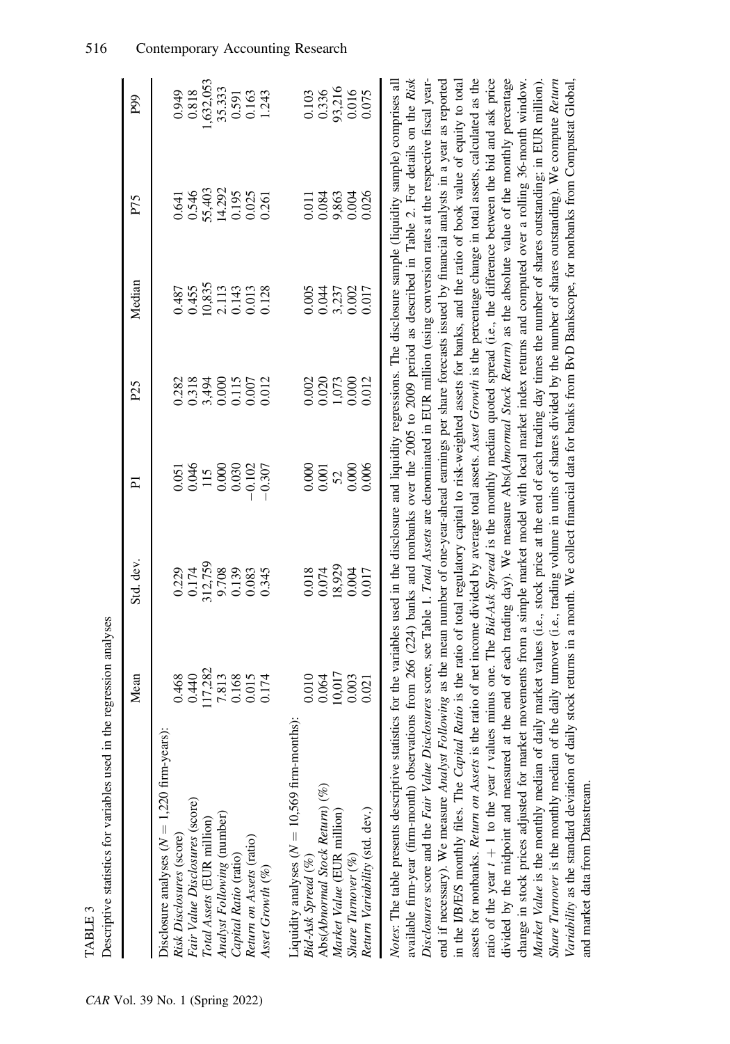TABLE 3

Descriptive statistics for variables used in the regression analyses

| | Mean | Std. dev. | P1 | P25 | Median | P75 | P99 |
|---|---|---|---|---|---|---|---|
| Disclosure analyses ($N = 1{,}220$ firm-years): | | | | | | | |
| *Risk Disclosures* (score) | 0.468 | 0.229 | 0.051 | 0.282 | 0.487 | 0.641 | 0.949 |
| *Fair Value Disclosures* (score) | 0.440 | 0.174 | 0.046 | 0.318 | 0.455 | 0.546 | 0.818 |
| *Total Assets* (EUR million) | 117,282 | 312,759 | 115 | 3,494 | 10,835 | 55,403 | 1,632,053 |
| *Analyst Following* (number) | 7.813 | 9.708 | 0.000 | 0.000 | 2.113 | 14.292 | 35.333 |
| *Capital Ratio* (ratio) | 0.168 | 0.139 | 0.030 | 0.115 | 0.143 | 0.195 | 0.591 |
| *Return on Assets* (ratio) | 0.015 | 0.083 | −0.102 | 0.007 | 0.013 | 0.025 | 0.163 |
| *Asset Growth* (%) | 0.174 | 0.345 | −0.307 | 0.012 | 0.128 | 0.261 | 1.243 |
| Liquidity analyses ($N = 10{,}569$ firm-months): | | | | | | | |
| *Bid-Ask Spread* (%) | 0.010 | 0.018 | 0.000 | 0.002 | 0.005 | 0.011 | 0.103 |
| Abs(*Abnormal Stock Return*) (%) | 0.064 | 0.074 | 0.001 | 0.020 | 0.044 | 0.084 | 0.336 |
| *Market Value* (EUR million) | 10,017 | 18,929 | 52 | 1,073 | 3,237 | 9,863 | 93,216 |
| *Share Turnover* (%) | 0.003 | 0.004 | 0.000 | 0.000 | 0.002 | 0.004 | 0.016 |
| *Return Variability* (std. dev.) | 0.021 | 0.017 | 0.006 | 0.012 | 0.017 | 0.026 | 0.075 |

*Notes*: The table presents descriptive statistics for the variables used in the disclosure and liquidity regressions. The disclosure sample (liquidity sample) comprises all available firm-year (firm-month) observations from 266 (224) banks and nonbanks over the 2005 to 2009 period as described in Table 2. For details on the *Risk Disclosures* score and the *Fair Value Disclosures* score, see Table 1. *Total Assets* are denominated in EUR million (using conversion rates at the respective fiscal year-end if necessary). We measure *Analyst Following* as the mean number of one-year-ahead earnings per share forecasts issued by financial analysts in a year as reported in the I/B/E/S monthly files. The *Capital Ratio* is the ratio of total regulatory capital to risk-weighted assets for banks, and the ratio of book value of equity to total assets for nonbanks. *Return on Assets* is the ratio of net income divided by average total assets. *Asset Growth* is the percentage change in total assets, calculated as the ratio of the year $t + 1$ to the year $t$ values minus one. The *Bid-Ask Spread* is the monthly median quoted spread (i.e., the difference between the bid and ask price divided by the midpoint and measured at the end of each trading day). We measure Abs(*Abnormal Stock Return*) as the absolute value of the monthly percentage change in stock prices adjusted for market movements from a simple market model with local market index returns and computed over a rolling 36-month window. *Market Value* is the monthly median of daily market values (i.e., stock price at the end of each trading day times the number of shares outstanding; in EUR million). *Share Turnover* is the monthly median of the daily turnover (i.e., trading volume in units of shares divided by the number of shares outstanding). We compute *Return Variability* as the standard deviation of daily stock returns in a month. We collect financial data for banks from BvD Bankscope, for nonbanks from Compustat Global, and market data from Datastream.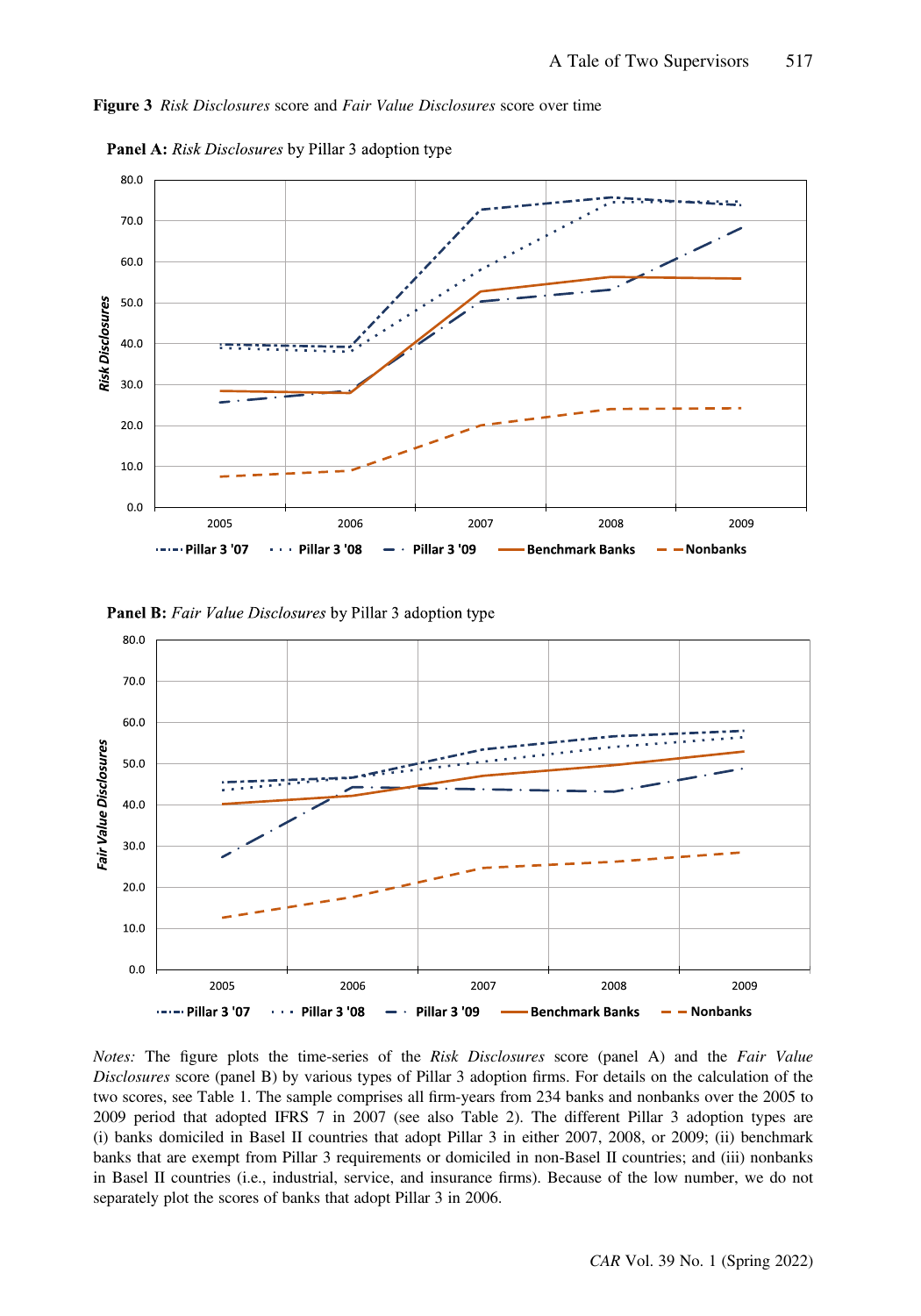**Figure 3** *Risk Disclosures* score and *Fair Value Disclosures* score over time

**Panel A:** *Risk Disclosures* by Pillar 3 adoption type

**Panel B:** *Fair Value Disclosures* by Pillar 3 adoption type

*Notes:* The figure plots the time-series of the *Risk Disclosures* score (panel A) and the *Fair Value Disclosures* score (panel B) by various types of Pillar 3 adoption firms. For details on the calculation of the two scores, see Table 1. The sample comprises all firm-years from 234 banks and nonbanks over the 2005 to 2009 period that adopted IFRS 7 in 2007 (see also Table 2). The different Pillar 3 adoption types are (i) banks domiciled in Basel II countries that adopt Pillar 3 in either 2007, 2008, or 2009; (ii) benchmark banks that are exempt from Pillar 3 requirements or domiciled in non-Basel II countries; and (iii) nonbanks in Basel II countries (i.e., industrial, service, and insurance firms). Because of the low number, we do not separately plot the scores of banks that adopt Pillar 3 in 2006.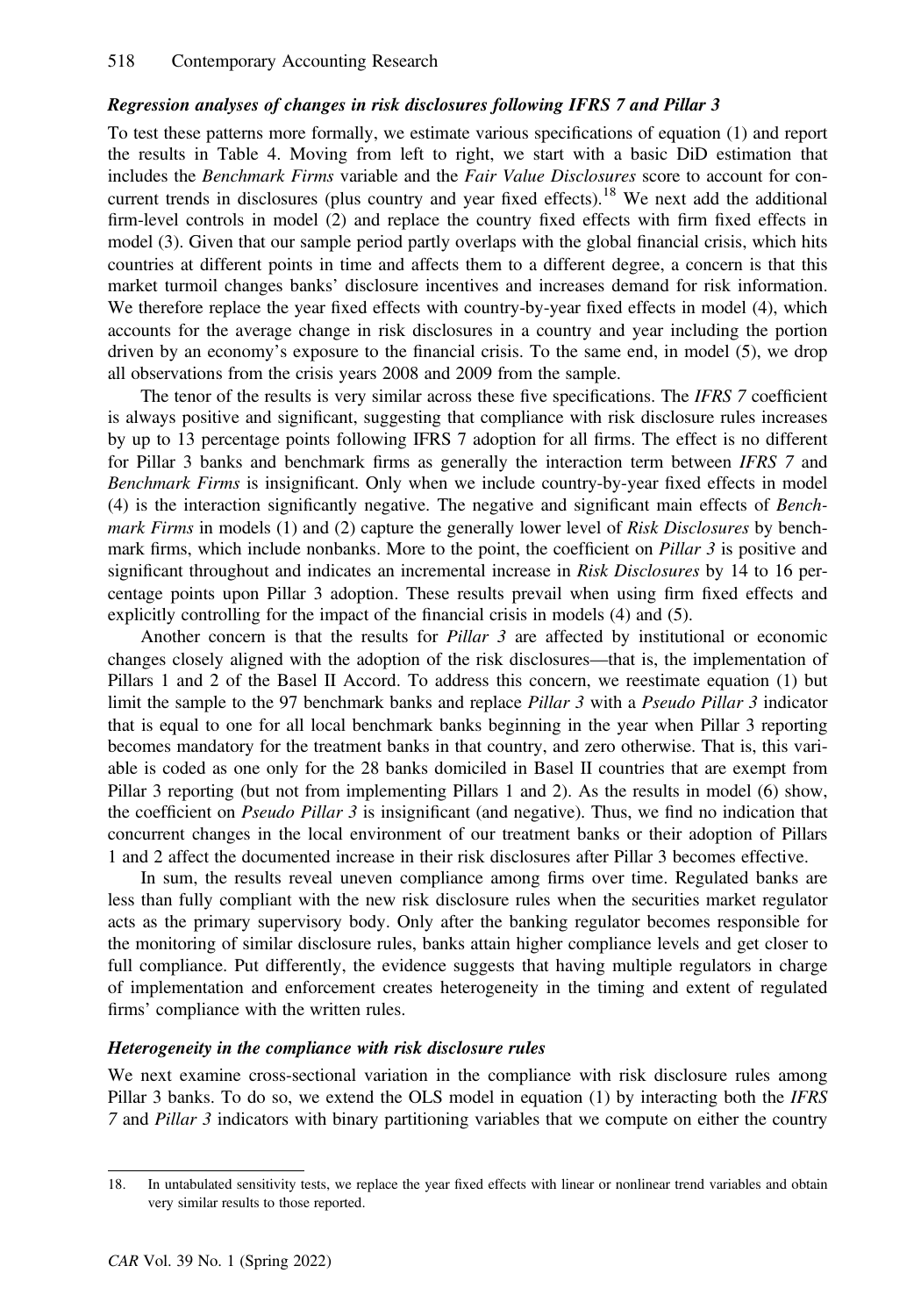### *Regression analyses of changes in risk disclosures following IFRS 7 and Pillar 3*

To test these patterns more formally, we estimate various specifications of equation (1) and report the results in Table 4. Moving from left to right, we start with a basic DiD estimation that includes the *Benchmark Firms* variable and the *Fair Value Disclosures* score to account for concurrent trends in disclosures (plus country and year fixed effects).[18] We next add the additional firm-level controls in model (2) and replace the country fixed effects with firm fixed effects in model (3). Given that our sample period partly overlaps with the global financial crisis, which hits countries at different points in time and affects them to a different degree, a concern is that this market turmoil changes banks' disclosure incentives and increases demand for risk information. We therefore replace the year fixed effects with country-by-year fixed effects in model (4), which accounts for the average change in risk disclosures in a country and year including the portion driven by an economy's exposure to the financial crisis. To the same end, in model (5), we drop all observations from the crisis years 2008 and 2009 from the sample.

The tenor of the results is very similar across these five specifications. The *IFRS 7* coefficient is always positive and significant, suggesting that compliance with risk disclosure rules increases by up to 13 percentage points following IFRS 7 adoption for all firms. The effect is no different for Pillar 3 banks and benchmark firms as generally the interaction term between *IFRS 7* and *Benchmark Firms* is insignificant. Only when we include country-by-year fixed effects in model (4) is the interaction significantly negative. The negative and significant main effects of *Benchmark Firms* in models (1) and (2) capture the generally lower level of *Risk Disclosures* by benchmark firms, which include nonbanks. More to the point, the coefficient on *Pillar 3* is positive and significant throughout and indicates an incremental increase in *Risk Disclosures* by 14 to 16 percentage points upon Pillar 3 adoption. These results prevail when using firm fixed effects and explicitly controlling for the impact of the financial crisis in models (4) and (5).

Another concern is that the results for *Pillar 3* are affected by institutional or economic changes closely aligned with the adoption of the risk disclosures—that is, the implementation of Pillars 1 and 2 of the Basel II Accord. To address this concern, we reestimate equation (1) but limit the sample to the 97 benchmark banks and replace *Pillar 3* with a *Pseudo Pillar 3* indicator that is equal to one for all local benchmark banks beginning in the year when Pillar 3 reporting becomes mandatory for the treatment banks in that country, and zero otherwise. That is, this variable is coded as one only for the 28 banks domiciled in Basel II countries that are exempt from Pillar 3 reporting (but not from implementing Pillars 1 and 2). As the results in model (6) show, the coefficient on *Pseudo Pillar 3* is insignificant (and negative). Thus, we find no indication that concurrent changes in the local environment of our treatment banks or their adoption of Pillars 1 and 2 affect the documented increase in their risk disclosures after Pillar 3 becomes effective.

In sum, the results reveal uneven compliance among firms over time. Regulated banks are less than fully compliant with the new risk disclosure rules when the securities market regulator acts as the primary supervisory body. Only after the banking regulator becomes responsible for the monitoring of similar disclosure rules, banks attain higher compliance levels and get closer to full compliance. Put differently, the evidence suggests that having multiple regulators in charge of implementation and enforcement creates heterogeneity in the timing and extent of regulated firms' compliance with the written rules.

### *Heterogeneity in the compliance with risk disclosure rules*

We next examine cross-sectional variation in the compliance with risk disclosure rules among Pillar 3 banks. To do so, we extend the OLS model in equation (1) by interacting both the *IFRS 7* and *Pillar 3* indicators with binary partitioning variables that we compute on either the country

---

18. In untabulated sensitivity tests, we replace the year fixed effects with linear or nonlinear trend variables and obtain very similar results to those reported.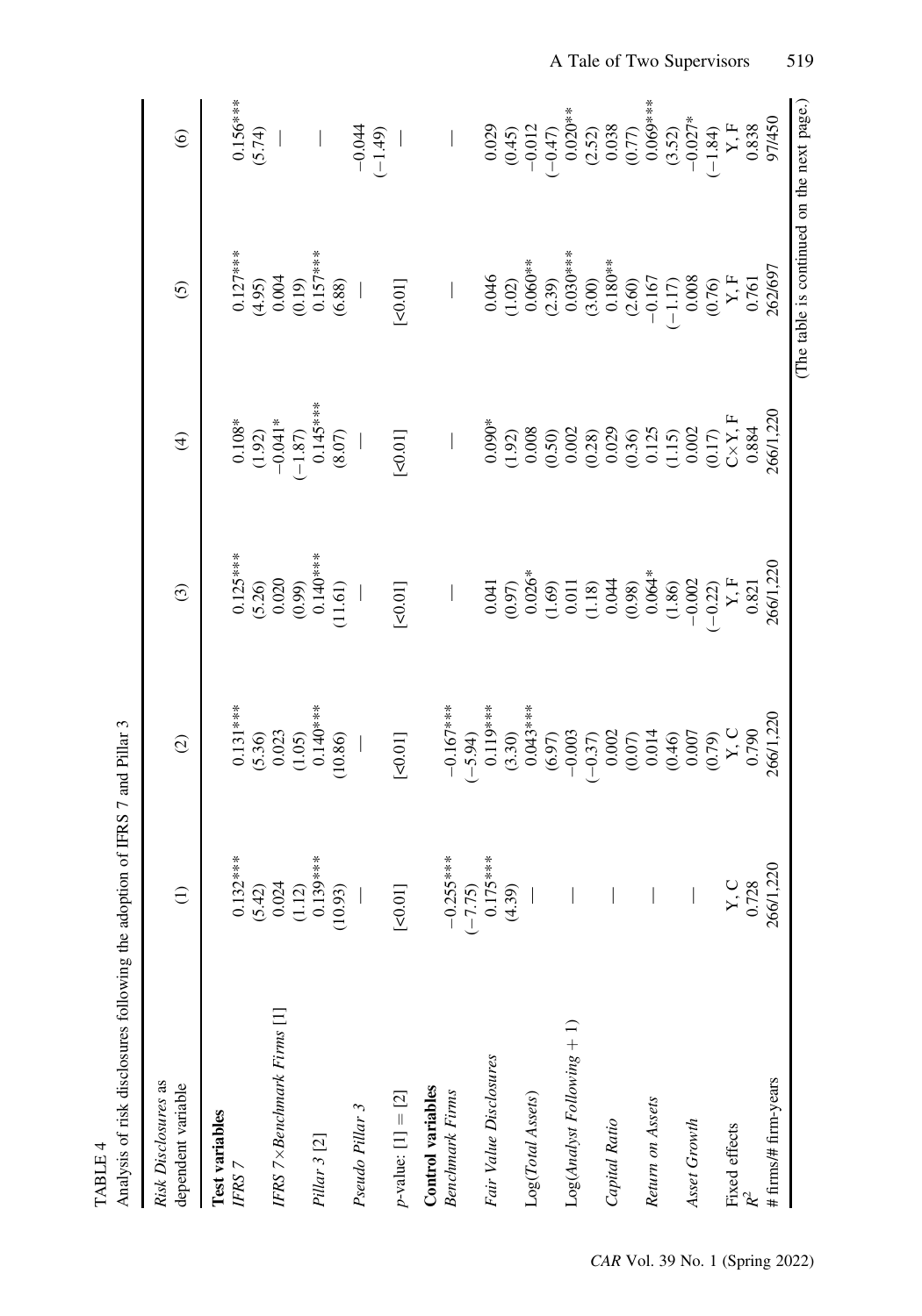TABLE 4

Analysis of risk disclosures following the adoption of IFRS 7 and Pillar 3

| *Risk Disclosures* as dependent variable | (1) | (2) | (3) | (4) | (5) | (6) |
|---|---|---|---|---|---|---|
| **Test variables** | | | | | | |
| *IFRS 7* | 0.132*** | 0.131*** | 0.125*** | 0.108* | 0.127*** | 0.156*** |
| | (5.42) | (5.36) | (5.26) | (1.92) | (4.95) | (5.74) |
| *IFRS 7* × *Benchmark Firms* [1] | 0.024 | 0.023 | 0.020 | −0.041* | 0.004 | — |
| | (1.12) | (1.05) | (0.99) | (−1.87) | (0.19) | |
| *Pillar 3* [2] | 0.139*** | 0.140*** | 0.140*** | 0.145*** | 0.157*** | — |
| | (10.93) | (10.86) | (11.61) | (8.07) | (6.88) | |
| *Pseudo Pillar 3* | — | — | — | — | — | −0.044 |
| | | | | | | (−1.49) |
| *p*-value: [1] = [2] | [<0.01] | [<0.01] | [<0.01] | [<0.01] | [<0.01] | — |
| **Control variables** | | | | | | |
| *Benchmark Firms* | −0.255*** | −0.167*** | — | — | — | — |
| | (−7.75) | (−5.94) | | | | |
| *Fair Value Disclosures* | 0.175*** | 0.119*** | 0.041 | 0.090* | 0.046 | 0.029 |
| | (4.39) | (3.30) | (0.97) | (1.92) | (1.02) | (0.45) |
| Log(*Total Assets*) | — | 0.043*** | 0.026* | 0.008 | 0.060** | −0.012 |
| | | (6.97) | (1.69) | (0.50) | (2.39) | (−0.47) |
| Log(*Analyst Following* + 1) | — | −0.003 | 0.011 | 0.002 | 0.030*** | 0.020** |
| | | (−0.37) | (1.18) | (0.28) | (3.00) | (2.52) |
| *Capital Ratio* | — | 0.002 | 0.044 | 0.029 | 0.180** | 0.038 |
| | | (0.07) | (0.98) | (0.36) | (2.60) | (0.77) |
| *Return on Assets* | — | 0.014 | 0.064* | 0.125 | −0.167 | 0.069*** |
| | | (0.46) | (1.86) | (1.15) | (−1.17) | (3.52) |
| *Asset Growth* | — | 0.007 | −0.002 | 0.002 | 0.008 | −0.027* |
| | | (0.79) | (−0.22) | (0.17) | (0.76) | (−1.84) |
| Fixed effects | Y, C | Y, C | Y, F | C×Y, F | Y, F | Y, F |
| $R^2$ | 0.728 | 0.790 | 0.821 | 0.884 | 0.761 | 0.838 |
| # firms/# firm-years | 266/1,220 | 266/1,220 | 266/1,220 | 266/1,220 | 262/697 | 97/450 |

(The table is continued on the next page.)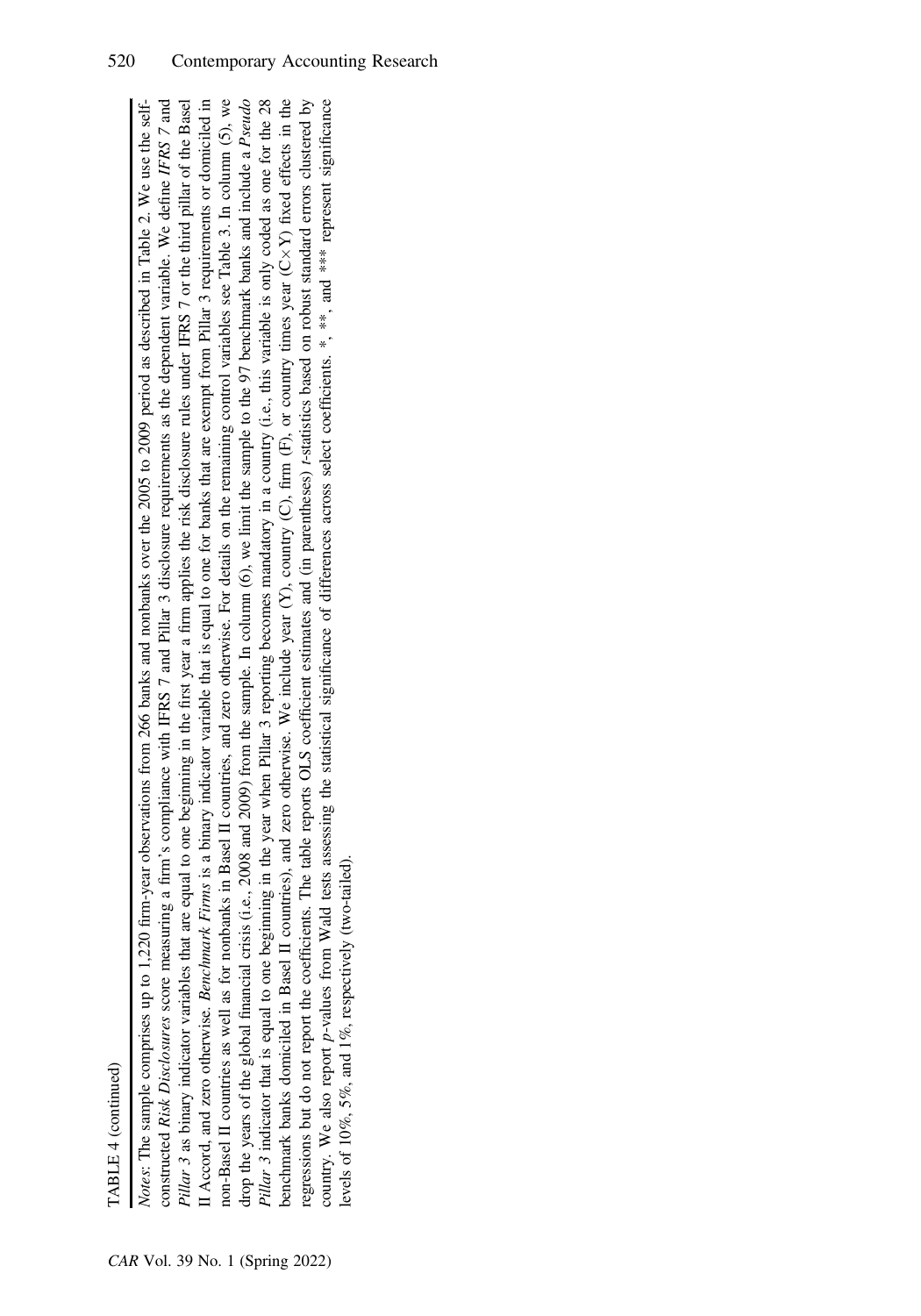TABLE 4 (continued)

*Notes*: The sample comprises up to 1,220 firm-year observations from 266 banks and nonbanks over the 2005 to 2009 period as described in Table 2. We use the self-constructed *Risk Disclosures* score measuring a firm's compliance with IFRS 7 and Pillar 3 disclosure requirements as the dependent variable. We define *IFRS 7* and *Pillar 3* as binary indicator variables that are equal to one beginning in the first year a firm applies the risk disclosure rules under IFRS 7 or the third pillar of the Basel II Accord, and zero otherwise. *Benchmark Firms* is a binary indicator variable that is equal to one for banks that are exempt from Pillar 3 requirements or domiciled in non-Basel II countries as well as for nonbanks in Basel II countries, and zero otherwise. For details on the remaining control variables see Table 3. In column (5), we drop the years of the global financial crisis (i.e., 2008 and 2009) from the sample. In column (6), we limit the sample to the 97 benchmark banks and include a *Pseudo Pillar 3* indicator that is equal to one beginning in the year when Pillar 3 reporting becomes mandatory in a country (i.e., this variable is only coded as one for the 28 benchmark banks domiciled in Basel II countries), and zero otherwise. We include year (Y), country (C), firm (F), or country times year (C×Y) fixed effects in the regressions but do not report the coefficients. The table reports OLS coefficient estimates and (in parentheses) *t*-statistics based on robust standard errors clustered by country. We also report *p*-values from Wald tests assessing the statistical significance of differences across select coefficients. *, **, and *** represent significance levels of 10%, 5%, and 1%, respectively (two-tailed).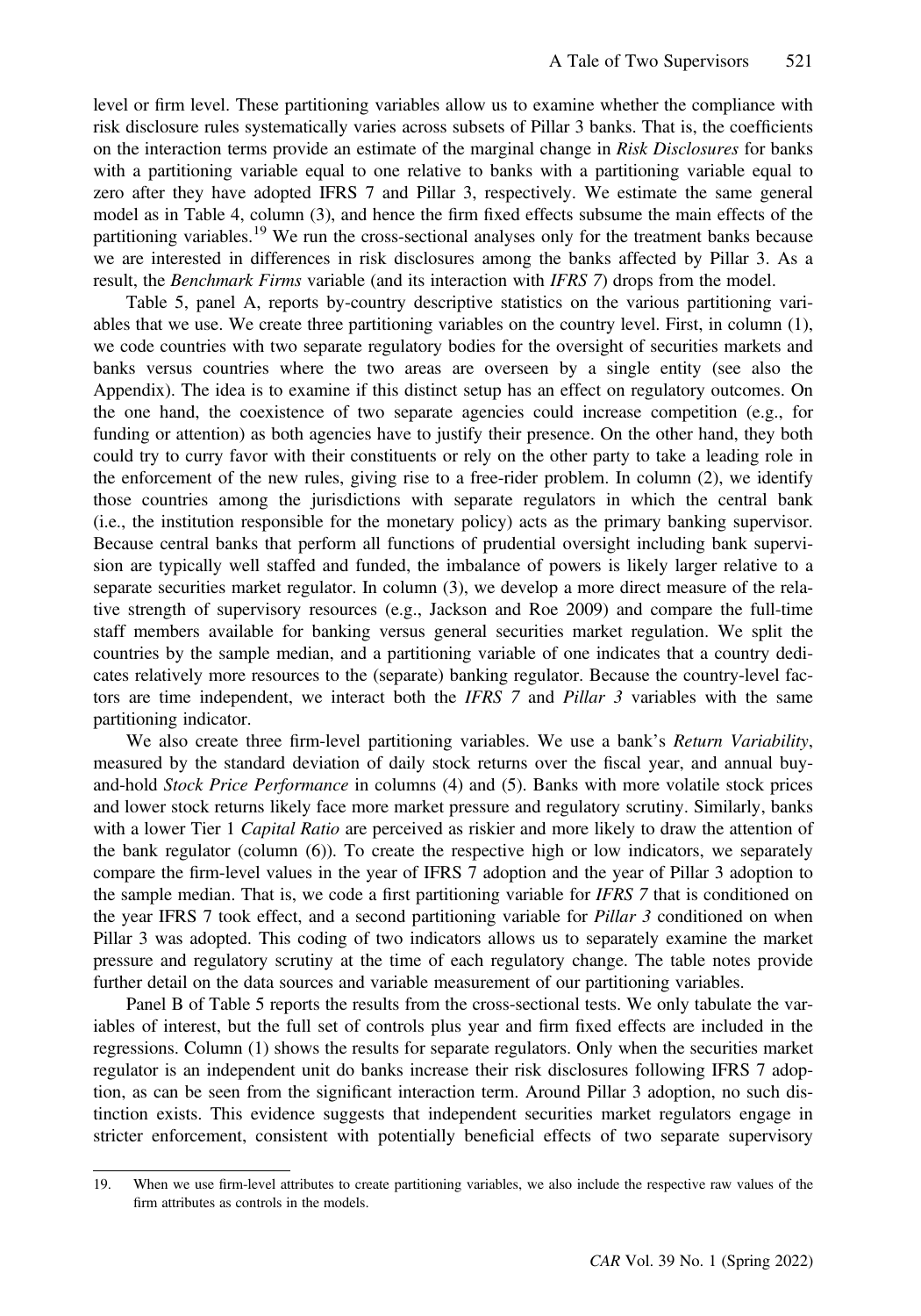level or firm level. These partitioning variables allow us to examine whether the compliance with risk disclosure rules systematically varies across subsets of Pillar 3 banks. That is, the coefficients on the interaction terms provide an estimate of the marginal change in *Risk Disclosures* for banks with a partitioning variable equal to one relative to banks with a partitioning variable equal to zero after they have adopted IFRS 7 and Pillar 3, respectively. We estimate the same general model as in Table 4, column (3), and hence the firm fixed effects subsume the main effects of the partitioning variables.[19] We run the cross-sectional analyses only for the treatment banks because we are interested in differences in risk disclosures among the banks affected by Pillar 3. As a result, the *Benchmark Firms* variable (and its interaction with *IFRS 7*) drops from the model.

Table 5, panel A, reports by-country descriptive statistics on the various partitioning variables that we use. We create three partitioning variables on the country level. First, in column (1), we code countries with two separate regulatory bodies for the oversight of securities markets and banks versus countries where the two areas are overseen by a single entity (see also the Appendix). The idea is to examine if this distinct setup has an effect on regulatory outcomes. On the one hand, the coexistence of two separate agencies could increase competition (e.g., for funding or attention) as both agencies have to justify their presence. On the other hand, they both could try to curry favor with their constituents or rely on the other party to take a leading role in the enforcement of the new rules, giving rise to a free-rider problem. In column (2), we identify those countries among the jurisdictions with separate regulators in which the central bank (i.e., the institution responsible for the monetary policy) acts as the primary banking supervisor. Because central banks that perform all functions of prudential oversight including bank supervision are typically well staffed and funded, the imbalance of powers is likely larger relative to a separate securities market regulator. In column (3), we develop a more direct measure of the relative strength of supervisory resources (e.g., Jackson and Roe 2009) and compare the full-time staff members available for banking versus general securities market regulation. We split the countries by the sample median, and a partitioning variable of one indicates that a country dedicates relatively more resources to the (separate) banking regulator. Because the country-level factors are time independent, we interact both the *IFRS 7* and *Pillar 3* variables with the same partitioning indicator.

We also create three firm-level partitioning variables. We use a bank's *Return Variability*, measured by the standard deviation of daily stock returns over the fiscal year, and annual buy-and-hold *Stock Price Performance* in columns (4) and (5). Banks with more volatile stock prices and lower stock returns likely face more market pressure and regulatory scrutiny. Similarly, banks with a lower Tier 1 *Capital Ratio* are perceived as riskier and more likely to draw the attention of the bank regulator (column (6)). To create the respective high or low indicators, we separately compare the firm-level values in the year of IFRS 7 adoption and the year of Pillar 3 adoption to the sample median. That is, we code a first partitioning variable for *IFRS 7* that is conditioned on the year IFRS 7 took effect, and a second partitioning variable for *Pillar 3* conditioned on when Pillar 3 was adopted. This coding of two indicators allows us to separately examine the market pressure and regulatory scrutiny at the time of each regulatory change. The table notes provide further detail on the data sources and variable measurement of our partitioning variables.

Panel B of Table 5 reports the results from the cross-sectional tests. We only tabulate the variables of interest, but the full set of controls plus year and firm fixed effects are included in the regressions. Column (1) shows the results for separate regulators. Only when the securities market regulator is an independent unit do banks increase their risk disclosures following IFRS 7 adoption, as can be seen from the significant interaction term. Around Pillar 3 adoption, no such distinction exists. This evidence suggests that independent securities market regulators engage in stricter enforcement, consistent with potentially beneficial effects of two separate supervisory

19. When we use firm-level attributes to create partitioning variables, we also include the respective raw values of the firm attributes as controls in the models.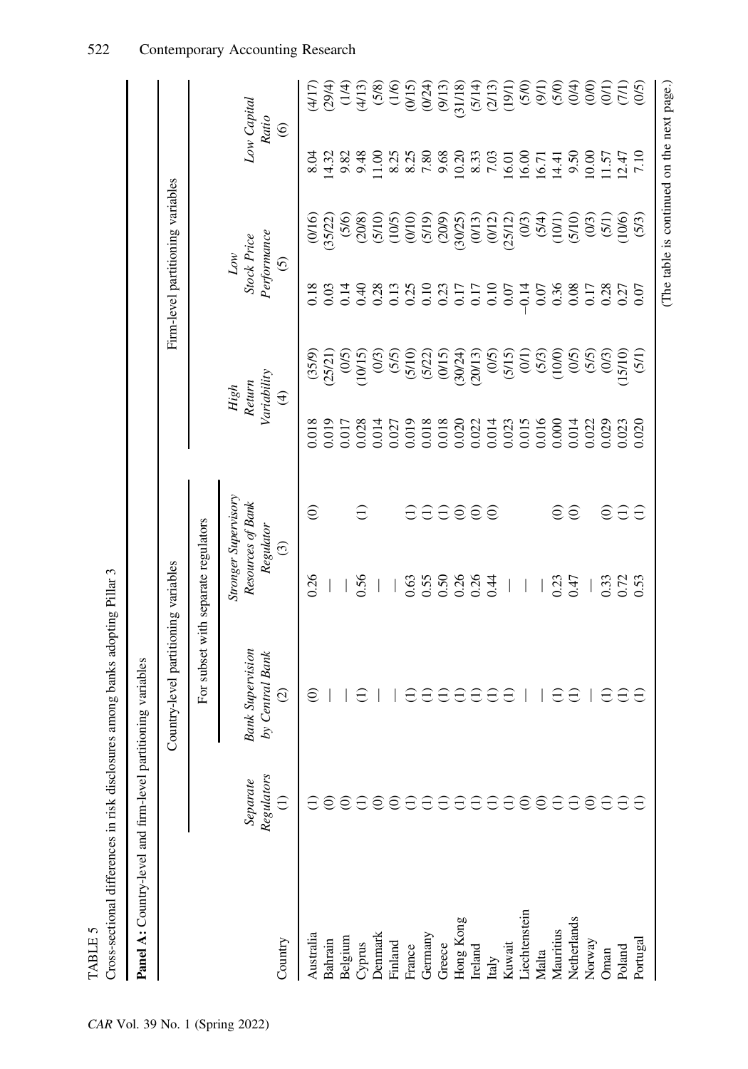TABLE 5

Cross-sectional differences in risk disclosures among banks adopting Pillar 3

**Panel A:** Country-level and firm-level partitioning variables

| | Country-level partitioning variables | | | Firm-level partitioning variables | | |
|---|---|---|---|---|---|---|
| | | For subset with separate regulators | | | | |
| Country | *Separate Regulators* (1) | *Bank Supervision by Central Bank* (2) | *Stronger Supervisory Resources of Bank Regulator* (3) | *High Return Variability* (4) | *Low Stock Price Performance* (5) | *Low Capital Ratio* (6) |
| Australia | (1) | (0) | 0.26 (0) | 0.018 (35/9) | 0.18 (0/16) | 8.04 (4/17) |
| Bahrain | (0) | — | — | 0.019 (25/21) | 0.03 (35/22) | 14.32 (29/4) |
| Belgium | (0) | — | — | 0.017 (0/5) | 0.14 (5/6) | 9.82 (1/4) |
| Cyprus | (1) | (1) | 0.56 (1) | 0.028 (10/15) | 0.40 (20/8) | 9.48 (4/13) |
| Denmark | (0) | — | — | 0.014 (0/3) | 0.28 (5/10) | 11.00 (5/8) |
| Finland | (0) | — | — | 0.027 (5/5) | 0.13 (10/5) | 8.25 (1/6) |
| France | (1) | (1) | 0.63 (1) | 0.019 (5/10) | 0.25 (0/10) | 8.25 (0/15) |
| Germany | (1) | (1) | 0.55 (1) | 0.018 (5/22) | 0.10 (5/19) | 7.80 (0/24) |
| Greece | (1) | (1) | 0.50 (1) | 0.018 (0/15) | 0.23 (20/9) | 9.68 (9/13) |
| Hong Kong | (1) | (1) | 0.26 (0) | 0.020 (30/24) | 0.17 (30/25) | 10.20 (31/18) |
| Ireland | (1) | (1) | 0.26 (0) | 0.022 (20/13) | 0.17 (0/13) | 8.33 (5/14) |
| Italy | (1) | (1) | 0.44 (0) | 0.014 (0/5) | 0.10 (0/12) | 7.03 (2/13) |
| Kuwait | (1) | — | — | 0.023 (5/15) | 0.07 (25/12) | 16.01 (19/1) |
| Liechtenstein | (0) | — | — | 0.015 (0/1) | −0.14 (0/3) | 16.00 (5/0) |
| Malta | (0) | — | — | 0.016 (5/3) | 0.07 (5/4) | 16.71 (9/1) |
| Mauritius | (1) | (1) | 0.23 (0) | 0.000 (10/0) | 0.36 (10/1) | 14.41 (5/0) |
| Netherlands | (1) | (1) | 0.47 (0) | 0.014 (0/5) | 0.08 (5/10) | 9.50 (0/4) |
| Norway | (0) | — | — | 0.022 (5/5) | 0.17 (0/3) | 10.00 (0/0) |
| Oman | (1) | (1) | 0.33 (0) | 0.029 (0/3) | 0.28 (5/1) | 11.57 (0/1) |
| Poland | (1) | (1) | 0.72 (1) | 0.023 (15/10) | 0.27 (10/6) | 12.47 (7/1) |
| Portugal | (1) | (1) | 0.53 (1) | 0.020 (5/1) | 0.07 (5/3) | 7.10 (0/5) |

(The table is continued on the next page.)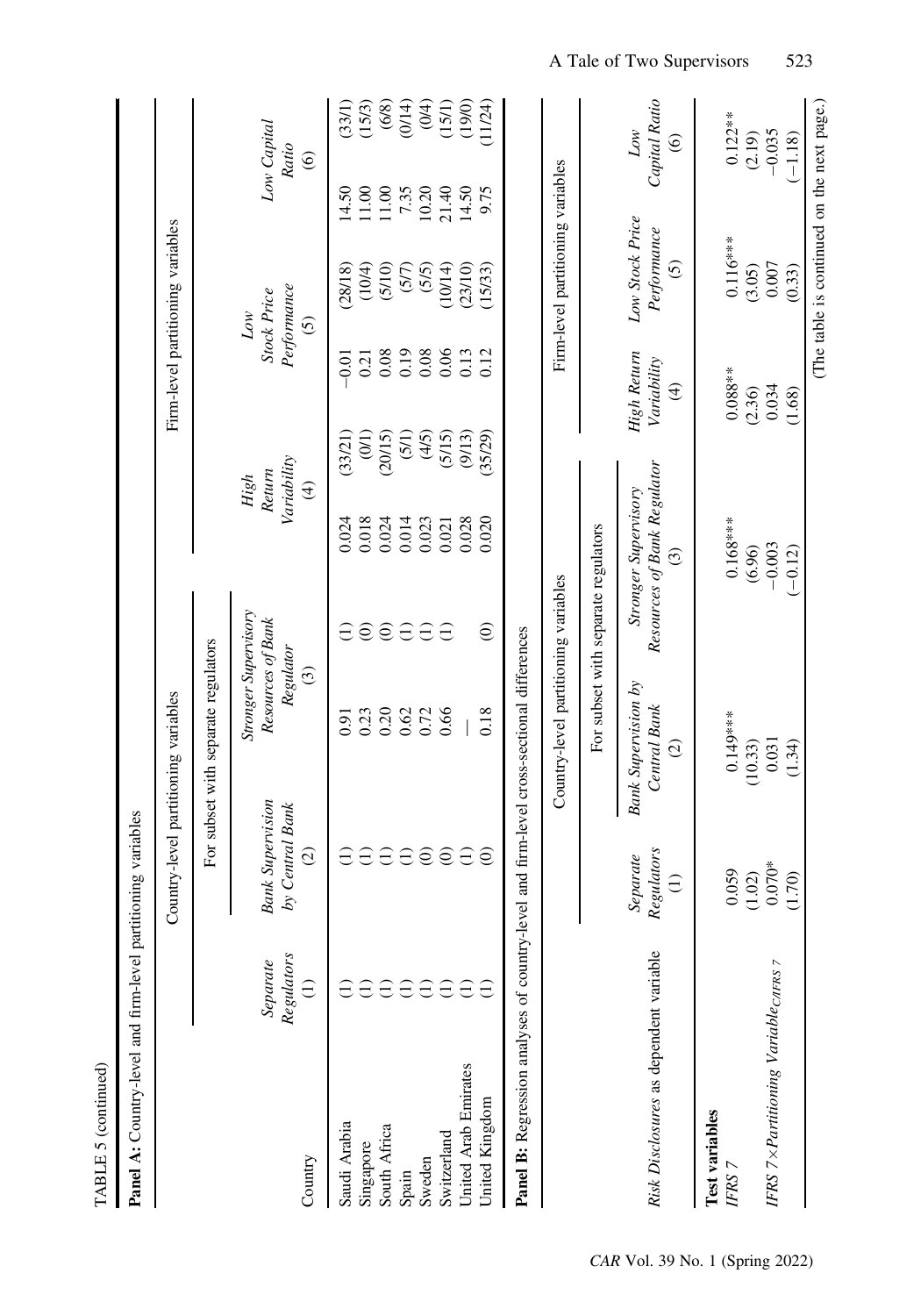TABLE 5 (continued)

**Panel A:** Country-level and firm-level partitioning variables

| | Country-level partitioning variables | | | Firm-level partitioning variables | | | | | |
|---|---|---|---|---|---|---|---|---|---|
| | | For subset with separate regulators | | | | | | | |
| Country | *Separate Regulators* (1) | *Bank Supervision by Central Bank* (2) | *Stronger Supervisory Resources of Bank Regulator* (3) | *High Return Variability* (4) | | *Low Stock Price Performance* (5) | | *Low Capital Ratio* (6) | |
| Saudi Arabia | (1) | (1) | 0.91 (1) | 0.024 | (33/21) | −0.01 | (28/18) | 14.50 | (33/1) |
| Singapore | (1) | (1) | 0.23 (0) | 0.018 | (0/1) | 0.21 | (10/4) | 11.00 | (15/3) |
| South Africa | (1) | (1) | 0.20 (0) | 0.024 | (20/15) | 0.08 | (5/10) | 11.00 | (6/8) |
| Spain | (1) | (1) | 0.62 (1) | 0.014 | (5/1) | 0.19 | (5/7) | 7.35 | (0/14) |
| Sweden | (1) | (0) | 0.72 (1) | 0.023 | (4/5) | 0.08 | (5/5) | 10.20 | (0/4) |
| Switzerland | (1) | (0) | 0.66 (1) | 0.021 | (5/15) | 0.06 | (10/14) | 21.40 | (15/1) |
| United Arab Emirates | (1) | (1) | — | 0.028 | (9/13) | 0.13 | (23/10) | 14.50 | (19/0) |
| United Kingdom | (1) | (0) | 0.18 (0) | 0.020 | (35/29) | 0.12 | (15/33) | 9.75 | (11/24) |

**Panel B:** Regression analyses of country-level and firm-level cross-sectional differences

| | Country-level partitioning variables | | | Firm-level partitioning variables | | |
|---|---|---|---|---|---|---|
| | | For subset with separate regulators | | | | |
| *Risk Disclosures* as dependent variable | *Separate Regulators* (1) | *Bank Supervision by Central Bank* (2) | *Stronger Supervisory Resources of Bank Regulator* (3) | *High Return Variability* (4) | *Low Stock Price Performance* (5) | *Low Capital Ratio* (6) |
| **Test variables** | | | | | | |
| *IFRS 7* | 0.059 | 0.149*** | 0.168*** | 0.088** | 0.116*** | 0.122** |
| | (1.02) | (10.33) | (6.96) | (2.36) | (3.05) | (2.19) |
| *IFRS 7* × *Partitioning Variable*$_{CAIFRS\ 7}$ | 0.070* | 0.031 | −0.003 | 0.034 | 0.007 | −0.035 |
| | (1.70) | (1.34) | (−0.12) | (1.68) | (0.33) | (−1.18) |

(The table is continued on the next page.)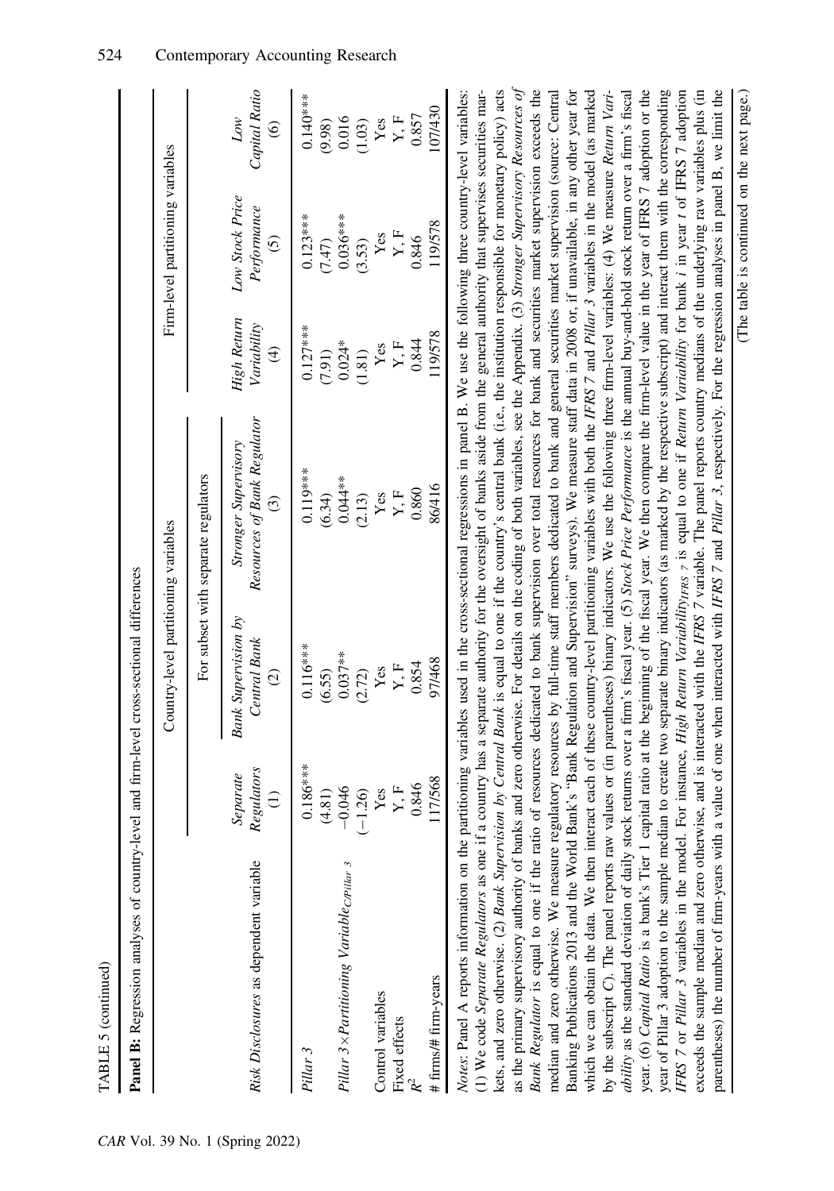TABLE 5 (continued)

**Panel B:** Regression analyses of country-level and firm-level cross-sectional differences

| *Risk Disclosures* as dependent variable | Country-level partitioning variables | | | Firm-level partitioning variables | | |
|---|---|---|---|---|---|---|
| | | For subset with separate regulators | | | | |
| | *Separate Regulators* (1) | *Bank Supervision by Central Bank* (2) | *Stronger Supervisory Resources of Bank Regulator* (3) | *High Return Variability* (4) | *Low Stock Price Performance* (5) | *Low Capital Ratio* (6) |
| *Pillar 3* | 0.186*** | 0.116*** | 0.119*** | 0.127*** | 0.123*** | 0.140*** |
| | (4.81) | (6.55) | (6.34) | (7.91) | (7.47) | (9.98) |
| *Pillar 3* × *Partitioning Variable*$_{C/Pillar\ 3}$ | −0.046 | 0.037** | 0.044** | 0.024* | 0.036*** | 0.016 |
| | (−1.26) | (2.72) | (2.13) | (1.81) | (3.53) | (1.03) |
| Control variables | Yes | Yes | Yes | Yes | Yes | Yes |
| Fixed effects | Y, F | Y, F | Y, F | Y, F | Y, F | Y, F |
| $R^2$ | 0.846 | 0.854 | 0.860 | 0.844 | 0.846 | 0.857 |
| # firms/# firm-years | 117/568 | 97/468 | 86/416 | 119/578 | 119/578 | 107/430 |

*Notes*: Panel A reports information on the partitioning variables used in the cross-sectional regressions in panel B. We use the following three country-level variables: (1) We code *Separate Regulators* as one if a country has a separate authority for the oversight of banks aside from the general authority that supervises securities markets, and zero otherwise. (2) *Bank Supervision by Central Bank* is equal to one if the country's central bank (i.e., the institution responsible for monetary policy) acts as the primary supervisory authority of banks and zero otherwise. For details on the coding of both variables, see the Appendix. (3) *Stronger Supervisory Resources of Bank Regulator* is equal to one if the ratio of resources dedicated to bank supervision over total resources for bank and securities market supervision exceeds the median and zero otherwise. We measure regulatory resources by full-time staff members dedicated to bank and general securities market supervision (source: Central Banking Publications 2013 and the World Bank's "Bank Regulation and Supervision" surveys). We measure staff data in 2008 or, if unavailable, in any other year for which we can obtain the data. We then interact each of these country-level partitioning variables with both the *IFRS 7* and *Pillar 3* variables in the model (as marked by the subscript *C*). The panel reports raw values or (in parentheses) binary indicators. We use the following three firm-level variables: (4) We measure *Return Variability* as the standard deviation of daily stock returns over a firm's fiscal year. (5) *Stock Price Performance* is the annual buy-and-hold stock return over a firm's fiscal year. (6) *Capital Ratio* is a bank's Tier 1 capital ratio at the beginning of the fiscal year. We then compare the firm-level value in the year of IFRS 7 adoption or the year of Pillar 3 adoption to the sample median to create two separate binary indicators (as marked by the respective subscript) and interact them with the corresponding *IFRS 7* or *Pillar 3* variables in the model. For instance, *High Return Variability*$_{IFRS\ 7}$ is equal to one if *Return Variability* for bank *i* in year *t* of IFRS 7 adoption exceeds the sample median and zero otherwise, and is interacted with the *IFRS 7* variable. The panel reports country medians of the underlying raw variables plus (in parentheses) the number of firm-years with a value of one when interacted with *IFRS 7* and *Pillar 3*, respectively. For the regression analyses in panel B, we limit the

(The table is continued on the next page.)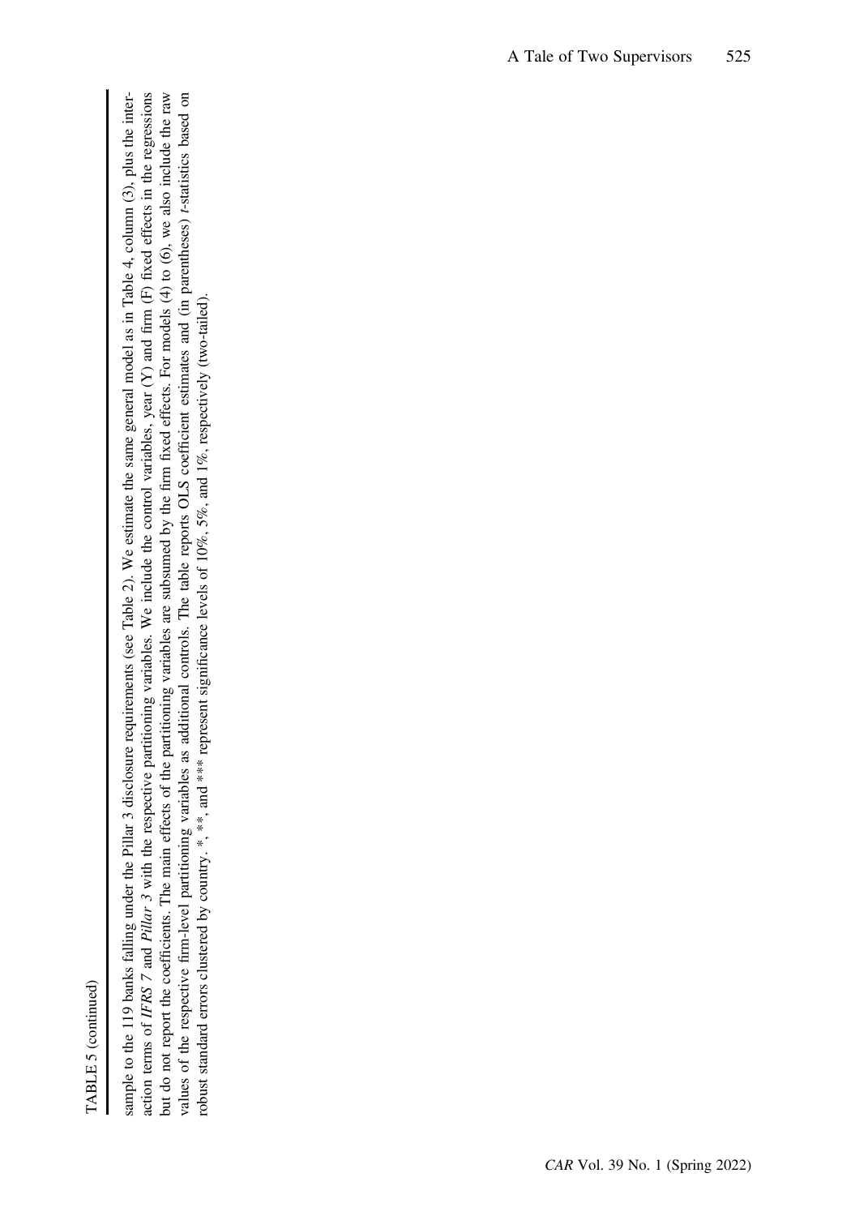TABLE 5 (continued)

sample to the 119 banks falling under the Pillar 3 disclosure requirements (see Table 2). We estimate the same general model as in Table 4, column (3), plus the interaction terms of *IFRS 7* and *Pillar 3* with the respective partitioning variables. We include the control variables, year (Y) and firm (F) fixed effects in the regressions but do not report the coefficients. The main effects of the partitioning variables are subsumed by the firm fixed effects. For models (4) to (6), we also include the raw values of the respective firm-level partitioning variables as additional controls. The table reports OLS coefficient estimates and (in parentheses) *t*-statistics based on robust standard errors clustered by country. *, **, and *** represent significance levels of 10%, 5%, and 1%, respectively (two-tailed).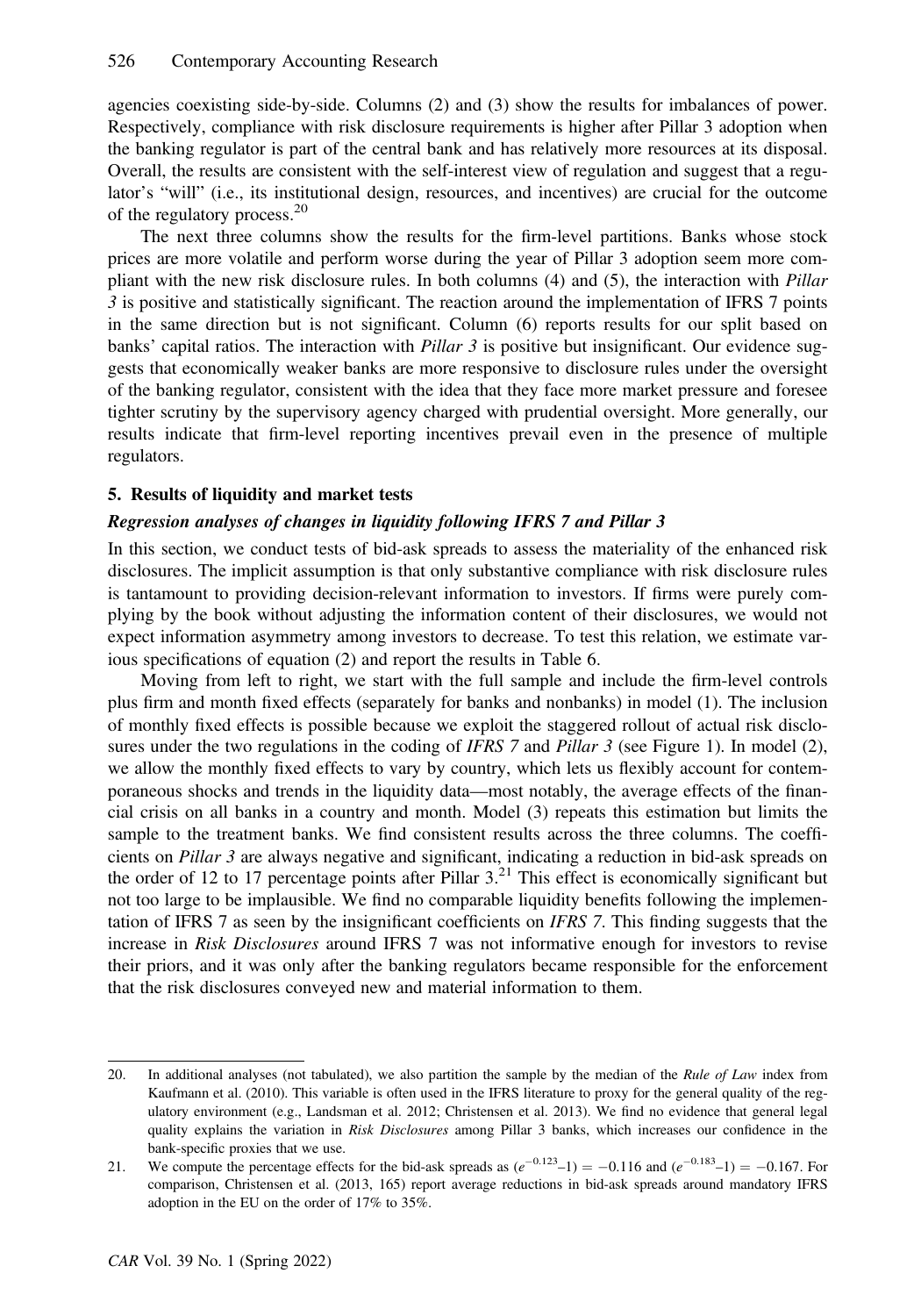agencies coexisting side-by-side. Columns (2) and (3) show the results for imbalances of power. Respectively, compliance with risk disclosure requirements is higher after Pillar 3 adoption when the banking regulator is part of the central bank and has relatively more resources at its disposal. Overall, the results are consistent with the self-interest view of regulation and suggest that a regulator's "will" (i.e., its institutional design, resources, and incentives) are crucial for the outcome of the regulatory process.[20]

The next three columns show the results for the firm-level partitions. Banks whose stock prices are more volatile and perform worse during the year of Pillar 3 adoption seem more compliant with the new risk disclosure rules. In both columns (4) and (5), the interaction with *Pillar 3* is positive and statistically significant. The reaction around the implementation of IFRS 7 points in the same direction but is not significant. Column (6) reports results for our split based on banks' capital ratios. The interaction with *Pillar 3* is positive but insignificant. Our evidence suggests that economically weaker banks are more responsive to disclosure rules under the oversight of the banking regulator, consistent with the idea that they face more market pressure and foresee tighter scrutiny by the supervisory agency charged with prudential oversight. More generally, our results indicate that firm-level reporting incentives prevail even in the presence of multiple regulators.

## 5. Results of liquidity and market tests

### *Regression analyses of changes in liquidity following IFRS 7 and Pillar 3*

In this section, we conduct tests of bid-ask spreads to assess the materiality of the enhanced risk disclosures. The implicit assumption is that only substantive compliance with risk disclosure rules is tantamount to providing decision-relevant information to investors. If firms were purely complying by the book without adjusting the information content of their disclosures, we would not expect information asymmetry among investors to decrease. To test this relation, we estimate various specifications of equation (2) and report the results in Table 6.

Moving from left to right, we start with the full sample and include the firm-level controls plus firm and month fixed effects (separately for banks and nonbanks) in model (1). The inclusion of monthly fixed effects is possible because we exploit the staggered rollout of actual risk disclosures under the two regulations in the coding of *IFRS 7* and *Pillar 3* (see Figure 1). In model (2), we allow the monthly fixed effects to vary by country, which lets us flexibly account for contemporaneous shocks and trends in the liquidity data—most notably, the average effects of the financial crisis on all banks in a country and month. Model (3) repeats this estimation but limits the sample to the treatment banks. We find consistent results across the three columns. The coefficients on *Pillar 3* are always negative and significant, indicating a reduction in bid-ask spreads on the order of 12 to 17 percentage points after Pillar 3.[21] This effect is economically significant but not too large to be implausible. We find no comparable liquidity benefits following the implementation of IFRS 7 as seen by the insignificant coefficients on *IFRS 7*. This finding suggests that the increase in *Risk Disclosures* around IFRS 7 was not informative enough for investors to revise their priors, and it was only after the banking regulators became responsible for the enforcement that the risk disclosures conveyed new and material information to them.

---

20. In additional analyses (not tabulated), we also partition the sample by the median of the *Rule of Law* index from Kaufmann et al. (2010). This variable is often used in the IFRS literature to proxy for the general quality of the regulatory environment (e.g., Landsman et al. 2012; Christensen et al. 2013). We find no evidence that general legal quality explains the variation in *Risk Disclosures* among Pillar 3 banks, which increases our confidence in the bank-specific proxies that we use.

21. We compute the percentage effects for the bid-ask spreads as $(e^{-0.123}-1) = -0.116$ and $(e^{-0.183}-1) = -0.167$. For comparison, Christensen et al. (2013, 165) report average reductions in bid-ask spreads around mandatory IFRS adoption in the EU on the order of 17% to 35%.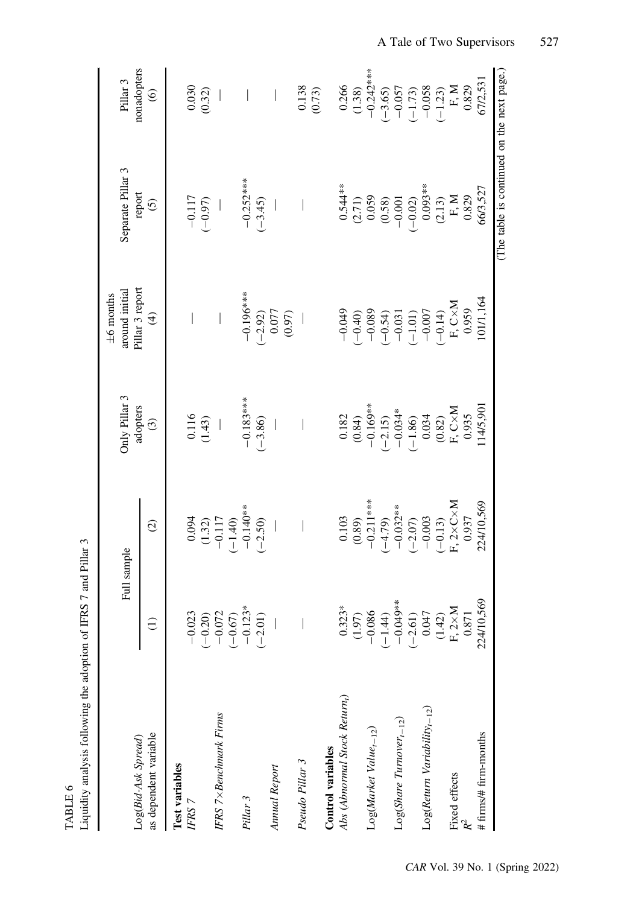TABLE 6

Liquidity analysis following the adoption of IFRS 7 and Pillar 3

| Log(*Bid-Ask Spread*) as dependent variable | Full sample (1) | Full sample (2) | Only Pillar 3 adopters (3) | ±6 months around initial Pillar 3 report (4) | Separate Pillar 3 report (5) | Pillar 3 nonadopters (6) |
|---|---|---|---|---|---|---|
| **Test variables** | | | | | | |
| *IFRS 7* | −0.023 | 0.094 | 0.116 | — | −0.117 | 0.030 |
| | (−0.20) | (1.32) | (1.43) | | (−0.97) | (0.32) |
| *IFRS 7×Benchmark Firms* | −0.072 | −0.117 | — | — | — | — |
| | (−0.67) | (−1.40) | | | | |
| *Pillar 3* | −0.123* | −0.140** | −0.183*** | −0.196*** | −0.252*** | — |
| | (−2.01) | (−2.50) | (−3.86) | (−2.92) | (−3.45) | |
| *Annual Report* | — | — | — | 0.077 | — | — |
| | | | | (0.97) | | |
| *Pseudo Pillar 3* | — | — | — | — | — | 0.138 |
| | | | | | | (0.73) |
| **Control variables** | | | | | | |
| *Abs (Abnormal Stock Return$_t$)* | 0.323* | 0.103 | 0.182 | −0.049 | 0.544** | 0.266 |
| | (1.97) | (0.89) | (0.84) | (−0.40) | (2.71) | (1.38) |
| Log(*Market Value$_{t-12}$*) | −0.086 | −0.211*** | −0.169** | −0.089 | 0.059 | −0.242*** |
| | (−1.44) | (−4.79) | (−2.15) | (−0.54) | (0.58) | (−3.65) |
| Log(*Share Turnover$_{t-12}$*) | −0.049** | −0.032** | −0.034* | −0.031 | −0.001 | −0.057 |
| | (−2.61) | (−2.07) | (−1.86) | (−1.01) | (−0.02) | (−1.73) |
| Log(*Return Variability$_{t-12}$*) | 0.047 | −0.003 | 0.034 | −0.007 | 0.093** | −0.058 |
| | (1.42) | (−0.13) | (0.82) | (−0.14) | (2.13) | (−1.23) |
| Fixed effects | F, 2×M | F, 2×C×M | F, C×M | F, C×M | F, M | F, M |
| $R^2$ | 0.871 | 0.937 | 0.935 | 0.959 | 0.829 | 0.829 |
| # firms/# firm-months | 224/10,569 | 224/10,569 | 114/5,901 | 101/1,164 | 66/3,527 | 67/2,531 |

(The table is continued on the next page.)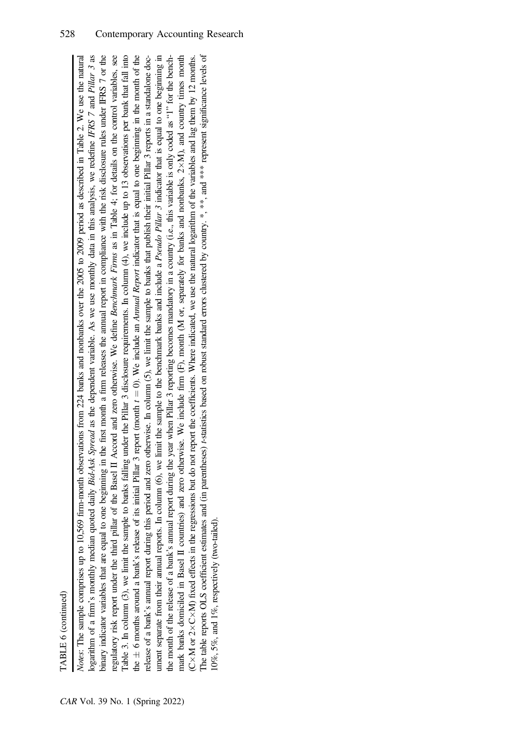TABLE 6 (continued)

*Notes*: The sample comprises up to 10,569 firm-month observations from 224 banks and nonbanks over the 2005 to 2009 period as described in Table 2. We use the natural logarithm of a firm's monthly median quoted daily *Bid-Ask Spread* as the dependent variable. As we use monthly data in this analysis, we redefine *IFRS 7* and *Pillar 3* as binary indicator variables that are equal to one beginning in the first month a firm releases the annual report in compliance with the risk disclosure rules under IFRS 7 or the regulatory risk report under the third pillar of the Basel II Accord and zero otherwise. We define *Benchmark Firms* as in Table 4; for details on the control variables, see Table 3. In column (3), we limit the sample to banks falling under the Pillar 3 disclosure requirements. In column (4), we include up to 13 observations per bank that fall into the ± 6 months around a bank's release of its initial Pillar 3 report (month $t = 0$). We include an *Annual Report* indicator that is equal to one beginning in the month of the release of a bank's annual report during this period and zero otherwise. In column (5), we limit the sample to banks that publish their initial Pillar 3 reports in a standalone document separate from their annual reports. In column (6), we limit the sample to the benchmark banks and include a *Pseudo Pillar 3* indicator that is equal to one beginning in the month of the release of a bank's annual report during the year when Pillar 3 reporting becomes mandatory in a country (i.e., this variable is only coded as "1" for the benchmark banks domiciled in Basel II countries) and zero otherwise. We include firm (F), month (M or, separately for banks and nonbanks, 2×M), and country times month (C×M or 2×C×M) fixed effects in the regressions but do not report the coefficients. Where indicated, we use the natural logarithm of the variables and lag them by 12 months. The table reports OLS coefficient estimates and (in parentheses) *t*-statistics based on robust standard errors clustered by country. *, **, and *** represent significance levels of 10%, 5%, and 1%, respectively (two-tailed).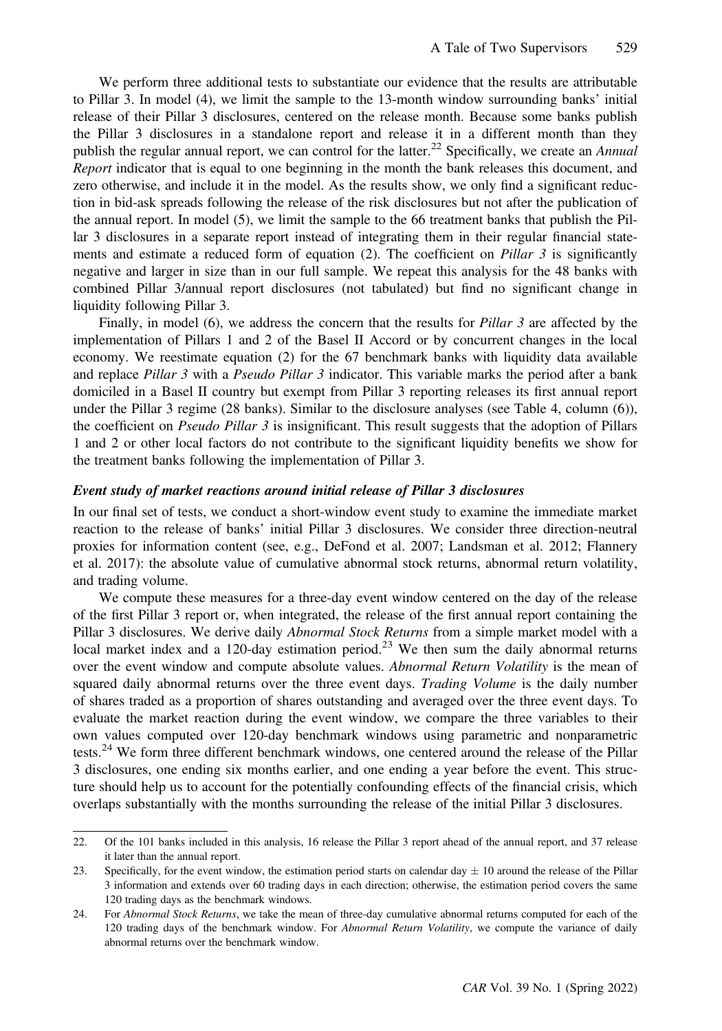We perform three additional tests to substantiate our evidence that the results are attributable to Pillar 3. In model (4), we limit the sample to the 13-month window surrounding banks' initial release of their Pillar 3 disclosures, centered on the release month. Because some banks publish the Pillar 3 disclosures in a standalone report and release it in a different month than they publish the regular annual report, we can control for the latter.[22] Specifically, we create an *Annual Report* indicator that is equal to one beginning in the month the bank releases this document, and zero otherwise, and include it in the model. As the results show, we only find a significant reduction in bid-ask spreads following the release of the risk disclosures but not after the publication of the annual report. In model (5), we limit the sample to the 66 treatment banks that publish the Pillar 3 disclosures in a separate report instead of integrating them in their regular financial statements and estimate a reduced form of equation (2). The coefficient on *Pillar 3* is significantly negative and larger in size than in our full sample. We repeat this analysis for the 48 banks with combined Pillar 3/annual report disclosures (not tabulated) but find no significant change in liquidity following Pillar 3.

Finally, in model (6), we address the concern that the results for *Pillar 3* are affected by the implementation of Pillars 1 and 2 of the Basel II Accord or by concurrent changes in the local economy. We reestimate equation (2) for the 67 benchmark banks with liquidity data available and replace *Pillar 3* with a *Pseudo Pillar 3* indicator. This variable marks the period after a bank domiciled in a Basel II country but exempt from Pillar 3 reporting releases its first annual report under the Pillar 3 regime (28 banks). Similar to the disclosure analyses (see Table 4, column (6)), the coefficient on *Pseudo Pillar 3* is insignificant. This result suggests that the adoption of Pillars 1 and 2 or other local factors do not contribute to the significant liquidity benefits we show for the treatment banks following the implementation of Pillar 3.

### *Event study of market reactions around initial release of Pillar 3 disclosures*

In our final set of tests, we conduct a short-window event study to examine the immediate market reaction to the release of banks' initial Pillar 3 disclosures. We consider three direction-neutral proxies for information content (see, e.g., DeFond et al. 2007; Landsman et al. 2012; Flannery et al. 2017): the absolute value of cumulative abnormal stock returns, abnormal return volatility, and trading volume.

We compute these measures for a three-day event window centered on the day of the release of the first Pillar 3 report or, when integrated, the release of the first annual report containing the Pillar 3 disclosures. We derive daily *Abnormal Stock Returns* from a simple market model with a local market index and a 120-day estimation period.[23] We then sum the daily abnormal returns over the event window and compute absolute values. *Abnormal Return Volatility* is the mean of squared daily abnormal returns over the three event days. *Trading Volume* is the daily number of shares traded as a proportion of shares outstanding and averaged over the three event days. To evaluate the market reaction during the event window, we compare the three variables to their own values computed over 120-day benchmark windows using parametric and nonparametric tests.[24] We form three different benchmark windows, one centered around the release of the Pillar 3 disclosures, one ending six months earlier, and one ending a year before the event. This structure should help us to account for the potentially confounding effects of the financial crisis, which overlaps substantially with the months surrounding the release of the initial Pillar 3 disclosures.

---

22. Of the 101 banks included in this analysis, 16 release the Pillar 3 report ahead of the annual report, and 37 release it later than the annual report.

23. Specifically, for the event window, the estimation period starts on calendar day $\pm$ 10 around the release of the Pillar 3 information and extends over 60 trading days in each direction; otherwise, the estimation period covers the same 120 trading days as the benchmark windows.

24. For *Abnormal Stock Returns*, we take the mean of three-day cumulative abnormal returns computed for each of the 120 trading days of the benchmark window. For *Abnormal Return Volatility*, we compute the variance of daily abnormal returns over the benchmark window.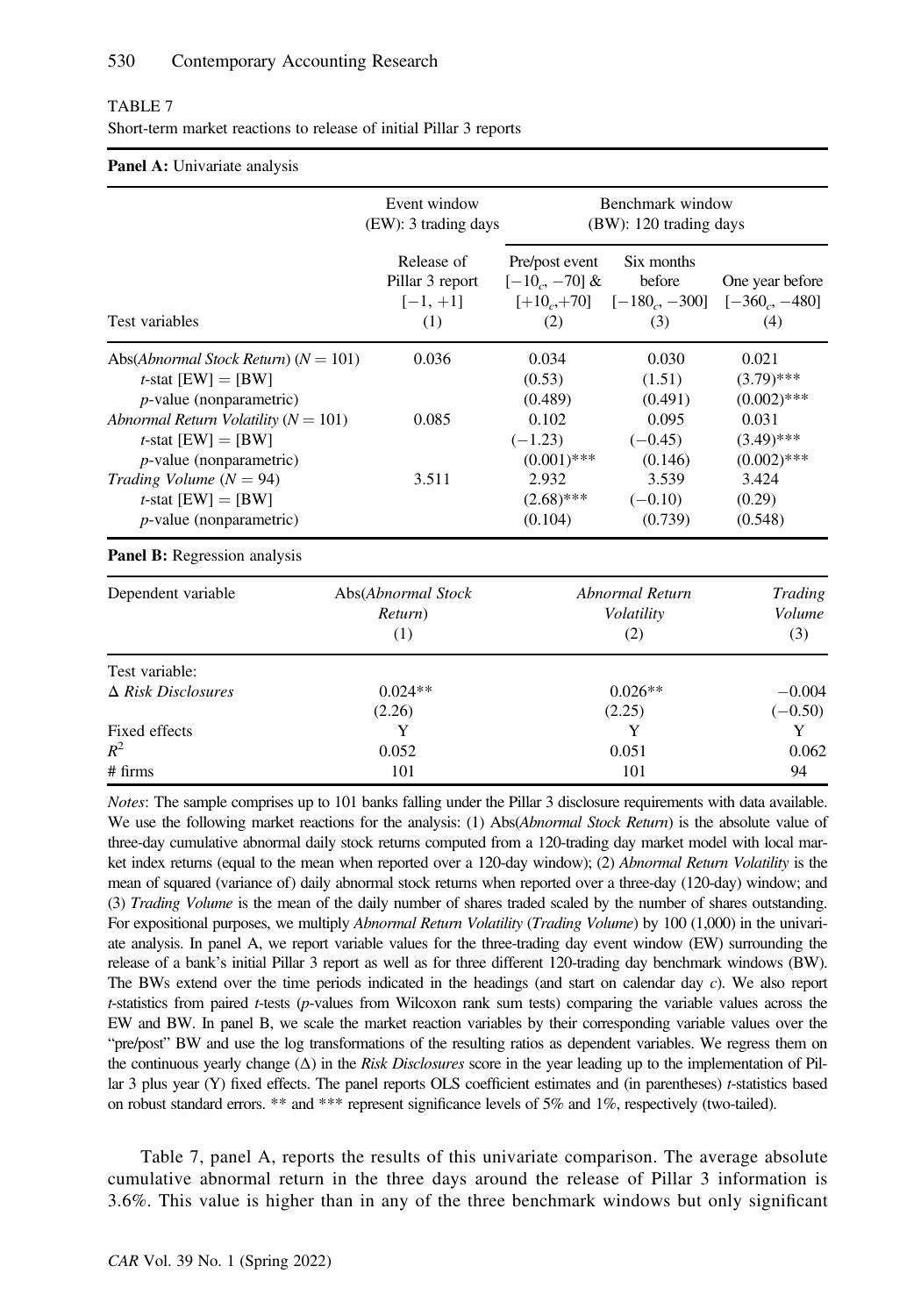TABLE 7

Short-term market reactions to release of initial Pillar 3 reports

**Panel A:** Univariate analysis

| | Event window (EW): 3 trading days | Benchmark window (BW): 120 trading days | | |
|---|---|---|---|---|
| Test variables | Release of Pillar 3 report $[-1, +1]$ (1) | Pre/post event $[-10_c, -70]$ & $[+10_c, +70]$ (2) | Six months before $[-180_c, -300]$ (3) | One year before $[-360_c, -480]$ (4) |
| Abs(*Abnormal Stock Return*) ($N = 101$) | 0.036 | 0.034 | 0.030 | 0.021 |
| $t$-stat [EW] = [BW] | | (0.53) | (1.51) | (3.79)*** |
| $p$-value (nonparametric) | | (0.489) | (0.491) | (0.002)*** |
| *Abnormal Return Volatility* ($N = 101$) | 0.085 | 0.102 | 0.095 | 0.031 |
| $t$-stat [EW] = [BW] | | (−1.23) | (−0.45) | (3.49)*** |
| $p$-value (nonparametric) | | (0.001)*** | (0.146) | (0.002)*** |
| *Trading Volume* ($N = 94$) | 3.511 | 2.932 | 3.539 | 3.424 |
| $t$-stat [EW] = [BW] | | (2.68)*** | (−0.10) | (0.29) |
| $p$-value (nonparametric) | | (0.104) | (0.739) | (0.548) |

**Panel B:** Regression analysis

| Dependent variable | Abs(*Abnormal Stock Return*) (1) | *Abnormal Return Volatility* (2) | *Trading Volume* (3) |
|---|---|---|---|
| Test variable: | | | |
| Δ *Risk Disclosures* | 0.024** | 0.026** | −0.004 |
| | (2.26) | (2.25) | (−0.50) |
| Fixed effects | Y | Y | Y |
| $R^2$ | 0.052 | 0.051 | 0.062 |
| # firms | 101 | 101 | 94 |

*Notes*: The sample comprises up to 101 banks falling under the Pillar 3 disclosure requirements with data available. We use the following market reactions for the analysis: (1) Abs(*Abnormal Stock Return*) is the absolute value of three-day cumulative abnormal daily stock returns computed from a 120-trading day market model with local market index returns (equal to the mean when reported over a 120-day window); (2) *Abnormal Return Volatility* is the mean of squared (variance of) daily abnormal stock returns when reported over a three-day (120-day) window; and (3) *Trading Volume* is the mean of the daily number of shares traded scaled by the number of shares outstanding. For expositional purposes, we multiply *Abnormal Return Volatility* (*Trading Volume*) by 100 (1,000) in the univariate analysis. In panel A, we report variable values for the three-trading day event window (EW) surrounding the release of a bank's initial Pillar 3 report as well as for three different 120-trading day benchmark windows (BW). The BWs extend over the time periods indicated in the headings (and start on calendar day $c$). We also report $t$-statistics from paired $t$-tests ($p$-values from Wilcoxon rank sum tests) comparing the variable values across the EW and BW. In panel B, we scale the market reaction variables by their corresponding variable values over the "pre/post" BW and use the log transformations of the resulting ratios as dependent variables. We regress them on the continuous yearly change (Δ) in the *Risk Disclosures* score in the year leading up to the implementation of Pillar 3 plus year (Y) fixed effects. The panel reports OLS coefficient estimates and (in parentheses) $t$-statistics based on robust standard errors. ** and *** represent significance levels of 5% and 1%, respectively (two-tailed).

Table 7, panel A, reports the results of this univariate comparison. The average absolute cumulative abnormal return in the three days around the release of Pillar 3 information is 3.6%. This value is higher than in any of the three benchmark windows but only significant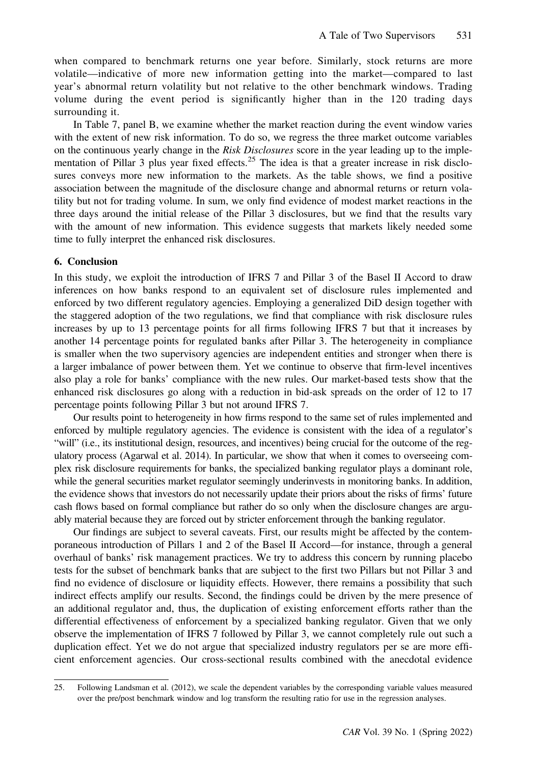when compared to benchmark returns one year before. Similarly, stock returns are more volatile—indicative of more new information getting into the market—compared to last year's abnormal return volatility but not relative to the other benchmark windows. Trading volume during the event period is significantly higher than in the 120 trading days surrounding it.

In Table 7, panel B, we examine whether the market reaction during the event window varies with the extent of new risk information. To do so, we regress the three market outcome variables on the continuous yearly change in the *Risk Disclosures* score in the year leading up to the implementation of Pillar 3 plus year fixed effects.[25] The idea is that a greater increase in risk disclosures conveys more new information to the markets. As the table shows, we find a positive association between the magnitude of the disclosure change and abnormal returns or return volatility but not for trading volume. In sum, we only find evidence of modest market reactions in the three days around the initial release of the Pillar 3 disclosures, but we find that the results vary with the amount of new information. This evidence suggests that markets likely needed some time to fully interpret the enhanced risk disclosures.

## 6. Conclusion

In this study, we exploit the introduction of IFRS 7 and Pillar 3 of the Basel II Accord to draw inferences on how banks respond to an equivalent set of disclosure rules implemented and enforced by two different regulatory agencies. Employing a generalized DiD design together with the staggered adoption of the two regulations, we find that compliance with risk disclosure rules increases by up to 13 percentage points for all firms following IFRS 7 but that it increases by another 14 percentage points for regulated banks after Pillar 3. The heterogeneity in compliance is smaller when the two supervisory agencies are independent entities and stronger when there is a larger imbalance of power between them. Yet we continue to observe that firm-level incentives also play a role for banks' compliance with the new rules. Our market-based tests show that the enhanced risk disclosures go along with a reduction in bid-ask spreads on the order of 12 to 17 percentage points following Pillar 3 but not around IFRS 7.

Our results point to heterogeneity in how firms respond to the same set of rules implemented and enforced by multiple regulatory agencies. The evidence is consistent with the idea of a regulator's "will" (i.e., its institutional design, resources, and incentives) being crucial for the outcome of the regulatory process (Agarwal et al. 2014). In particular, we show that when it comes to overseeing complex risk disclosure requirements for banks, the specialized banking regulator plays a dominant role, while the general securities market regulator seemingly underinvests in monitoring banks. In addition, the evidence shows that investors do not necessarily update their priors about the risks of firms' future cash flows based on formal compliance but rather do so only when the disclosure changes are arguably material because they are forced out by stricter enforcement through the banking regulator.

Our findings are subject to several caveats. First, our results might be affected by the contemporaneous introduction of Pillars 1 and 2 of the Basel II Accord—for instance, through a general overhaul of banks' risk management practices. We try to address this concern by running placebo tests for the subset of benchmark banks that are subject to the first two Pillars but not Pillar 3 and find no evidence of disclosure or liquidity effects. However, there remains a possibility that such indirect effects amplify our results. Second, the findings could be driven by the mere presence of an additional regulator and, thus, the duplication of existing enforcement efforts rather than the differential effectiveness of enforcement by a specialized banking regulator. Given that we only observe the implementation of IFRS 7 followed by Pillar 3, we cannot completely rule out such a duplication effect. Yet we do not argue that specialized industry regulators per se are more efficient enforcement agencies. Our cross-sectional results combined with the anecdotal evidence

---

25. Following Landsman et al. (2012), we scale the dependent variables by the corresponding variable values measured over the pre/post benchmark window and log transform the resulting ratio for use in the regression analyses.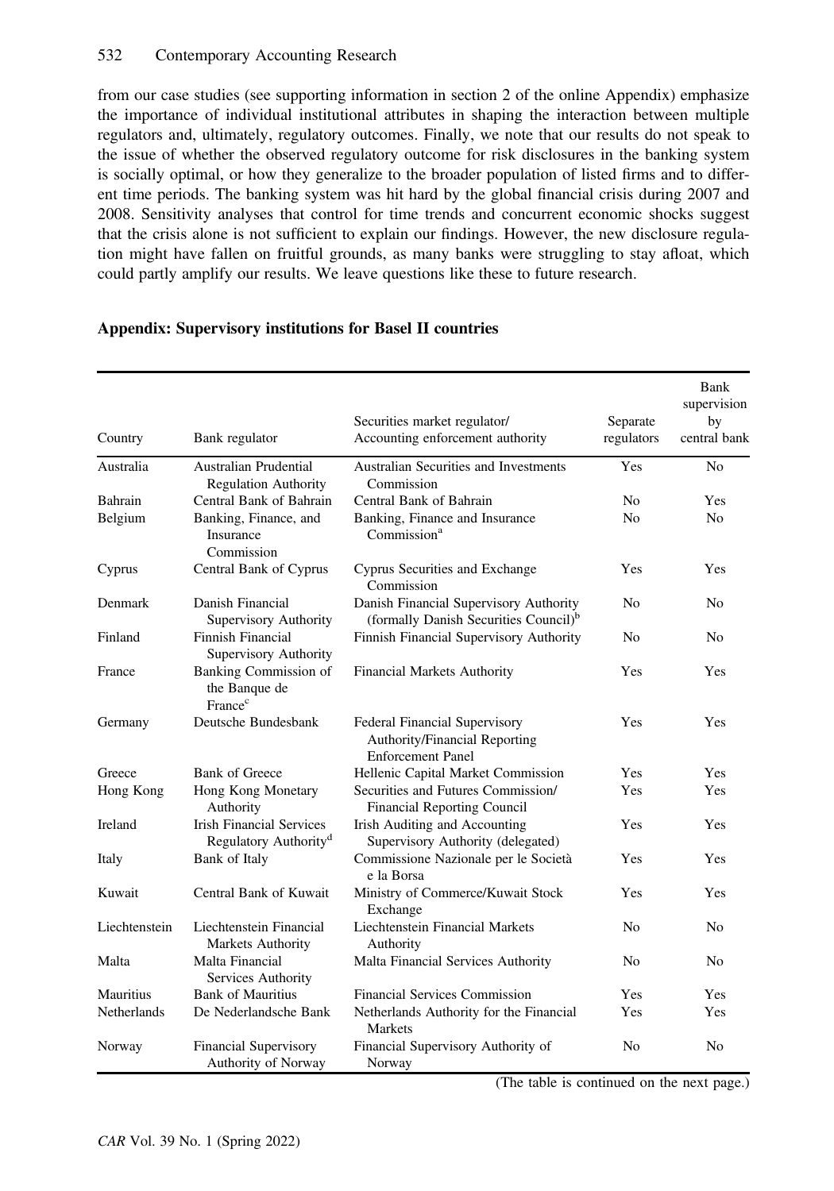from our case studies (see supporting information in section 2 of the online Appendix) emphasize the importance of individual institutional attributes in shaping the interaction between multiple regulators and, ultimately, regulatory outcomes. Finally, we note that our results do not speak to the issue of whether the observed regulatory outcome for risk disclosures in the banking system is socially optimal, or how they generalize to the broader population of listed firms and to different time periods. The banking system was hit hard by the global financial crisis during 2007 and 2008. Sensitivity analyses that control for time trends and concurrent economic shocks suggest that the crisis alone is not sufficient to explain our findings. However, the new disclosure regulation might have fallen on fruitful grounds, as many banks were struggling to stay afloat, which could partly amplify our results. We leave questions like these to future research.

## Appendix: Supervisory institutions for Basel II countries

| Country | Bank regulator | Securities market regulator/ Accounting enforcement authority | Separate regulators | Bank supervision by central bank |
|---|---|---|---|---|
| Australia | Australian Prudential Regulation Authority | Australian Securities and Investments Commission | Yes | No |
| Bahrain | Central Bank of Bahrain | Central Bank of Bahrain | No | Yes |
| Belgium | Banking, Finance, and Insurance Commission | Banking, Finance and Insurance Commission[a] | No | No |
| Cyprus | Central Bank of Cyprus | Cyprus Securities and Exchange Commission | Yes | Yes |
| Denmark | Danish Financial Supervisory Authority | Danish Financial Supervisory Authority (formally Danish Securities Council)[b] | No | No |
| Finland | Finnish Financial Supervisory Authority | Finnish Financial Supervisory Authority | No | No |
| France | Banking Commission of the Banque de France[c] | Financial Markets Authority | Yes | Yes |
| Germany | Deutsche Bundesbank | Federal Financial Supervisory Authority/Financial Reporting Enforcement Panel | Yes | Yes |
| Greece | Bank of Greece | Hellenic Capital Market Commission | Yes | Yes |
| Hong Kong | Hong Kong Monetary Authority | Securities and Futures Commission/ Financial Reporting Council | Yes | Yes |
| Ireland | Irish Financial Services Regulatory Authority[d] | Irish Auditing and Accounting Supervisory Authority (delegated) | Yes | Yes |
| Italy | Bank of Italy | Commissione Nazionale per le Società e la Borsa | Yes | Yes |
| Kuwait | Central Bank of Kuwait | Ministry of Commerce/Kuwait Stock Exchange | Yes | Yes |
| Liechtenstein | Liechtenstein Financial Markets Authority | Liechtenstein Financial Markets Authority | No | No |
| Malta | Malta Financial Services Authority | Malta Financial Services Authority | No | No |
| Mauritius | Bank of Mauritius | Financial Services Commission | Yes | Yes |
| Netherlands | De Nederlandsche Bank | Netherlands Authority for the Financial Markets | Yes | Yes |
| Norway | Financial Supervisory Authority of Norway | Financial Supervisory Authority of Norway | No | No |

(The table is continued on the next page.)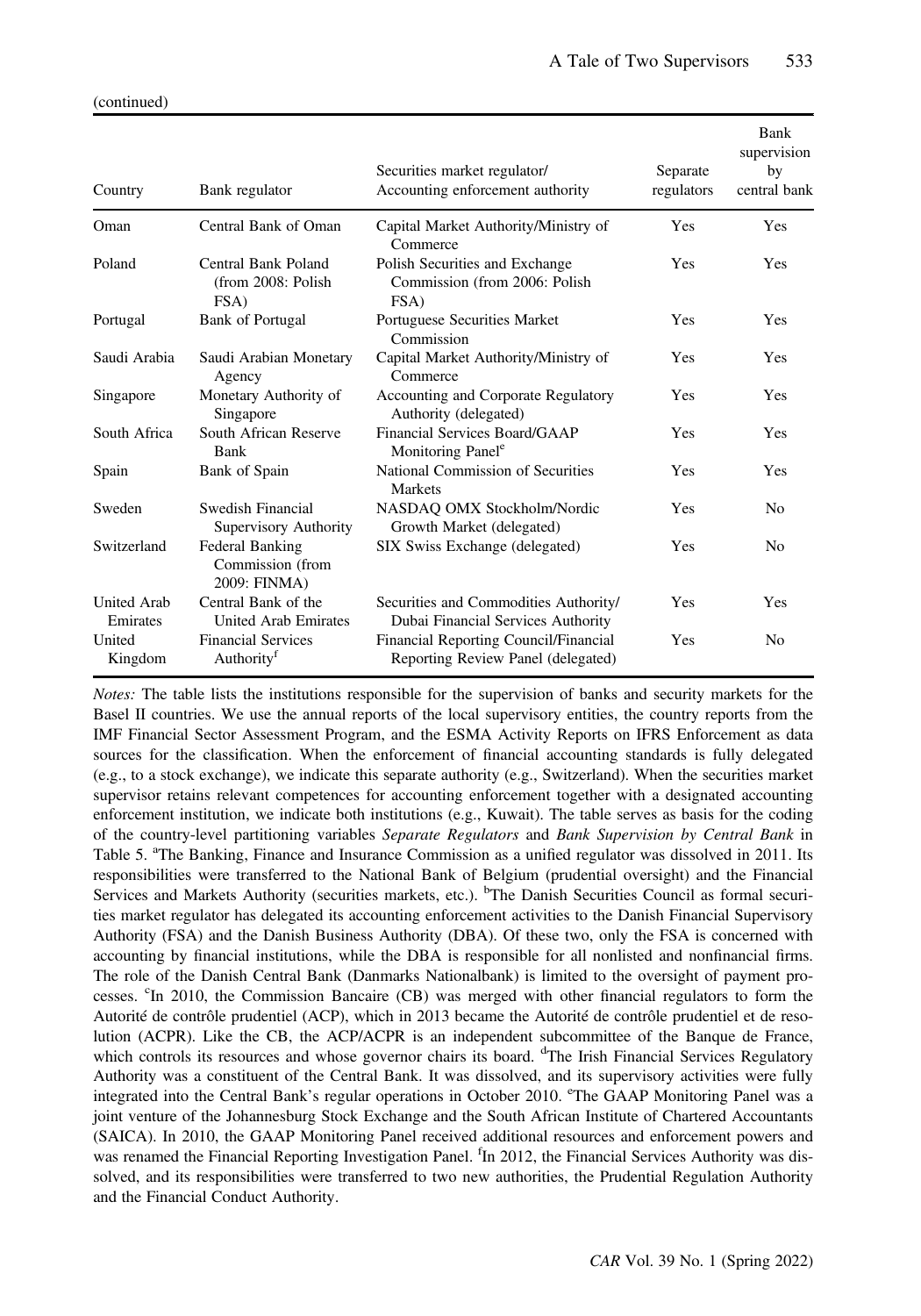(continued)

| Country | Bank regulator | Securities market regulator/ Accounting enforcement authority | Separate regulators | Bank supervision by central bank |
|---|---|---|---|---|
| Oman | Central Bank of Oman | Capital Market Authority/Ministry of Commerce | Yes | Yes |
| Poland | Central Bank Poland (from 2008: Polish FSA) | Polish Securities and Exchange Commission (from 2006: Polish FSA) | Yes | Yes |
| Portugal | Bank of Portugal | Portuguese Securities Market Commission | Yes | Yes |
| Saudi Arabia | Saudi Arabian Monetary Agency | Capital Market Authority/Ministry of Commerce | Yes | Yes |
| Singapore | Monetary Authority of Singapore | Accounting and Corporate Regulatory Authority (delegated) | Yes | Yes |
| South Africa | South African Reserve Bank | Financial Services Board/GAAP Monitoring Panel[e] | Yes | Yes |
| Spain | Bank of Spain | National Commission of Securities Markets | Yes | Yes |
| Sweden | Swedish Financial Supervisory Authority | NASDAQ OMX Stockholm/Nordic Growth Market (delegated) | Yes | No |
| Switzerland | Federal Banking Commission (from 2009: FINMA) | SIX Swiss Exchange (delegated) | Yes | No |
| United Arab Emirates | Central Bank of the United Arab Emirates | Securities and Commodities Authority/ Dubai Financial Services Authority | Yes | Yes |
| United Kingdom | Financial Services Authority[f] | Financial Reporting Council/Financial Reporting Review Panel (delegated) | Yes | No |

*Notes:* The table lists the institutions responsible for the supervision of banks and security markets for the Basel II countries. We use the annual reports of the local supervisory entities, the country reports from the IMF Financial Sector Assessment Program, and the ESMA Activity Reports on IFRS Enforcement as data sources for the classification. When the enforcement of financial accounting standards is fully delegated (e.g., to a stock exchange), we indicate this separate authority (e.g., Switzerland). When the securities market supervisor retains relevant competences for accounting enforcement together with a designated accounting enforcement institution, we indicate both institutions (e.g., Kuwait). The table serves as basis for the coding of the country-level partitioning variables *Separate Regulators* and *Bank Supervision by Central Bank* in Table 5. [a]The Banking, Finance and Insurance Commission as a unified regulator was dissolved in 2011. Its responsibilities were transferred to the National Bank of Belgium (prudential oversight) and the Financial Services and Markets Authority (securities markets, etc.). [b]The Danish Securities Council as formal securities market regulator has delegated its accounting enforcement activities to the Danish Financial Supervisory Authority (FSA) and the Danish Business Authority (DBA). Of these two, only the FSA is concerned with accounting by financial institutions, while the DBA is responsible for all nonlisted and nonfinancial firms. The role of the Danish Central Bank (Danmarks Nationalbank) is limited to the oversight of payment processes. [c]In 2010, the Commission Bancaire (CB) was merged with other financial regulators to form the Autorité de contrôle prudentiel (ACP), which in 2013 became the Autorité de contrôle prudentiel et de resolution (ACPR). Like the CB, the ACP/ACPR is an independent subcommittee of the Banque de France, which controls its resources and whose governor chairs its board. [d]The Irish Financial Services Regulatory Authority was a constituent of the Central Bank. It was dissolved, and its supervisory activities were fully integrated into the Central Bank's regular operations in October 2010. [e]The GAAP Monitoring Panel was a joint venture of the Johannesburg Stock Exchange and the South African Institute of Chartered Accountants (SAICA). In 2010, the GAAP Monitoring Panel received additional resources and enforcement powers and was renamed the Financial Reporting Investigation Panel. [f]In 2012, the Financial Services Authority was dissolved, and its responsibilities were transferred to two new authorities, the Prudential Regulation Authority and the Financial Conduct Authority.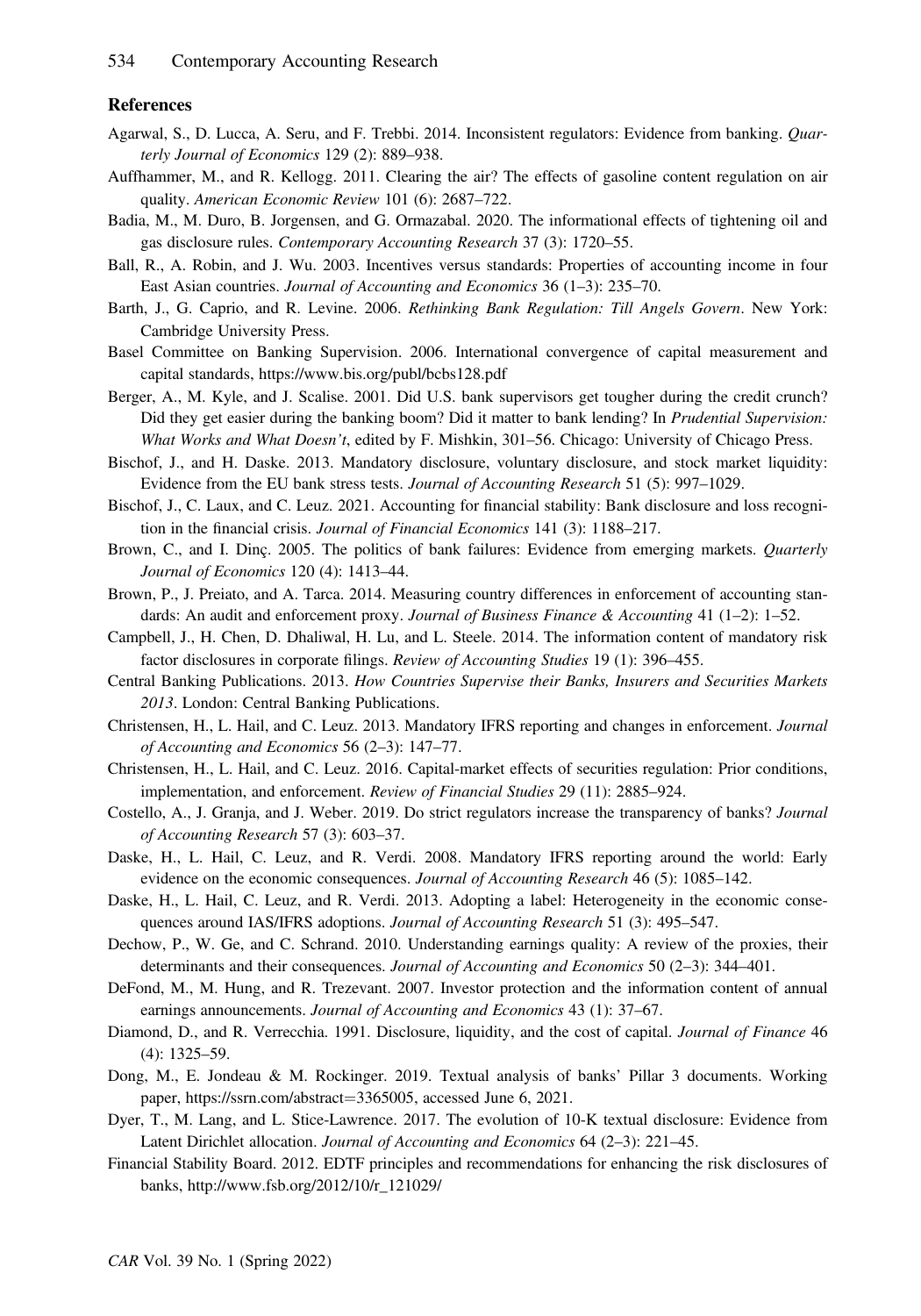## References

Agarwal, S., D. Lucca, A. Seru, and F. Trebbi. 2014. Inconsistent regulators: Evidence from banking. *Quarterly Journal of Economics* 129 (2): 889–938.

Auffhammer, M., and R. Kellogg. 2011. Clearing the air? The effects of gasoline content regulation on air quality. *American Economic Review* 101 (6): 2687–722.

Badia, M., M. Duro, B. Jorgensen, and G. Ormazabal. 2020. The informational effects of tightening oil and gas disclosure rules. *Contemporary Accounting Research* 37 (3): 1720–55.

Ball, R., A. Robin, and J. Wu. 2003. Incentives versus standards: Properties of accounting income in four East Asian countries. *Journal of Accounting and Economics* 36 (1–3): 235–70.

Barth, J., G. Caprio, and R. Levine. 2006. *Rethinking Bank Regulation: Till Angels Govern*. New York: Cambridge University Press.

Basel Committee on Banking Supervision. 2006. International convergence of capital measurement and capital standards, https://www.bis.org/publ/bcbs128.pdf

Berger, A., M. Kyle, and J. Scalise. 2001. Did U.S. bank supervisors get tougher during the credit crunch? Did they get easier during the banking boom? Did it matter to bank lending? In *Prudential Supervision: What Works and What Doesn't*, edited by F. Mishkin, 301–56. Chicago: University of Chicago Press.

Bischof, J., and H. Daske. 2013. Mandatory disclosure, voluntary disclosure, and stock market liquidity: Evidence from the EU bank stress tests. *Journal of Accounting Research* 51 (5): 997–1029.

Bischof, J., C. Laux, and C. Leuz. 2021. Accounting for financial stability: Bank disclosure and loss recognition in the financial crisis. *Journal of Financial Economics* 141 (3): 1188–217.

Brown, C., and I. Dinç. 2005. The politics of bank failures: Evidence from emerging markets. *Quarterly Journal of Economics* 120 (4): 1413–44.

Brown, P., J. Preiato, and A. Tarca. 2014. Measuring country differences in enforcement of accounting standards: An audit and enforcement proxy. *Journal of Business Finance & Accounting* 41 (1–2): 1–52.

Campbell, J., H. Chen, D. Dhaliwal, H. Lu, and L. Steele. 2014. The information content of mandatory risk factor disclosures in corporate filings. *Review of Accounting Studies* 19 (1): 396–455.

Central Banking Publications. 2013. *How Countries Supervise their Banks, Insurers and Securities Markets 2013*. London: Central Banking Publications.

Christensen, H., L. Hail, and C. Leuz. 2013. Mandatory IFRS reporting and changes in enforcement. *Journal of Accounting and Economics* 56 (2–3): 147–77.

Christensen, H., L. Hail, and C. Leuz. 2016. Capital-market effects of securities regulation: Prior conditions, implementation, and enforcement. *Review of Financial Studies* 29 (11): 2885–924.

Costello, A., J. Granja, and J. Weber. 2019. Do strict regulators increase the transparency of banks? *Journal of Accounting Research* 57 (3): 603–37.

Daske, H., L. Hail, C. Leuz, and R. Verdi. 2008. Mandatory IFRS reporting around the world: Early evidence on the economic consequences. *Journal of Accounting Research* 46 (5): 1085–142.

Daske, H., L. Hail, C. Leuz, and R. Verdi. 2013. Adopting a label: Heterogeneity in the economic consequences around IAS/IFRS adoptions. *Journal of Accounting Research* 51 (3): 495–547.

Dechow, P., W. Ge, and C. Schrand. 2010. Understanding earnings quality: A review of the proxies, their determinants and their consequences. *Journal of Accounting and Economics* 50 (2–3): 344–401.

DeFond, M., M. Hung, and R. Trezevant. 2007. Investor protection and the information content of annual earnings announcements. *Journal of Accounting and Economics* 43 (1): 37–67.

Diamond, D., and R. Verrecchia. 1991. Disclosure, liquidity, and the cost of capital. *Journal of Finance* 46 (4): 1325–59.

Dong, M., E. Jondeau & M. Rockinger. 2019. Textual analysis of banks' Pillar 3 documents. Working paper, https://ssrn.com/abstract=3365005, accessed June 6, 2021.

Dyer, T., M. Lang, and L. Stice-Lawrence. 2017. The evolution of 10-K textual disclosure: Evidence from Latent Dirichlet allocation. *Journal of Accounting and Economics* 64 (2–3): 221–45.

Financial Stability Board. 2012. EDTF principles and recommendations for enhancing the risk disclosures of banks, http://www.fsb.org/2012/10/r_121029/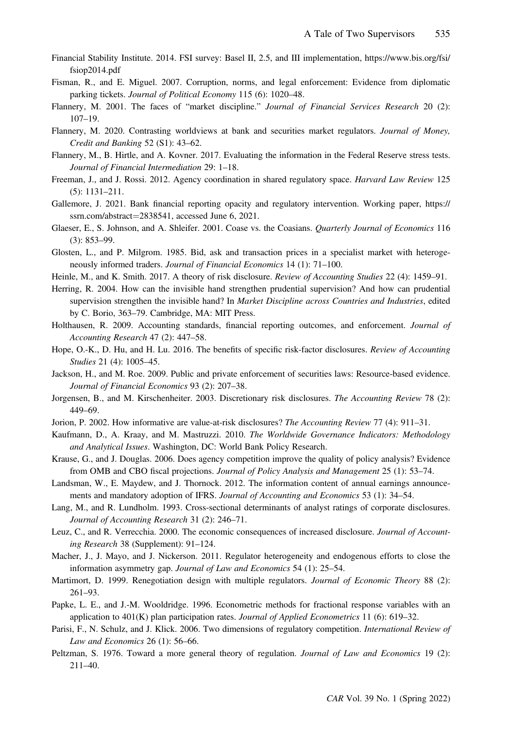Financial Stability Institute. 2014. FSI survey: Basel II, 2.5, and III implementation, https://www.bis.org/fsi/fsiop2014.pdf

Fisman, R., and E. Miguel. 2007. Corruption, norms, and legal enforcement: Evidence from diplomatic parking tickets. *Journal of Political Economy* 115 (6): 1020–48.

Flannery, M. 2001. The faces of "market discipline." *Journal of Financial Services Research* 20 (2): 107–19.

Flannery, M. 2020. Contrasting worldviews at bank and securities market regulators. *Journal of Money, Credit and Banking* 52 (S1): 43–62.

Flannery, M., B. Hirtle, and A. Kovner. 2017. Evaluating the information in the Federal Reserve stress tests. *Journal of Financial Intermediation* 29: 1–18.

Freeman, J., and J. Rossi. 2012. Agency coordination in shared regulatory space. *Harvard Law Review* 125 (5): 1131–211.

Gallemore, J. 2021. Bank financial reporting opacity and regulatory intervention. Working paper, https://ssrn.com/abstract=2838541, accessed June 6, 2021.

Glaeser, E., S. Johnson, and A. Shleifer. 2001. Coase vs. the Coasians. *Quarterly Journal of Economics* 116 (3): 853–99.

Glosten, L., and P. Milgrom. 1985. Bid, ask and transaction prices in a specialist market with heterogeneously informed traders. *Journal of Financial Economics* 14 (1): 71–100.

Heinle, M., and K. Smith. 2017. A theory of risk disclosure. *Review of Accounting Studies* 22 (4): 1459–91.

Herring, R. 2004. How can the invisible hand strengthen prudential supervision? And how can prudential supervision strengthen the invisible hand? In *Market Discipline across Countries and Industries*, edited by C. Borio, 363–79. Cambridge, MA: MIT Press.

Holthausen, R. 2009. Accounting standards, financial reporting outcomes, and enforcement. *Journal of Accounting Research* 47 (2): 447–58.

Hope, O.-K., D. Hu, and H. Lu. 2016. The benefits of specific risk-factor disclosures. *Review of Accounting Studies* 21 (4): 1005–45.

Jackson, H., and M. Roe. 2009. Public and private enforcement of securities laws: Resource-based evidence. *Journal of Financial Economics* 93 (2): 207–38.

Jorgensen, B., and M. Kirschenheiter. 2003. Discretionary risk disclosures. *The Accounting Review* 78 (2): 449–69.

Jorion, P. 2002. How informative are value-at-risk disclosures? *The Accounting Review* 77 (4): 911–31.

Kaufmann, D., A. Kraay, and M. Mastruzzi. 2010. *The Worldwide Governance Indicators: Methodology and Analytical Issues*. Washington, DC: World Bank Policy Research.

Krause, G., and J. Douglas. 2006. Does agency competition improve the quality of policy analysis? Evidence from OMB and CBO fiscal projections. *Journal of Policy Analysis and Management* 25 (1): 53–74.

Landsman, W., E. Maydew, and J. Thornock. 2012. The information content of annual earnings announcements and mandatory adoption of IFRS. *Journal of Accounting and Economics* 53 (1): 34–54.

Lang, M., and R. Lundholm. 1993. Cross-sectional determinants of analyst ratings of corporate disclosures. *Journal of Accounting Research* 31 (2): 246–71.

Leuz, C., and R. Verrecchia. 2000. The economic consequences of increased disclosure. *Journal of Accounting Research* 38 (Supplement): 91–124.

Macher, J., J. Mayo, and J. Nickerson. 2011. Regulator heterogeneity and endogenous efforts to close the information asymmetry gap. *Journal of Law and Economics* 54 (1): 25–54.

Martimort, D. 1999. Renegotiation design with multiple regulators. *Journal of Economic Theory* 88 (2): 261–93.

Papke, L. E., and J.-M. Wooldridge. 1996. Econometric methods for fractional response variables with an application to 401(K) plan participation rates. *Journal of Applied Econometrics* 11 (6): 619–32.

Parisi, F., N. Schulz, and J. Klick. 2006. Two dimensions of regulatory competition. *International Review of Law and Economics* 26 (1): 56–66.

Peltzman, S. 1976. Toward a more general theory of regulation. *Journal of Law and Economics* 19 (2): 211–40.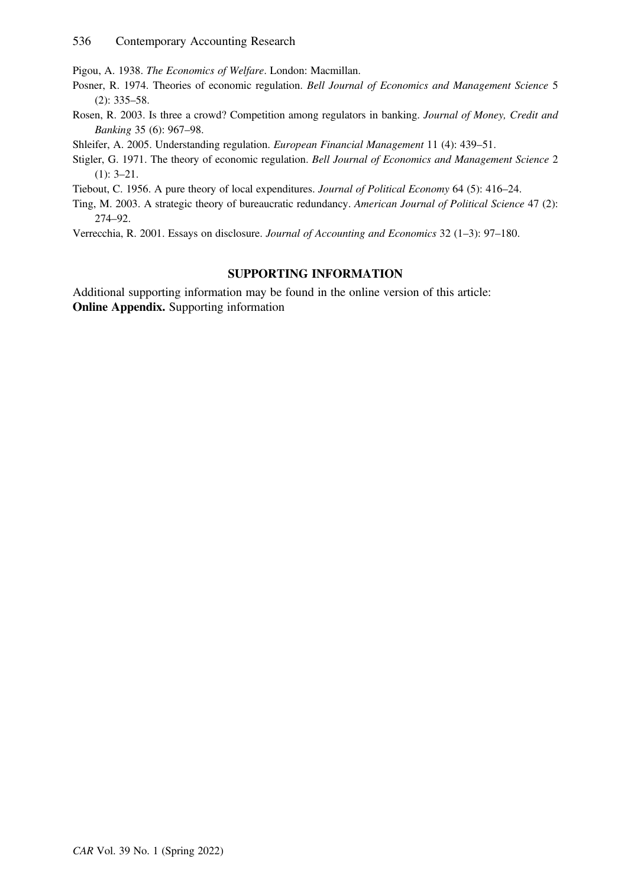Pigou, A. 1938. *The Economics of Welfare*. London: Macmillan.

Posner, R. 1974. Theories of economic regulation. *Bell Journal of Economics and Management Science* 5 (2): 335–58.

Rosen, R. 2003. Is three a crowd? Competition among regulators in banking. *Journal of Money, Credit and Banking* 35 (6): 967–98.

Shleifer, A. 2005. Understanding regulation. *European Financial Management* 11 (4): 439–51.

Stigler, G. 1971. The theory of economic regulation. *Bell Journal of Economics and Management Science* 2 (1): 3–21.

Tiebout, C. 1956. A pure theory of local expenditures. *Journal of Political Economy* 64 (5): 416–24.

Ting, M. 2003. A strategic theory of bureaucratic redundancy. *American Journal of Political Science* 47 (2): 274–92.

Verrecchia, R. 2001. Essays on disclosure. *Journal of Accounting and Economics* 32 (1–3): 97–180.

## SUPPORTING INFORMATION

Additional supporting information may be found in the online version of this article:
**Online Appendix.** Supporting information